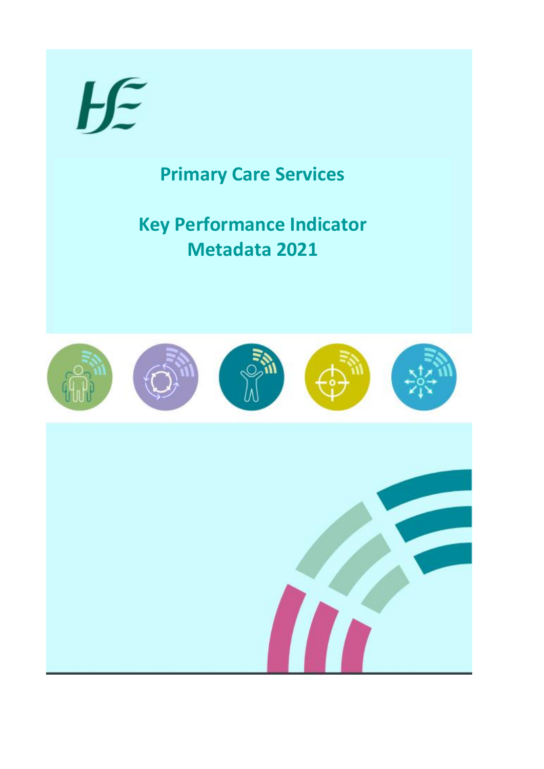# Primary Care Services

# Key Performance Indicator Metadata 2021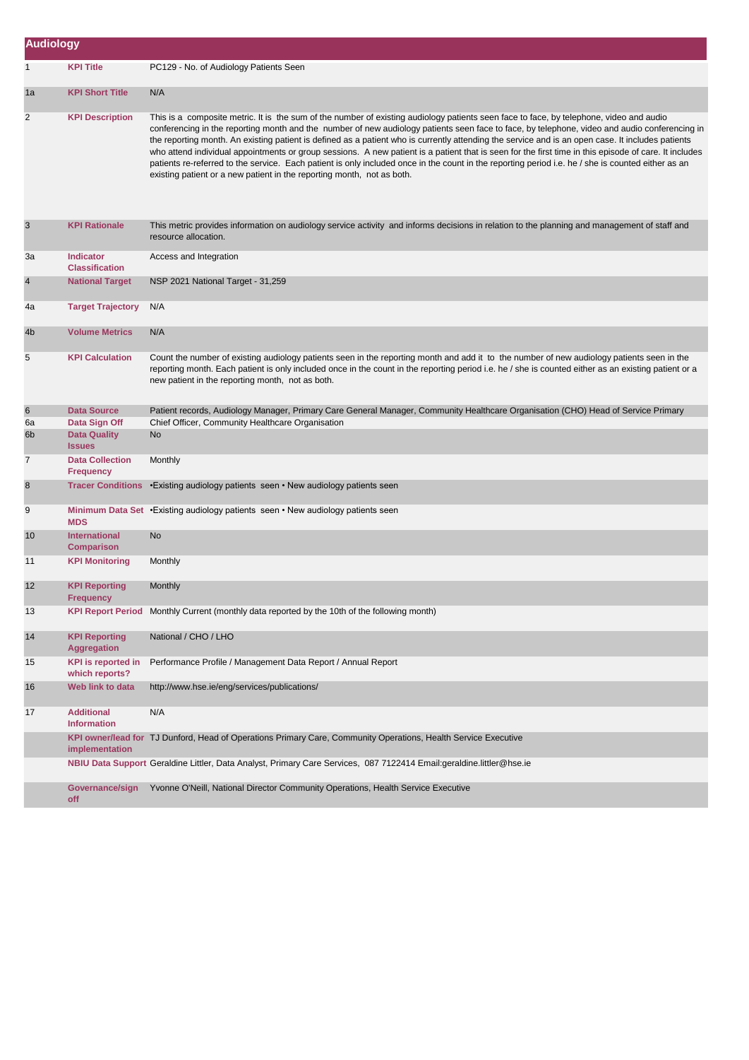## Audiology

| | | |
|---|---|---|
| 1 | **KPI Title** | PC129 - No. of Audiology Patients Seen |
| 1a | **KPI Short Title** | N/A |
| 2 | **KPI Description** | This is a composite metric. It is the sum of the number of existing audiology patients seen face to face, by telephone, video and audio conferencing in the reporting month and the number of new audiology patients seen face to face, by telephone, video and audio conferencing in the reporting month. An existing patient is defined as a patient who is currently attending the service and is an open case. It includes patients who attend individual appointments or group sessions. A new patient is a patient that is seen for the first time in this episode of care. It includes patients re-referred to the service. Each patient is only included once in the count in the reporting period i.e. he / she is counted either as an existing patient or a new patient in the reporting month, not as both. |
| 3 | **KPI Rationale** | This metric provides information on audiology service activity and informs decisions in relation to the planning and management of staff and resource allocation. |
| 3a | **Indicator Classification** | Access and Integration |
| 4 | **National Target** | NSP 2021 National Target - 31,259 |
| 4a | **Target Trajectory** | N/A |
| 4b | **Volume Metrics** | N/A |
| 5 | **KPI Calculation** | Count the number of existing audiology patients seen in the reporting month and add it to the number of new audiology patients seen in the reporting month. Each patient is only included once in the count in the reporting period i.e. he / she is counted either as an existing patient or a new patient in the reporting month, not as both. |
| 6 | **Data Source** | Patient records, Audiology Manager, Primary Care General Manager, Community Healthcare Organisation (CHO) Head of Service Primary |
| 6a | **Data Sign Off** | Chief Officer, Community Healthcare Organisation |
| 6b | **Data Quality Issues** | No |
| 7 | **Data Collection Frequency** | Monthly |
| 8 | **Tracer Conditions** | •Existing audiology patients seen • New audiology patients seen |
| 9 | **Minimum Data Set MDS** | •Existing audiology patients seen • New audiology patients seen |
| 10 | **International Comparison** | No |
| 11 | **KPI Monitoring** | Monthly |
| 12 | **KPI Reporting Frequency** | Monthly |
| 13 | **KPI Report Period** | Monthly Current (monthly data reported by the 10th of the following month) |
| 14 | **KPI Reporting Aggregation** | National / CHO / LHO |
| 15 | **KPI is reported in which reports?** | Performance Profile / Management Data Report / Annual Report |
| 16 | **Web link to data** | http://www.hse.ie/eng/services/publications/ |
| 17 | **Additional Information** | N/A |
| | **KPI owner/lead for implementation** | TJ Dunford, Head of Operations Primary Care, Community Operations, Health Service Executive |
| | **NBIU Data Support** | Geraldine Littler, Data Analyst, Primary Care Services, 087 7122414 Email:geraldine.littler@hse.ie |
| | **Governance/sign off** | Yvonne O'Neill, National Director Community Operations, Health Service Executive |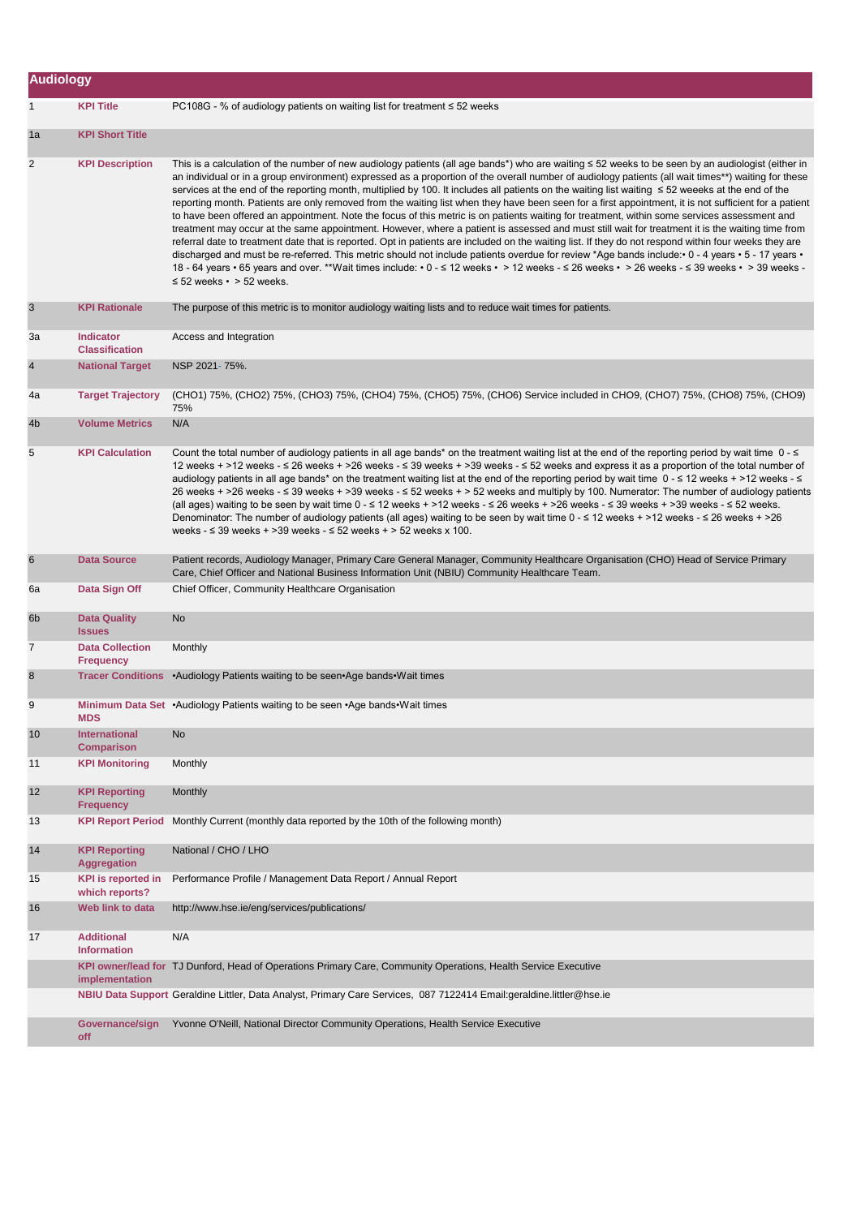## Audiology

| | | |
|---|---|---|
| 1 | **KPI Title** | PC108G - % of audiology patients on waiting list for treatment ≤ 52 weeks |
| 1a | **KPI Short Title** | |
| 2 | **KPI Description** | This is a calculation of the number of new audiology patients (all age bands*) who are waiting ≤ 52 weeks to be seen by an audiologist (either in an individual or in a group environment) expressed as a proportion of the overall number of audiology patients (all wait times**) waiting for these services at the end of the reporting month, multiplied by 100. It includes all patients on the waiting list waiting ≤ 52 weeeks at the end of the reporting month. Patients are only removed from the waiting list when they have been seen for a first appointment, it is not sufficient for a patient to have been offered an appointment. Note the focus of this metric is on patients waiting for treatment, within some services assessment and treatment may occur at the same appointment. However, where a patient is assessed and must still wait for treatment it is the waiting time from referral date to treatment date that is reported. Opt in patients are included on the waiting list. If they do not respond within four weeks they are discharged and must be re-referred. This metric should not include patients overdue for review *Age bands include:• 0 - 4 years • 5 - 17 years • 18 - 64 years • 65 years and over. **Wait times include: • 0 - ≤ 12 weeks • > 12 weeks - ≤ 26 weeks • > 26 weeks - ≤ 39 weeks • > 39 weeks - ≤ 52 weeks • > 52 weeks. |
| 3 | **KPI Rationale** | The purpose of this metric is to monitor audiology waiting lists and to reduce wait times for patients. |
| 3a | **Indicator Classification** | Access and Integration |
| 4 | **National Target** | NSP 2021- 75%. |
| 4a | **Target Trajectory** | (CHO1) 75%, (CHO2) 75%, (CHO3) 75%, (CHO4) 75%, (CHO5) 75%, (CHO6) Service included in CHO9, (CHO7) 75%, (CHO8) 75%, (CHO9) 75% |
| 4b | **Volume Metrics** | N/A |
| 5 | **KPI Calculation** | Count the total number of audiology patients in all age bands* on the treatment waiting list at the end of the reporting period by wait time 0 - ≤ 12 weeks + >12 weeks - ≤ 26 weeks + >26 weeks - ≤ 39 weeks + >39 weeks - ≤ 52 weeks and express it as a proportion of the total number of audiology patients in all age bands* on the treatment waiting list at the end of the reporting period by wait time 0 - ≤ 12 weeks + >12 weeks - ≤ 26 weeks + >26 weeks - ≤ 39 weeks + >39 weeks - ≤ 52 weeks + > 52 weeks and multiply by 100. Numerator: The number of audiology patients (all ages) waiting to be seen by wait time 0 - ≤ 12 weeks + >12 weeks - ≤ 26 weeks + >26 weeks - ≤ 39 weeks + >39 weeks - ≤ 52 weeks. Denominator: The number of audiology patients (all ages) waiting to be seen by wait time 0 - ≤ 12 weeks + >12 weeks - ≤ 26 weeks + >26 weeks - ≤ 39 weeks + >39 weeks - ≤ 52 weeks + > 52 weeks x 100. |
| 6 | **Data Source** | Patient records, Audiology Manager, Primary Care General Manager, Community Healthcare Organisation (CHO) Head of Service Primary Care, Chief Officer and National Business Information Unit (NBIU) Community Healthcare Team. |
| 6a | **Data Sign Off** | Chief Officer, Community Healthcare Organisation |
| 6b | **Data Quality Issues** | No |
| 7 | **Data Collection Frequency** | Monthly |
| 8 | **Tracer Conditions** | •Audiology Patients waiting to be seen•Age bands•Wait times |
| 9 | **Minimum Data Set MDS** | •Audiology Patients waiting to be seen •Age bands•Wait times |
| 10 | **International Comparison** | No |
| 11 | **KPI Monitoring** | Monthly |
| 12 | **KPI Reporting Frequency** | Monthly |
| 13 | **KPI Report Period** | Monthly Current (monthly data reported by the 10th of the following month) |
| 14 | **KPI Reporting Aggregation** | National / CHO / LHO |
| 15 | **KPI is reported in which reports?** | Performance Profile / Management Data Report / Annual Report |
| 16 | **Web link to data** | http://www.hse.ie/eng/services/publications/ |
| 17 | **Additional Information** | N/A |
| | **KPI owner/lead for implementation** | TJ Dunford, Head of Operations Primary Care, Community Operations, Health Service Executive |
| | **NBIU Data Support** | Geraldine Littler, Data Analyst, Primary Care Services, 087 7122414 Email:geraldine.littler@hse.ie |
| | **Governance/sign off** | Yvonne O'Neill, National Director Community Operations, Health Service Executive |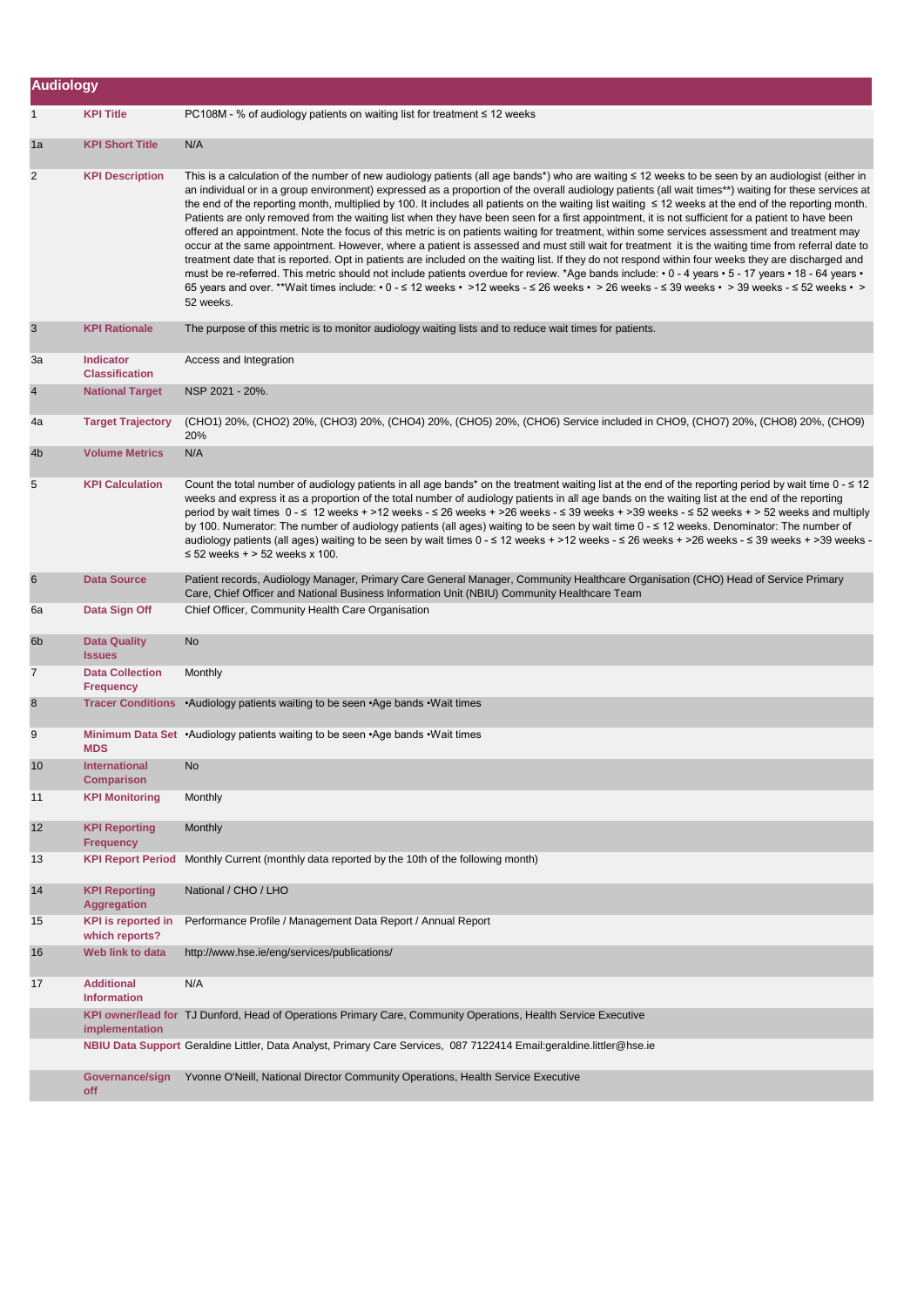## Audiology

| | | |
|---|---|---|
| 1 | **KPI Title** | PC108M - % of audiology patients on waiting list for treatment ≤ 12 weeks |
| 1a | **KPI Short Title** | N/A |
| 2 | **KPI Description** | This is a calculation of the number of new audiology patients (all age bands*) who are waiting ≤ 12 weeks to be seen by an audiologist (either in an individual or in a group environment) expressed as a proportion of the overall audiology patients (all wait times**) waiting for these services at the end of the reporting month, multiplied by 100. It includes all patients on the waiting list waiting ≤ 12 weeks at the end of the reporting month. Patients are only removed from the waiting list when they have been seen for a first appointment, it is not sufficient for a patient to have been offered an appointment. Note the focus of this metric is on patients waiting for treatment, within some services assessment and treatment may occur at the same appointment. However, where a patient is assessed and must still wait for treatment it is the waiting time from referral date to treatment date that is reported. Opt in patients are included on the waiting list. If they do not respond within four weeks they are discharged and must be re-referred. This metric should not include patients overdue for review. *Age bands include: • 0 - 4 years • 5 - 17 years • 18 - 64 years • 65 years and over. **Wait times include: • 0 - ≤ 12 weeks • >12 weeks - ≤ 26 weeks • > 26 weeks - ≤ 39 weeks • > 39 weeks - ≤ 52 weeks • > 52 weeks. |
| 3 | **KPI Rationale** | The purpose of this metric is to monitor audiology waiting lists and to reduce wait times for patients. |
| 3a | **Indicator Classification** | Access and Integration |
| 4 | **National Target** | NSP 2021 - 20%. |
| 4a | **Target Trajectory** | (CHO1) 20%, (CHO2) 20%, (CHO3) 20%, (CHO4) 20%, (CHO5) 20%, (CHO6) Service included in CHO9, (CHO7) 20%, (CHO8) 20%, (CHO9) 20% |
| 4b | **Volume Metrics** | N/A |
| 5 | **KPI Calculation** | Count the total number of audiology patients in all age bands* on the treatment waiting list at the end of the reporting period by wait time 0 - ≤ 12 weeks and express it as a proportion of the total number of audiology patients in all age bands on the waiting list at the end of the reporting period by wait times 0 - ≤ 12 weeks + >12 weeks - ≤ 26 weeks + >26 weeks - ≤ 39 weeks + >39 weeks - ≤ 52 weeks + > 52 weeks and multiply by 100. Numerator: The number of audiology patients (all ages) waiting to be seen by wait time 0 - ≤ 12 weeks. Denominator: The number of audiology patients (all ages) waiting to be seen by wait times 0 - ≤ 12 weeks + >12 weeks - ≤ 26 weeks + >26 weeks - ≤ 39 weeks + >39 weeks - ≤ 52 weeks + > 52 weeks x 100. |
| 6 | **Data Source** | Patient records, Audiology Manager, Primary Care General Manager, Community Healthcare Organisation (CHO) Head of Service Primary Care, Chief Officer and National Business Information Unit (NBIU) Community Healthcare Team |
| 6a | **Data Sign Off** | Chief Officer, Community Health Care Organisation |
| 6b | **Data Quality Issues** | No |
| 7 | **Data Collection Frequency** | Monthly |
| 8 | **Tracer Conditions** | •Audiology patients waiting to be seen •Age bands •Wait times |
| 9 | **Minimum Data Set MDS** | •Audiology patients waiting to be seen •Age bands •Wait times |
| 10 | **International Comparison** | No |
| 11 | **KPI Monitoring** | Monthly |
| 12 | **KPI Reporting Frequency** | Monthly |
| 13 | **KPI Report Period** | Monthly Current (monthly data reported by the 10th of the following month) |
| 14 | **KPI Reporting Aggregation** | National / CHO / LHO |
| 15 | **KPI is reported in which reports?** | Performance Profile / Management Data Report / Annual Report |
| 16 | **Web link to data** | http://www.hse.ie/eng/services/publications/ |
| 17 | **Additional Information** | N/A |
| | **KPI owner/lead for implementation** | TJ Dunford, Head of Operations Primary Care, Community Operations, Health Service Executive |
| | **NBIU Data Support** | Geraldine Littler, Data Analyst, Primary Care Services, 087 7122414 Email:geraldine.littler@hse.ie |
| | **Governance/sign off** | Yvonne O'Neill, National Director Community Operations, Health Service Executive |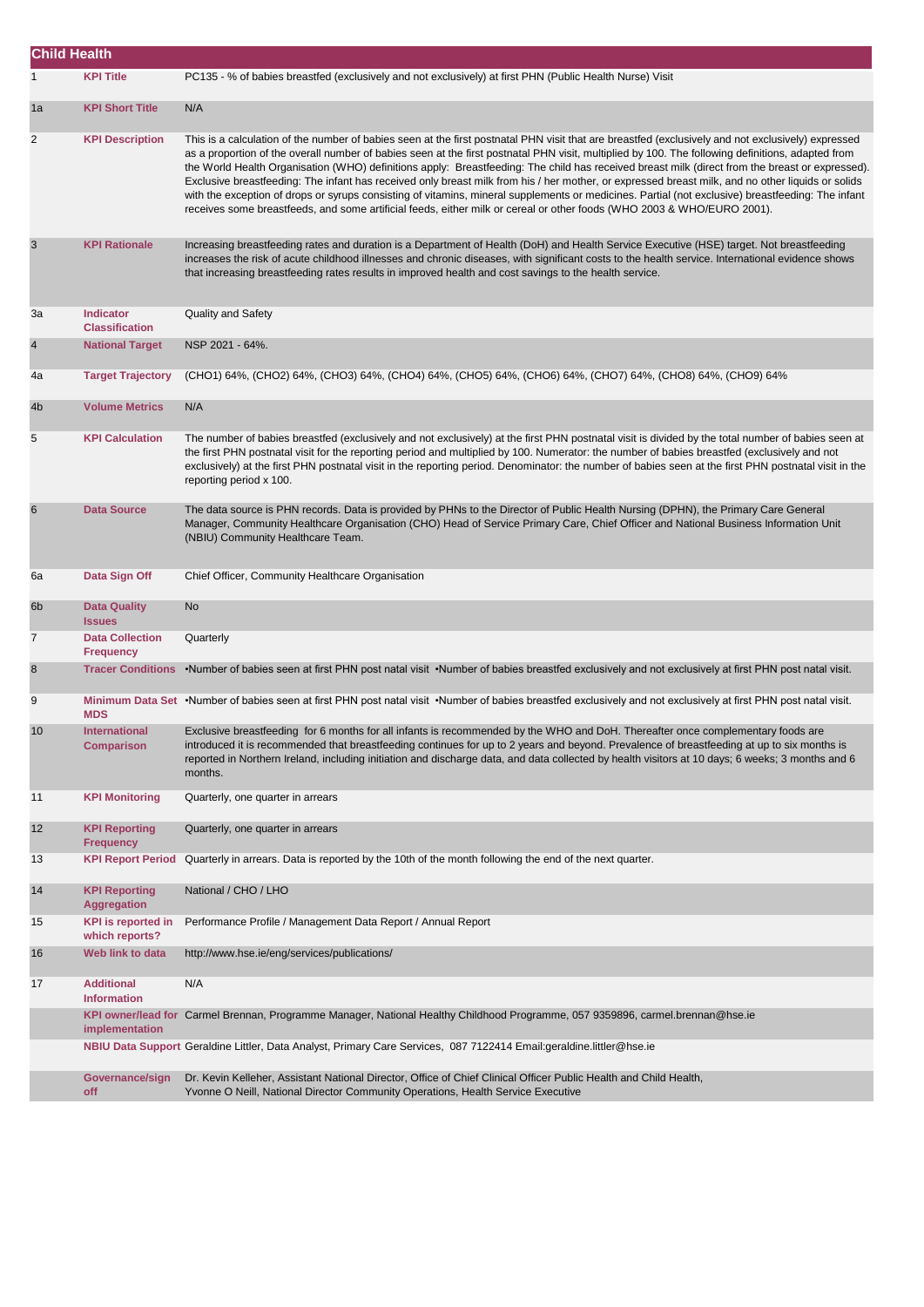## Child Health

| | | |
|---|---|---|
| 1 | **KPI Title** | PC135 - % of babies breastfed (exclusively and not exclusively) at first PHN (Public Health Nurse) Visit |
| 1a | **KPI Short Title** | N/A |
| 2 | **KPI Description** | This is a calculation of the number of babies seen at the first postnatal PHN visit that are breastfed (exclusively and not exclusively) expressed as a proportion of the overall number of babies seen at the first postnatal PHN visit, multiplied by 100. The following definitions, adapted from the World Health Organisation (WHO) definitions apply: Breastfeeding: The child has received breast milk (direct from the breast or expressed). Exclusive breastfeeding: The infant has received only breast milk from his / her mother, or expressed breast milk, and no other liquids or solids with the exception of drops or syrups consisting of vitamins, mineral supplements or medicines. Partial (not exclusive) breastfeeding: The infant receives some breastfeeds, and some artificial feeds, either milk or cereal or other foods (WHO 2003 & WHO/EURO 2001). |
| 3 | **KPI Rationale** | Increasing breastfeeding rates and duration is a Department of Health (DoH) and Health Service Executive (HSE) target. Not breastfeeding increases the risk of acute childhood illnesses and chronic diseases, with significant costs to the health service. International evidence shows that increasing breastfeeding rates results in improved health and cost savings to the health service. |
| 3a | **Indicator Classification** | Quality and Safety |
| 4 | **National Target** | NSP 2021 - 64%. |
| 4a | **Target Trajectory** | (CHO1) 64%, (CHO2) 64%, (CHO3) 64%, (CHO4) 64%, (CHO5) 64%, (CHO6) 64%, (CHO7) 64%, (CHO8) 64%, (CHO9) 64% |
| 4b | **Volume Metrics** | N/A |
| 5 | **KPI Calculation** | The number of babies breastfed (exclusively and not exclusively) at the first PHN postnatal visit is divided by the total number of babies seen at the first PHN postnatal visit for the reporting period and multiplied by 100. Numerator: the number of babies breastfed (exclusively and not exclusively) at the first PHN postnatal visit in the reporting period. Denominator: the number of babies seen at the first PHN postnatal visit in the reporting period x 100. |
| 6 | **Data Source** | The data source is PHN records. Data is provided by PHNs to the Director of Public Health Nursing (DPHN), the Primary Care General Manager, Community Healthcare Organisation (CHO) Head of Service Primary Care, Chief Officer and National Business Information Unit (NBIU) Community Healthcare Team. |
| 6a | **Data Sign Off** | Chief Officer, Community Healthcare Organisation |
| 6b | **Data Quality Issues** | No |
| 7 | **Data Collection Frequency** | Quarterly |
| 8 | **Tracer Conditions** | •Number of babies seen at first PHN post natal visit •Number of babies breastfed exclusively and not exclusively at first PHN post natal visit. |
| 9 | **Minimum Data Set MDS** | •Number of babies seen at first PHN post natal visit •Number of babies breastfed exclusively and not exclusively at first PHN post natal visit. |
| 10 | **International Comparison** | Exclusive breastfeeding for 6 months for all infants is recommended by the WHO and DoH. Thereafter once complementary foods are introduced it is recommended that breastfeeding continues for up to 2 years and beyond. Prevalence of breastfeeding at up to six months is reported in Northern Ireland, including initiation and discharge data, and data collected by health visitors at 10 days; 6 weeks; 3 months and 6 months. |
| 11 | **KPI Monitoring** | Quarterly, one quarter in arrears |
| 12 | **KPI Reporting Frequency** | Quarterly, one quarter in arrears |
| 13 | **KPI Report Period** | Quarterly in arrears. Data is reported by the 10th of the month following the end of the next quarter. |
| 14 | **KPI Reporting Aggregation** | National / CHO / LHO |
| 15 | **KPI is reported in which reports?** | Performance Profile / Management Data Report / Annual Report |
| 16 | **Web link to data** | http://www.hse.ie/eng/services/publications/ |
| 17 | **Additional Information** | N/A |
| | **KPI owner/lead for implementation** | Carmel Brennan, Programme Manager, National Healthy Childhood Programme, 057 9359896, carmel.brennan@hse.ie |
| | **NBIU Data Support** | Geraldine Littler, Data Analyst, Primary Care Services, 087 7122414 Email:geraldine.littler@hse.ie |
| | **Governance/sign off** | Dr. Kevin Kelleher, Assistant National Director, Office of Chief Clinical Officer Public Health and Child Health, Yvonne O Neill, National Director Community Operations, Health Service Executive |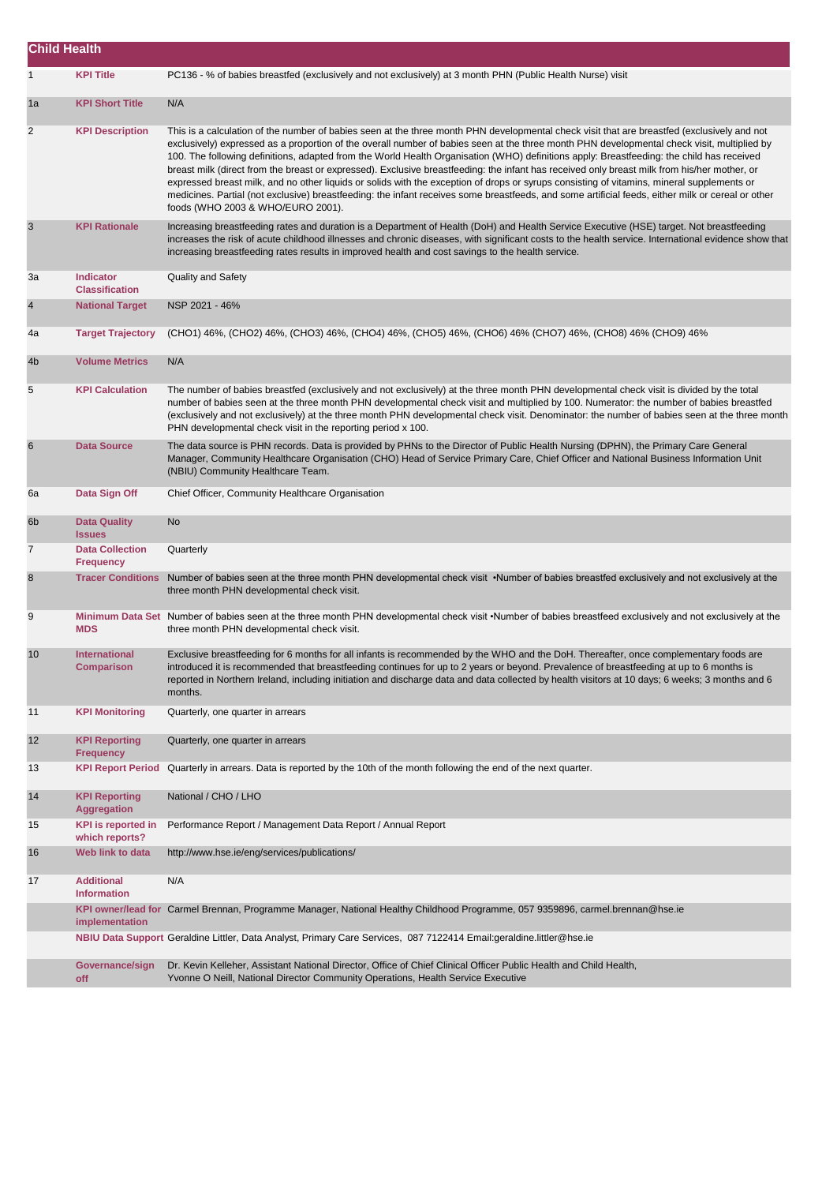## Child Health

| | | |
|---|---|---|
| 1 | **KPI Title** | PC136 - % of babies breastfed (exclusively and not exclusively) at 3 month PHN (Public Health Nurse) visit |
| 1a | **KPI Short Title** | N/A |
| 2 | **KPI Description** | This is a calculation of the number of babies seen at the three month PHN developmental check visit that are breastfed (exclusively and not exclusively) expressed as a proportion of the overall number of babies seen at the three month PHN developmental check visit, multiplied by 100. The following definitions, adapted from the World Health Organisation (WHO) definitions apply: Breastfeeding: the child has received breast milk (direct from the breast or expressed). Exclusive breastfeeding: the infant has received only breast milk from his/her mother, or expressed breast milk, and no other liquids or solids with the exception of drops or syrups consisting of vitamins, mineral supplements or medicines. Partial (not exclusive) breastfeeding: the infant receives some breastfeeds, and some artificial feeds, either milk or cereal or other foods (WHO 2003 & WHO/EURO 2001). |
| 3 | **KPI Rationale** | Increasing breastfeeding rates and duration is a Department of Health (DoH) and Health Service Executive (HSE) target. Not breastfeeding increases the risk of acute childhood illnesses and chronic diseases, with significant costs to the health service. International evidence show that increasing breastfeeding rates results in improved health and cost savings to the health service. |
| 3a | **Indicator Classification** | Quality and Safety |
| 4 | **National Target** | NSP 2021 - 46% |
| 4a | **Target Trajectory** | (CHO1) 46%, (CHO2) 46%, (CHO3) 46%, (CHO4) 46%, (CHO5) 46%, (CHO6) 46% (CHO7) 46%, (CHO8) 46% (CHO9) 46% |
| 4b | **Volume Metrics** | N/A |
| 5 | **KPI Calculation** | The number of babies breastfed (exclusively and not exclusively) at the three month PHN developmental check visit is divided by the total number of babies seen at the three month PHN developmental check visit and multiplied by 100. Numerator: the number of babies breastfed (exclusively and not exclusively) at the three month PHN developmental check visit. Denominator: the number of babies seen at the three month PHN developmental check visit in the reporting period x 100. |
| 6 | **Data Source** | The data source is PHN records. Data is provided by PHNs to the Director of Public Health Nursing (DPHN), the Primary Care General Manager, Community Healthcare Organisation (CHO) Head of Service Primary Care, Chief Officer and National Business Information Unit (NBIU) Community Healthcare Team. |
| 6a | **Data Sign Off** | Chief Officer, Community Healthcare Organisation |
| 6b | **Data Quality Issues** | No |
| 7 | **Data Collection Frequency** | Quarterly |
| 8 | **Tracer Conditions** | Number of babies seen at the three month PHN developmental check visit •Number of babies breastfed exclusively and not exclusively at the three month PHN developmental check visit. |
| 9 | **Minimum Data Set MDS** | Number of babies seen at the three month PHN developmental check visit •Number of babies breastfeed exclusively and not exclusively at the three month PHN developmental check visit. |
| 10 | **International Comparison** | Exclusive breastfeeding for 6 months for all infants is recommended by the WHO and the DoH. Thereafter, once complementary foods are introduced it is recommended that breastfeeding continues for up to 2 years or beyond. Prevalence of breastfeeding at up to 6 months is reported in Northern Ireland, including initiation and discharge data and data collected by health visitors at 10 days; 6 weeks; 3 months and 6 months. |
| 11 | **KPI Monitoring** | Quarterly, one quarter in arrears |
| 12 | **KPI Reporting Frequency** | Quarterly, one quarter in arrears |
| 13 | **KPI Report Period** | Quarterly in arrears. Data is reported by the 10th of the month following the end of the next quarter. |
| 14 | **KPI Reporting Aggregation** | National / CHO / LHO |
| 15 | **KPI is reported in which reports?** | Performance Report / Management Data Report / Annual Report |
| 16 | **Web link to data** | http://www.hse.ie/eng/services/publications/ |
| 17 | **Additional Information** | N/A |
| | **KPI owner/lead for implementation** | Carmel Brennan, Programme Manager, National Healthy Childhood Programme, 057 9359896, carmel.brennan@hse.ie |
| | **NBIU Data Support** | Geraldine Littler, Data Analyst, Primary Care Services, 087 7122414 Email:geraldine.littler@hse.ie |
| | **Governance/sign off** | Dr. Kevin Kelleher, Assistant National Director, Office of Chief Clinical Officer Public Health and Child Health, Yvonne O Neill, National Director Community Operations, Health Service Executive |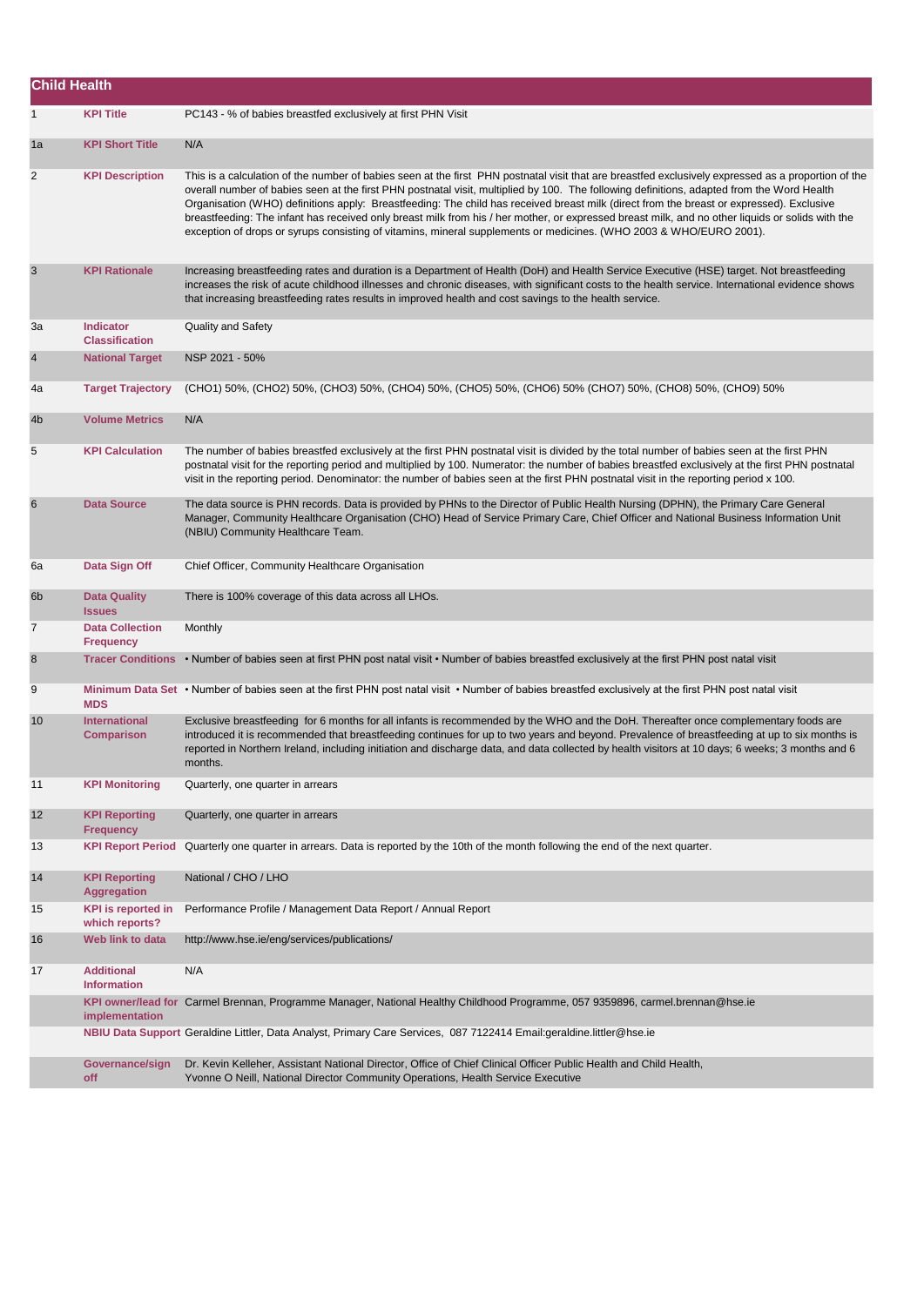## Child Health

| | | |
|---|---|---|
| 1 | **KPI Title** | PC143 - % of babies breastfed exclusively at first PHN Visit |
| 1a | **KPI Short Title** | N/A |
| 2 | **KPI Description** | This is a calculation of the number of babies seen at the first PHN postnatal visit that are breastfed exclusively expressed as a proportion of the overall number of babies seen at the first PHN postnatal visit, multiplied by 100. The following definitions, adapted from the Word Health Organisation (WHO) definitions apply: Breastfeeding: The child has received breast milk (direct from the breast or expressed). Exclusive breastfeeding: The infant has received only breast milk from his / her mother, or expressed breast milk, and no other liquids or solids with the exception of drops or syrups consisting of vitamins, mineral supplements or medicines. (WHO 2003 & WHO/EURO 2001). |
| 3 | **KPI Rationale** | Increasing breastfeeding rates and duration is a Department of Health (DoH) and Health Service Executive (HSE) target. Not breastfeeding increases the risk of acute childhood illnesses and chronic diseases, with significant costs to the health service. International evidence shows that increasing breastfeeding rates results in improved health and cost savings to the health service. |
| 3a | **Indicator Classification** | Quality and Safety |
| 4 | **National Target** | NSP 2021 - 50% |
| 4a | **Target Trajectory** | (CHO1) 50%, (CHO2) 50%, (CHO3) 50%, (CHO4) 50%, (CHO5) 50%, (CHO6) 50% (CHO7) 50%, (CHO8) 50%, (CHO9) 50% |
| 4b | **Volume Metrics** | N/A |
| 5 | **KPI Calculation** | The number of babies breastfed exclusively at the first PHN postnatal visit is divided by the total number of babies seen at the first PHN postnatal visit for the reporting period and multiplied by 100. Numerator: the number of babies breastfed exclusively at the first PHN postnatal visit in the reporting period. Denominator: the number of babies seen at the first PHN postnatal visit in the reporting period x 100. |
| 6 | **Data Source** | The data source is PHN records. Data is provided by PHNs to the Director of Public Health Nursing (DPHN), the Primary Care General Manager, Community Healthcare Organisation (CHO) Head of Service Primary Care, Chief Officer and National Business Information Unit (NBIU) Community Healthcare Team. |
| 6a | **Data Sign Off** | Chief Officer, Community Healthcare Organisation |
| 6b | **Data Quality Issues** | There is 100% coverage of this data across all LHOs. |
| 7 | **Data Collection Frequency** | Monthly |
| 8 | **Tracer Conditions** | • Number of babies seen at first PHN post natal visit • Number of babies breastfed exclusively at the first PHN post natal visit |
| 9 | **Minimum Data Set MDS** | • Number of babies seen at the first PHN post natal visit • Number of babies breastfed exclusively at the first PHN post natal visit |
| 10 | **International Comparison** | Exclusive breastfeeding for 6 months for all infants is recommended by the WHO and the DoH. Thereafter once complementary foods are introduced it is recommended that breastfeeding continues for up to two years and beyond. Prevalence of breastfeeding at up to six months is reported in Northern Ireland, including initiation and discharge data, and data collected by health visitors at 10 days; 6 weeks; 3 months and 6 months. |
| 11 | **KPI Monitoring** | Quarterly, one quarter in arrears |
| 12 | **KPI Reporting Frequency** | Quarterly, one quarter in arrears |
| 13 | **KPI Report Period** | Quarterly one quarter in arrears. Data is reported by the 10th of the month following the end of the next quarter. |
| 14 | **KPI Reporting Aggregation** | National / CHO / LHO |
| 15 | **KPI is reported in which reports?** | Performance Profile / Management Data Report / Annual Report |
| 16 | **Web link to data** | http://www.hse.ie/eng/services/publications/ |
| 17 | **Additional Information** | N/A |
| | **KPI owner/lead for implementation** | Carmel Brennan, Programme Manager, National Healthy Childhood Programme, 057 9359896, carmel.brennan@hse.ie |
| | **NBIU Data Support** | Geraldine Littler, Data Analyst, Primary Care Services, 087 7122414 Email:geraldine.littler@hse.ie |
| | **Governance/sign off** | Dr. Kevin Kelleher, Assistant National Director, Office of Chief Clinical Officer Public Health and Child Health, Yvonne O Neill, National Director Community Operations, Health Service Executive |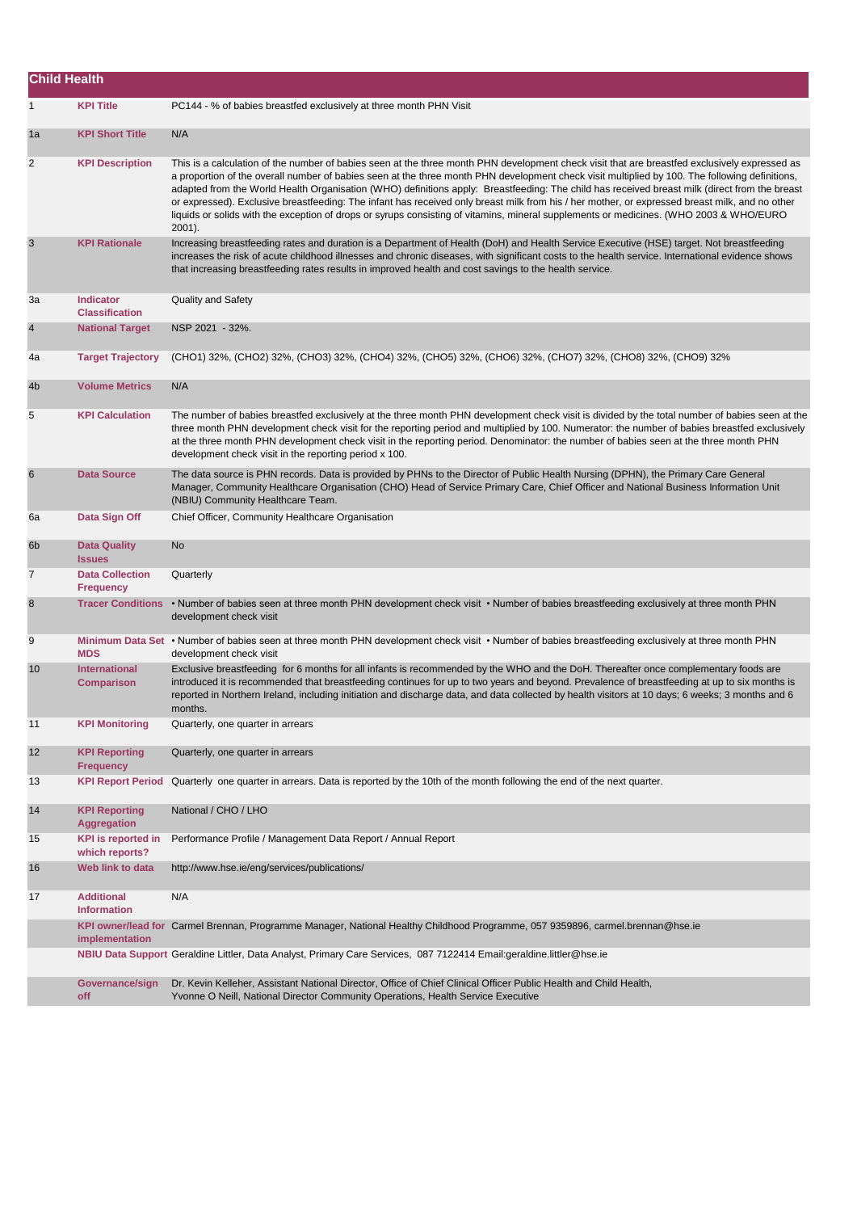## Child Health

| | | |
|---|---|---|
| 1 | **KPI Title** | PC144 - % of babies breastfed exclusively at three month PHN Visit |
| 1a | **KPI Short Title** | N/A |
| 2 | **KPI Description** | This is a calculation of the number of babies seen at the three month PHN development check visit that are breastfed exclusively expressed as a proportion of the overall number of babies seen at the three month PHN development check visit multiplied by 100. The following definitions, adapted from the World Health Organisation (WHO) definitions apply: Breastfeeding: The child has received breast milk (direct from the breast or expressed). Exclusive breastfeeding: The infant has received only breast milk from his / her mother, or expressed breast milk, and no other liquids or solids with the exception of drops or syrups consisting of vitamins, mineral supplements or medicines. (WHO 2003 & WHO/EURO 2001). |
| 3 | **KPI Rationale** | Increasing breastfeeding rates and duration is a Department of Health (DoH) and Health Service Executive (HSE) target. Not breastfeeding increases the risk of acute childhood illnesses and chronic diseases, with significant costs to the health service. International evidence shows that increasing breastfeeding rates results in improved health and cost savings to the health service. |
| 3a | **Indicator Classification** | Quality and Safety |
| 4 | **National Target** | NSP 2021 - 32%. |
| 4a | **Target Trajectory** | (CHO1) 32%, (CHO2) 32%, (CHO3) 32%, (CHO4) 32%, (CHO5) 32%, (CHO6) 32%, (CHO7) 32%, (CHO8) 32%, (CHO9) 32% |
| 4b | **Volume Metrics** | N/A |
| 5 | **KPI Calculation** | The number of babies breastfed exclusively at the three month PHN development check visit is divided by the total number of babies seen at the three month PHN development check visit for the reporting period and multiplied by 100. Numerator: the number of babies breastfed exclusively at the three month PHN development check visit in the reporting period. Denominator: the number of babies seen at the three month PHN development check visit in the reporting period x 100. |
| 6 | **Data Source** | The data source is PHN records. Data is provided by PHNs to the Director of Public Health Nursing (DPHN), the Primary Care General Manager, Community Healthcare Organisation (CHO) Head of Service Primary Care, Chief Officer and National Business Information Unit (NBIU) Community Healthcare Team. |
| 6a | **Data Sign Off** | Chief Officer, Community Healthcare Organisation |
| 6b | **Data Quality Issues** | No |
| 7 | **Data Collection Frequency** | Quarterly |
| 8 | **Tracer Conditions** | • Number of babies seen at three month PHN development check visit • Number of babies breastfeeding exclusively at three month PHN development check visit |
| 9 | **Minimum Data Set MDS** | • Number of babies seen at three month PHN development check visit • Number of babies breastfeeding exclusively at three month PHN development check visit |
| 10 | **International Comparison** | Exclusive breastfeeding for 6 months for all infants is recommended by the WHO and the DoH. Thereafter once complementary foods are introduced it is recommended that breastfeeding continues for up to two years and beyond. Prevalence of breastfeeding at up to six months is reported in Northern Ireland, including initiation and discharge data, and data collected by health visitors at 10 days; 6 weeks; 3 months and 6 months. |
| 11 | **KPI Monitoring** | Quarterly, one quarter in arrears |
| 12 | **KPI Reporting Frequency** | Quarterly, one quarter in arrears |
| 13 | **KPI Report Period** | Quarterly one quarter in arrears. Data is reported by the 10th of the month following the end of the next quarter. |
| 14 | **KPI Reporting Aggregation** | National / CHO / LHO |
| 15 | **KPI is reported in which reports?** | Performance Profile / Management Data Report / Annual Report |
| 16 | **Web link to data** | http://www.hse.ie/eng/services/publications/ |
| 17 | **Additional Information** | N/A |
| | **KPI owner/lead for implementation** | Carmel Brennan, Programme Manager, National Healthy Childhood Programme, 057 9359896, carmel.brennan@hse.ie |
| | **NBIU Data Support** | Geraldine Littler, Data Analyst, Primary Care Services, 087 7122414 Email:geraldine.littler@hse.ie |
| | **Governance/sign off** | Dr. Kevin Kelleher, Assistant National Director, Office of Chief Clinical Officer Public Health and Child Health, Yvonne O Neill, National Director Community Operations, Health Service Executive |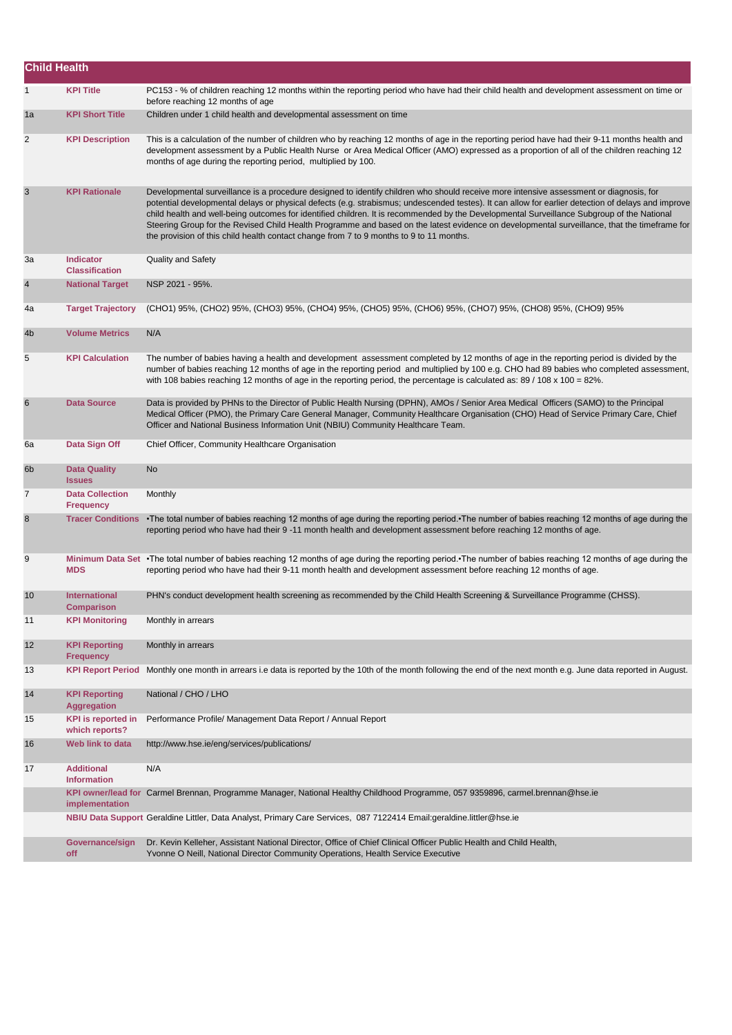## Child Health

| | | |
|---|---|---|
| 1 | **KPI Title** | PC153 - % of children reaching 12 months within the reporting period who have had their child health and development assessment on time or before reaching 12 months of age |
| 1a | **KPI Short Title** | Children under 1 child health and developmental assessment on time |
| 2 | **KPI Description** | This is a calculation of the number of children who by reaching 12 months of age in the reporting period have had their 9-11 months health and development assessment by a Public Health Nurse or Area Medical Officer (AMO) expressed as a proportion of all of the children reaching 12 months of age during the reporting period, multiplied by 100. |
| 3 | **KPI Rationale** | Developmental surveillance is a procedure designed to identify children who should receive more intensive assessment or diagnosis, for potential developmental delays or physical defects (e.g. strabismus; undescended testes). It can allow for earlier detection of delays and improve child health and well-being outcomes for identified children. It is recommended by the Developmental Surveillance Subgroup of the National Steering Group for the Revised Child Health Programme and based on the latest evidence on developmental surveillance, that the timeframe for the provision of this child health contact change from 7 to 9 months to 9 to 11 months. |
| 3a | **Indicator Classification** | Quality and Safety |
| 4 | **National Target** | NSP 2021 - 95%. |
| 4a | **Target Trajectory** | (CHO1) 95%, (CHO2) 95%, (CHO3) 95%, (CHO4) 95%, (CHO5) 95%, (CHO6) 95%, (CHO7) 95%, (CHO8) 95%, (CHO9) 95% |
| 4b | **Volume Metrics** | N/A |
| 5 | **KPI Calculation** | The number of babies having a health and development assessment completed by 12 months of age in the reporting period is divided by the number of babies reaching 12 months of age in the reporting period and multiplied by 100 e.g. CHO had 89 babies who completed assessment, with 108 babies reaching 12 months of age in the reporting period, the percentage is calculated as: 89 / 108 x 100 = 82%. |
| 6 | **Data Source** | Data is provided by PHNs to the Director of Public Health Nursing (DPHN), AMOs / Senior Area Medical Officers (SAMO) to the Principal Medical Officer (PMO), the Primary Care General Manager, Community Healthcare Organisation (CHO) Head of Service Primary Care, Chief Officer and National Business Information Unit (NBIU) Community Healthcare Team. |
| 6a | **Data Sign Off** | Chief Officer, Community Healthcare Organisation |
| 6b | **Data Quality Issues** | No |
| 7 | **Data Collection Frequency** | Monthly |
| 8 | **Tracer Conditions** | •The total number of babies reaching 12 months of age during the reporting period.•The number of babies reaching 12 months of age during the reporting period who have had their 9 -11 month health and development assessment before reaching 12 months of age. |
| 9 | **Minimum Data Set MDS** | •The total number of babies reaching 12 months of age during the reporting period.•The number of babies reaching 12 months of age during the reporting period who have had their 9-11 month health and development assessment before reaching 12 months of age. |
| 10 | **International Comparison** | PHN's conduct development health screening as recommended by the Child Health Screening & Surveillance Programme (CHSS). |
| 11 | **KPI Monitoring** | Monthly in arrears |
| 12 | **KPI Reporting Frequency** | Monthly in arrears |
| 13 | **KPI Report Period** | Monthly one month in arrears i.e data is reported by the 10th of the month following the end of the next month e.g. June data reported in August. |
| 14 | **KPI Reporting Aggregation** | National / CHO / LHO |
| 15 | **KPI is reported in which reports?** | Performance Profile/ Management Data Report / Annual Report |
| 16 | **Web link to data** | http://www.hse.ie/eng/services/publications/ |
| 17 | **Additional Information** | N/A |
| | **KPI owner/lead for implementation** | Carmel Brennan, Programme Manager, National Healthy Childhood Programme, 057 9359896, carmel.brennan@hse.ie |
| | **NBIU Data Support** | Geraldine Littler, Data Analyst, Primary Care Services, 087 7122414 Email:geraldine.littler@hse.ie |
| | **Governance/sign off** | Dr. Kevin Kelleher, Assistant National Director, Office of Chief Clinical Officer Public Health and Child Health, Yvonne O Neill, National Director Community Operations, Health Service Executive |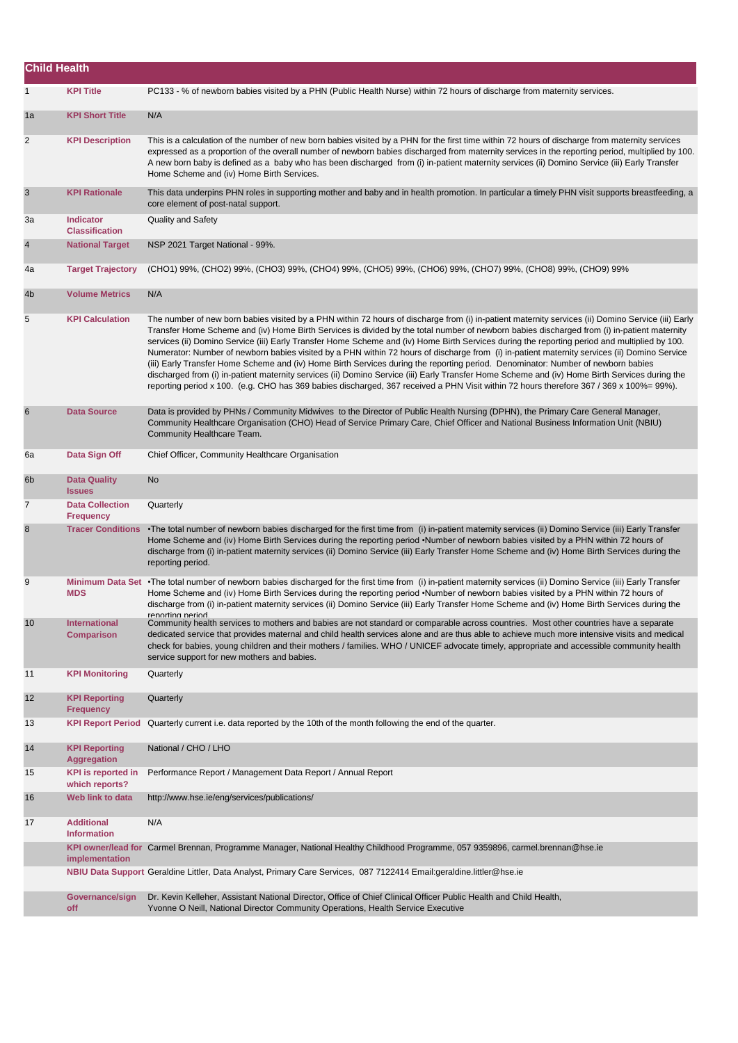## Child Health

| | | |
|---|---|---|
| 1 | **KPI Title** | PC133 - % of newborn babies visited by a PHN (Public Health Nurse) within 72 hours of discharge from maternity services. |
| 1a | **KPI Short Title** | N/A |
| 2 | **KPI Description** | This is a calculation of the number of new born babies visited by a PHN for the first time within 72 hours of discharge from maternity services expressed as a proportion of the overall number of newborn babies discharged from maternity services in the reporting period, multiplied by 100. A new born baby is defined as a baby who has been discharged from (i) in-patient maternity services (ii) Domino Service (iii) Early Transfer Home Scheme and (iv) Home Birth Services. |
| 3 | **KPI Rationale** | This data underpins PHN roles in supporting mother and baby and in health promotion. In particular a timely PHN visit supports breastfeeding, a core element of post-natal support. |
| 3a | **Indicator Classification** | Quality and Safety |
| 4 | **National Target** | NSP 2021 Target National - 99%. |
| 4a | **Target Trajectory** | (CHO1) 99%, (CHO2) 99%, (CHO3) 99%, (CHO4) 99%, (CHO5) 99%, (CHO6) 99%, (CHO7) 99%, (CHO8) 99%, (CHO9) 99% |
| 4b | **Volume Metrics** | N/A |
| 5 | **KPI Calculation** | The number of new born babies visited by a PHN within 72 hours of discharge from (i) in-patient maternity services (ii) Domino Service (iii) Early Transfer Home Scheme and (iv) Home Birth Services is divided by the total number of newborn babies discharged from (i) in-patient maternity services (ii) Domino Service (iii) Early Transfer Home Scheme and (iv) Home Birth Services during the reporting period and multiplied by 100. Numerator: Number of newborn babies visited by a PHN within 72 hours of discharge from (i) in-patient maternity services (ii) Domino Service (iii) Early Transfer Home Scheme and (iv) Home Birth Services during the reporting period. Denominator: Number of newborn babies discharged from (i) in-patient maternity services (ii) Domino Service (iii) Early Transfer Home Scheme and (iv) Home Birth Services during the reporting period x 100. (e.g. CHO has 369 babies discharged, 367 received a PHN Visit within 72 hours therefore 367 / 369 x 100%= 99%). |
| 6 | **Data Source** | Data is provided by PHNs / Community Midwives to the Director of Public Health Nursing (DPHN), the Primary Care General Manager, Community Healthcare Organisation (CHO) Head of Service Primary Care, Chief Officer and National Business Information Unit (NBIU) Community Healthcare Team. |
| 6a | **Data Sign Off** | Chief Officer, Community Healthcare Organisation |
| 6b | **Data Quality Issues** | No |
| 7 | **Data Collection Frequency** | Quarterly |
| 8 | **Tracer Conditions** | •The total number of newborn babies discharged for the first time from (i) in-patient maternity services (ii) Domino Service (iii) Early Transfer Home Scheme and (iv) Home Birth Services during the reporting period •Number of newborn babies visited by a PHN within 72 hours of discharge from (i) in-patient maternity services (ii) Domino Service (iii) Early Transfer Home Scheme and (iv) Home Birth Services during the reporting period. |
| 9 | **Minimum Data Set MDS** | •The total number of newborn babies discharged for the first time from (i) in-patient maternity services (ii) Domino Service (iii) Early Transfer Home Scheme and (iv) Home Birth Services during the reporting period •Number of newborn babies visited by a PHN within 72 hours of discharge from (i) in-patient maternity services (ii) Domino Service (iii) Early Transfer Home Scheme and (iv) Home Birth Services during the reporting period. |
| 10 | **International Comparison** | Community health services to mothers and babies are not standard or comparable across countries. Most other countries have a separate dedicated service that provides maternal and child health services alone and are thus able to achieve much more intensive visits and medical check for babies, young children and their mothers / families. WHO / UNICEF advocate timely, appropriate and accessible community health service support for new mothers and babies. |
| 11 | **KPI Monitoring** | Quarterly |
| 12 | **KPI Reporting Frequency** | Quarterly |
| 13 | **KPI Report Period** | Quarterly current i.e. data reported by the 10th of the month following the end of the quarter. |
| 14 | **KPI Reporting Aggregation** | National / CHO / LHO |
| 15 | **KPI is reported in which reports?** | Performance Report / Management Data Report / Annual Report |
| 16 | **Web link to data** | http://www.hse.ie/eng/services/publications/ |
| 17 | **Additional Information** | N/A |
| | **KPI owner/lead for implementation** | Carmel Brennan, Programme Manager, National Healthy Childhood Programme, 057 9359896, carmel.brennan@hse.ie |
| | **NBIU Data Support** | Geraldine Littler, Data Analyst, Primary Care Services, 087 7122414 Email:geraldine.littler@hse.ie |
| | **Governance/sign off** | Dr. Kevin Kelleher, Assistant National Director, Office of Chief Clinical Officer Public Health and Child Health, Yvonne O Neill, National Director Community Operations, Health Service Executive |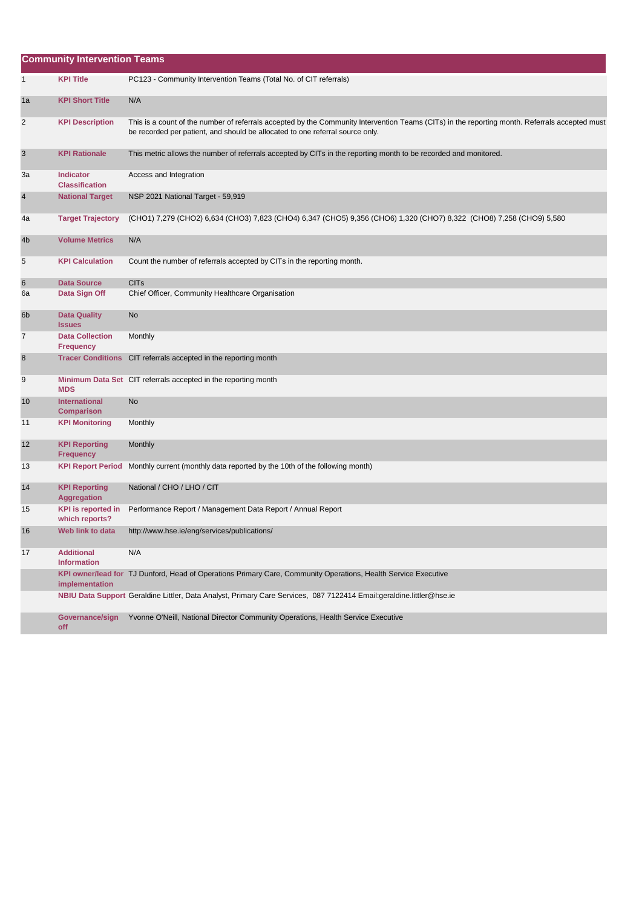## Community Intervention Teams

| | | |
|---|---|---|
| 1 | **KPI Title** | PC123 - Community Intervention Teams (Total No. of CIT referrals) |
| 1a | **KPI Short Title** | N/A |
| 2 | **KPI Description** | This is a count of the number of referrals accepted by the Community Intervention Teams (CITs) in the reporting month. Referrals accepted must be recorded per patient, and should be allocated to one referral source only. |
| 3 | **KPI Rationale** | This metric allows the number of referrals accepted by CITs in the reporting month to be recorded and monitored. |
| 3a | **Indicator Classification** | Access and Integration |
| 4 | **National Target** | NSP 2021 National Target - 59,919 |
| 4a | **Target Trajectory** | (CHO1) 7,279 (CHO2) 6,634 (CHO3) 7,823 (CHO4) 6,347 (CHO5) 9,356 (CHO6) 1,320 (CHO7) 8,322 (CHO8) 7,258 (CHO9) 5,580 |
| 4b | **Volume Metrics** | N/A |
| 5 | **KPI Calculation** | Count the number of referrals accepted by CITs in the reporting month. |
| 6 | **Data Source** | CITs |
| 6a | **Data Sign Off** | Chief Officer, Community Healthcare Organisation |
| 6b | **Data Quality Issues** | No |
| 7 | **Data Collection Frequency** | Monthly |
| 8 | **Tracer Conditions** | CIT referrals accepted in the reporting month |
| 9 | **Minimum Data Set MDS** | CIT referrals accepted in the reporting month |
| 10 | **International Comparison** | No |
| 11 | **KPI Monitoring** | Monthly |
| 12 | **KPI Reporting Frequency** | Monthly |
| 13 | **KPI Report Period** | Monthly current (monthly data reported by the 10th of the following month) |
| 14 | **KPI Reporting Aggregation** | National / CHO / LHO / CIT |
| 15 | **KPI is reported in which reports?** | Performance Report / Management Data Report / Annual Report |
| 16 | **Web link to data** | http://www.hse.ie/eng/services/publications/ |
| 17 | **Additional Information** | N/A |
| | **KPI owner/lead for implementation** | TJ Dunford, Head of Operations Primary Care, Community Operations, Health Service Executive |
| | **NBIU Data Support** | Geraldine Littler, Data Analyst, Primary Care Services, 087 7122414 Email:geraldine.littler@hse.ie |
| | **Governance/sign off** | Yvonne O'Neill, National Director Community Operations, Health Service Executive |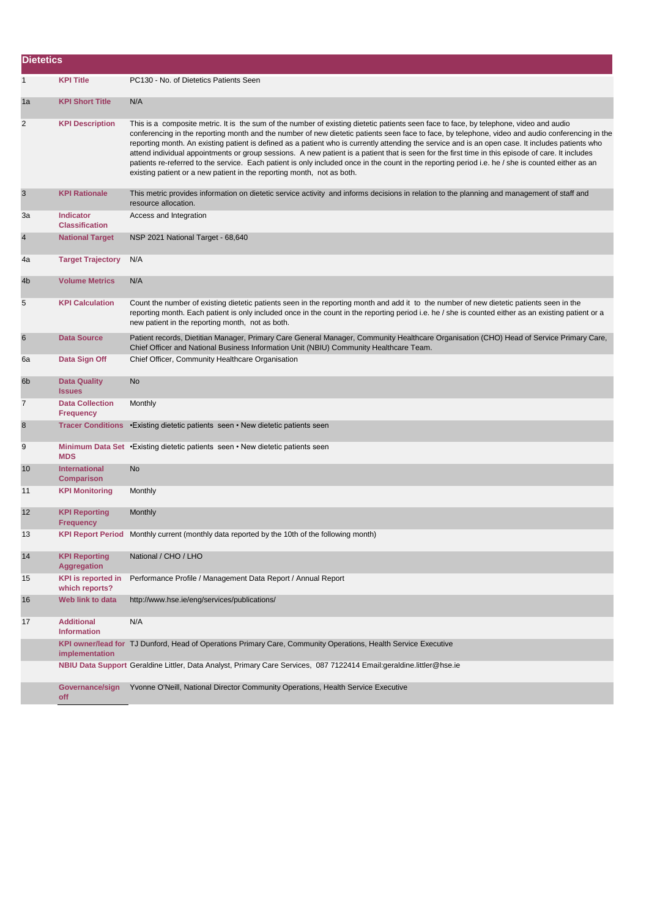## Dietetics

| | | |
|---|---|---|
| 1 | **KPI Title** | PC130 - No. of Dietetics Patients Seen |
| 1a | **KPI Short Title** | N/A |
| 2 | **KPI Description** | This is a composite metric. It is the sum of the number of existing dietetic patients seen face to face, by telephone, video and audio conferencing in the reporting month and the number of new dietetic patients seen face to face, by telephone, video and audio conferencing in the reporting month. An existing patient is defined as a patient who is currently attending the service and is an open case. It includes patients who attend individual appointments or group sessions. A new patient is a patient that is seen for the first time in this episode of care. It includes patients re-referred to the service. Each patient is only included once in the count in the reporting period i.e. he / she is counted either as an existing patient or a new patient in the reporting month, not as both. |
| 3 | **KPI Rationale** | This metric provides information on dietetic service activity and informs decisions in relation to the planning and management of staff and resource allocation. |
| 3a | **Indicator Classification** | Access and Integration |
| 4 | **National Target** | NSP 2021 National Target - 68,640 |
| 4a | **Target Trajectory** | N/A |
| 4b | **Volume Metrics** | N/A |
| 5 | **KPI Calculation** | Count the number of existing dietetic patients seen in the reporting month and add it to the number of new dietetic patients seen in the reporting month. Each patient is only included once in the count in the reporting period i.e. he / she is counted either as an existing patient or a new patient in the reporting month, not as both. |
| 6 | **Data Source** | Patient records, Dietitian Manager, Primary Care General Manager, Community Healthcare Organisation (CHO) Head of Service Primary Care, Chief Officer and National Business Information Unit (NBIU) Community Healthcare Team. |
| 6a | **Data Sign Off** | Chief Officer, Community Healthcare Organisation |
| 6b | **Data Quality Issues** | No |
| 7 | **Data Collection Frequency** | Monthly |
| 8 | **Tracer Conditions** | •Existing dietetic patients seen • New dietetic patients seen |
| 9 | **Minimum Data Set MDS** | •Existing dietetic patients seen • New dietetic patients seen |
| 10 | **International Comparison** | No |
| 11 | **KPI Monitoring** | Monthly |
| 12 | **KPI Reporting Frequency** | Monthly |
| 13 | **KPI Report Period** | Monthly current (monthly data reported by the 10th of the following month) |
| 14 | **KPI Reporting Aggregation** | National / CHO / LHO |
| 15 | **KPI is reported in which reports?** | Performance Profile / Management Data Report / Annual Report |
| 16 | **Web link to data** | http://www.hse.ie/eng/services/publications/ |
| 17 | **Additional Information** | N/A |
| | **KPI owner/lead for implementation** | TJ Dunford, Head of Operations Primary Care, Community Operations, Health Service Executive |
| | **NBIU Data Support** | Geraldine Littler, Data Analyst, Primary Care Services, 087 7122414 Email:geraldine.littler@hse.ie |
| | **Governance/sign off** | Yvonne O'Neill, National Director Community Operations, Health Service Executive |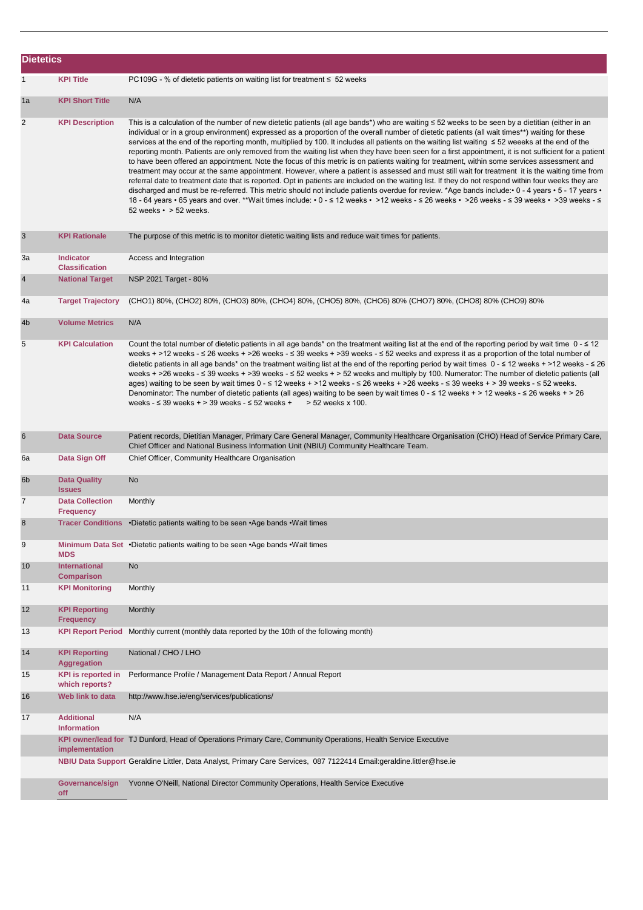## Dietetics

| | | |
|---|---|---|
| 1 | **KPI Title** | PC109G - % of dietetic patients on waiting list for treatment ≤ 52 weeks |
| 1a | **KPI Short Title** | N/A |
| 2 | **KPI Description** | This is a calculation of the number of new dietetic patients (all age bands*) who are waiting ≤ 52 weeks to be seen by a dietitian (either in an individual or in a group environment) expressed as a proportion of the overall number of dietetic patients (all wait times**) waiting for these services at the end of the reporting month, multiplied by 100. It includes all patients on the waiting list waiting ≤ 52 weeeks at the end of the reporting month. Patients are only removed from the waiting list when they have been seen for a first appointment, it is not sufficient for a patient to have been offered an appointment. Note the focus of this metric is on patients waiting for treatment, within some services assessment and treatment may occur at the same appointment. However, where a patient is assessed and must still wait for treatment it is the waiting time from referral date to treatment date that is reported. Opt in patients are included on the waiting list. If they do not respond within four weeks they are discharged and must be re-referred. This metric should not include patients overdue for review. *Age bands include:• 0 - 4 years • 5 - 17 years • 18 - 64 years • 65 years and over. **Wait times include: • 0 - ≤ 12 weeks • >12 weeks - ≤ 26 weeks • >26 weeks - ≤ 39 weeks • >39 weeks - ≤ 52 weeks • > 52 weeks. |
| 3 | **KPI Rationale** | The purpose of this metric is to monitor dietetic waiting lists and reduce wait times for patients. |
| 3a | **Indicator Classification** | Access and Integration |
| 4 | **National Target** | NSP 2021 Target - 80% |
| 4a | **Target Trajectory** | (CHO1) 80%, (CHO2) 80%, (CHO3) 80%, (CHO4) 80%, (CHO5) 80%, (CHO6) 80% (CHO7) 80%, (CHO8) 80% (CHO9) 80% |
| 4b | **Volume Metrics** | N/A |
| 5 | **KPI Calculation** | Count the total number of dietetic patients in all age bands* on the treatment waiting list at the end of the reporting period by wait time 0 - ≤ 12 weeks + >12 weeks - ≤ 26 weeks + >26 weeks - ≤ 39 weeks + >39 weeks - ≤ 52 weeks and express it as a proportion of the total number of dietetic patients in all age bands* on the treatment waiting list at the end of the reporting period by wait times 0 - ≤ 12 weeks + >12 weeks - ≤ 26 weeks + >26 weeks - ≤ 39 weeks + >39 weeks - ≤ 52 weeks + > 52 weeks and multiply by 100. Numerator: The number of dietetic patients (all ages) waiting to be seen by wait times 0 - ≤ 12 weeks + >12 weeks - ≤ 26 weeks + >26 weeks - ≤ 39 weeks + > 39 weeks - ≤ 52 weeks. Denominator: The number of dietetic patients (all ages) waiting to be seen by wait times 0 - ≤ 12 weeks + > 12 weeks - ≤ 26 weeks + > 26 weeks - ≤ 39 weeks + > 39 weeks - ≤ 52 weeks + > 52 weeks x 100. |
| 6 | **Data Source** | Patient records, Dietitian Manager, Primary Care General Manager, Community Healthcare Organisation (CHO) Head of Service Primary Care, Chief Officer and National Business Information Unit (NBIU) Community Healthcare Team. |
| 6a | **Data Sign Off** | Chief Officer, Community Healthcare Organisation |
| 6b | **Data Quality Issues** | No |
| 7 | **Data Collection Frequency** | Monthly |
| 8 | **Tracer Conditions** | •Dietetic patients waiting to be seen •Age bands •Wait times |
| 9 | **Minimum Data Set MDS** | •Dietetic patients waiting to be seen •Age bands •Wait times |
| 10 | **International Comparison** | No |
| 11 | **KPI Monitoring** | Monthly |
| 12 | **KPI Reporting Frequency** | Monthly |
| 13 | **KPI Report Period** | Monthly current (monthly data reported by the 10th of the following month) |
| 14 | **KPI Reporting Aggregation** | National / CHO / LHO |
| 15 | **KPI is reported in which reports?** | Performance Profile / Management Data Report / Annual Report |
| 16 | **Web link to data** | http://www.hse.ie/eng/services/publications/ |
| 17 | **Additional Information** | N/A |
| | **KPI owner/lead for implementation** | TJ Dunford, Head of Operations Primary Care, Community Operations, Health Service Executive |
| | **NBIU Data Support** | Geraldine Littler, Data Analyst, Primary Care Services, 087 7122414 Email:geraldine.littler@hse.ie |
| | **Governance/sign off** | Yvonne O'Neill, National Director Community Operations, Health Service Executive |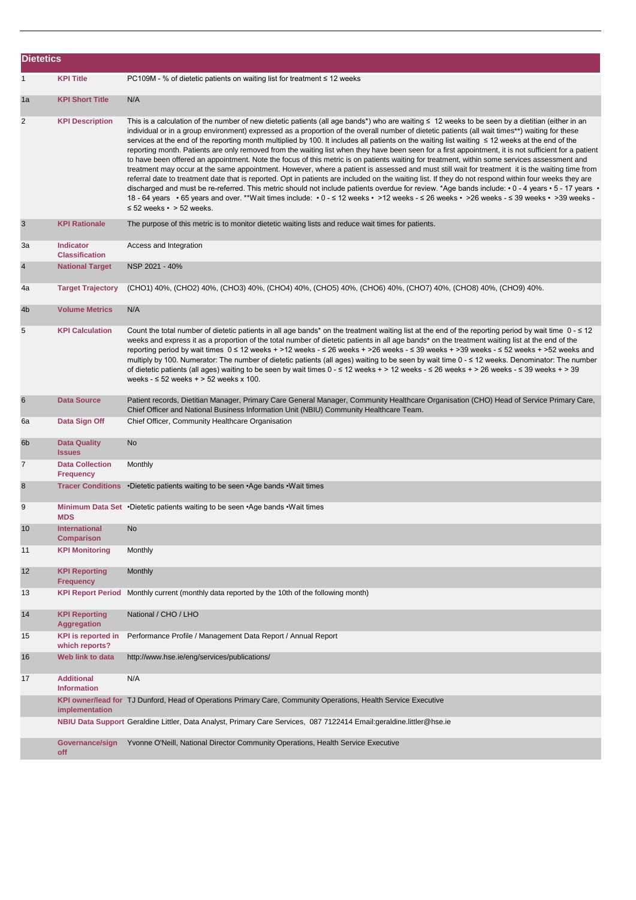## Dietetics

| | | |
|---|---|---|
| 1 | **KPI Title** | PC109M - % of dietetic patients on waiting list for treatment ≤ 12 weeks |
| 1a | **KPI Short Title** | N/A |
| 2 | **KPI Description** | This is a calculation of the number of new dietetic patients (all age bands*) who are waiting ≤ 12 weeks to be seen by a dietitian (either in an individual or in a group environment) expressed as a proportion of the overall number of dietetic patients (all wait times**) waiting for these services at the end of the reporting month multiplied by 100. It includes all patients on the waiting list waiting ≤ 12 weeks at the end of the reporting month. Patients are only removed from the waiting list when they have been seen for a first appointment, it is not sufficient for a patient to have been offered an appointment. Note the focus of this metric is on patients waiting for treatment, within some services assessment and treatment may occur at the same appointment. However, where a patient is assessed and must still wait for treatment it is the waiting time from referral date to treatment date that is reported. Opt in patients are included on the waiting list. If they do not respond within four weeks they are discharged and must be re-referred. This metric should not include patients overdue for review. *Age bands include: • 0 - 4 years • 5 - 17 years • 18 - 64 years • 65 years and over. **Wait times include: • 0 - ≤ 12 weeks • >12 weeks - ≤ 26 weeks • >26 weeks - ≤ 39 weeks • >39 weeks - ≤ 52 weeks • > 52 weeks. |
| 3 | **KPI Rationale** | The purpose of this metric is to monitor dietetic waiting lists and reduce wait times for patients. |
| 3a | **Indicator Classification** | Access and Integration |
| 4 | **National Target** | NSP 2021 - 40% |
| 4a | **Target Trajectory** | (CHO1) 40%, (CHO2) 40%, (CHO3) 40%, (CHO4) 40%, (CHO5) 40%, (CHO6) 40%, (CHO7) 40%, (CHO8) 40%, (CHO9) 40%. |
| 4b | **Volume Metrics** | N/A |
| 5 | **KPI Calculation** | Count the total number of dietetic patients in all age bands* on the treatment waiting list at the end of the reporting period by wait time 0 - ≤ 12 weeks and express it as a proportion of the total number of dietetic patients in all age bands* on the treatment waiting list at the end of the reporting period by wait times 0 ≤ 12 weeks + >12 weeks - ≤ 26 weeks + >26 weeks - ≤ 39 weeks + >39 weeks - ≤ 52 weeks + >52 weeks and multiply by 100. Numerator: The number of dietetic patients (all ages) waiting to be seen by wait time 0 - ≤ 12 weeks. Denominator: The number of dietetic patients (all ages) waiting to be seen by wait times 0 - ≤ 12 weeks + > 12 weeks - ≤ 26 weeks + > 26 weeks - ≤ 39 weeks + > 39 weeks - ≤ 52 weeks + > 52 weeks x 100. |
| 6 | **Data Source** | Patient records, Dietitian Manager, Primary Care General Manager, Community Healthcare Organisation (CHO) Head of Service Primary Care, Chief Officer and National Business Information Unit (NBIU) Community Healthcare Team. |
| 6a | **Data Sign Off** | Chief Officer, Community Healthcare Organisation |
| 6b | **Data Quality Issues** | No |
| 7 | **Data Collection Frequency** | Monthly |
| 8 | **Tracer Conditions** | •Dietetic patients waiting to be seen •Age bands •Wait times |
| 9 | **Minimum Data Set MDS** | •Dietetic patients waiting to be seen •Age bands •Wait times |
| 10 | **International Comparison** | No |
| 11 | **KPI Monitoring** | Monthly |
| 12 | **KPI Reporting Frequency** | Monthly |
| 13 | **KPI Report Period** | Monthly current (monthly data reported by the 10th of the following month) |
| 14 | **KPI Reporting Aggregation** | National / CHO / LHO |
| 15 | **KPI is reported in which reports?** | Performance Profile / Management Data Report / Annual Report |
| 16 | **Web link to data** | http://www.hse.ie/eng/services/publications/ |
| 17 | **Additional Information** | N/A |
| | **KPI owner/lead for implementation** | TJ Dunford, Head of Operations Primary Care, Community Operations, Health Service Executive |
| | **NBIU Data Support** | Geraldine Littler, Data Analyst, Primary Care Services, 087 7122414 Email:geraldine.littler@hse.ie |
| | **Governance/sign off** | Yvonne O'Neill, National Director Community Operations, Health Service Executive |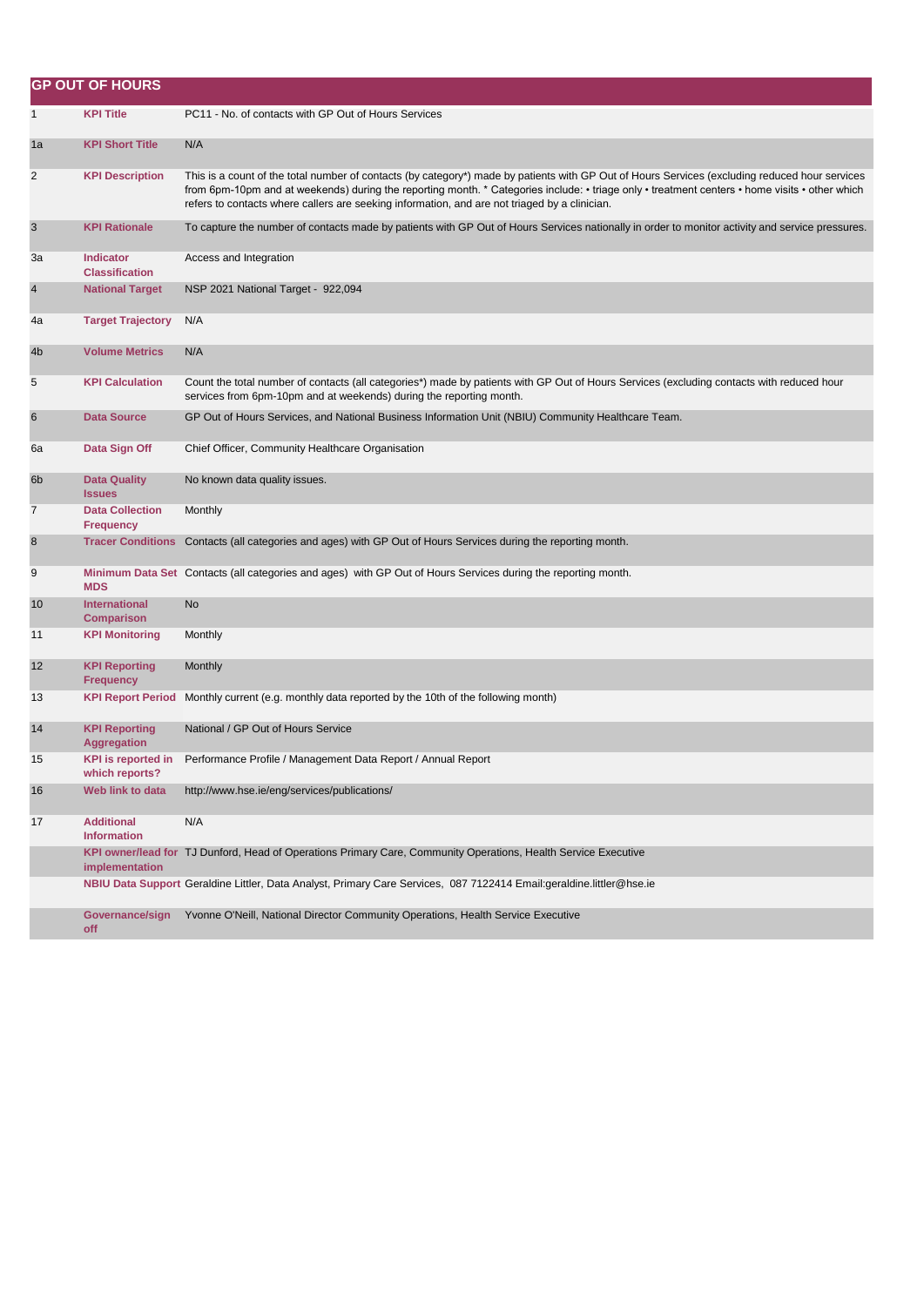## GP OUT OF HOURS

| | | |
|---|---|---|
| 1 | **KPI Title** | PC11 - No. of contacts with GP Out of Hours Services |
| 1a | **KPI Short Title** | N/A |
| 2 | **KPI Description** | This is a count of the total number of contacts (by category*) made by patients with GP Out of Hours Services (excluding reduced hour services from 6pm-10pm and at weekends) during the reporting month. * Categories include: • triage only • treatment centers • home visits • other which refers to contacts where callers are seeking information, and are not triaged by a clinician. |
| 3 | **KPI Rationale** | To capture the number of contacts made by patients with GP Out of Hours Services nationally in order to monitor activity and service pressures. |
| 3a | **Indicator Classification** | Access and Integration |
| 4 | **National Target** | NSP 2021 National Target - 922,094 |
| 4a | **Target Trajectory** | N/A |
| 4b | **Volume Metrics** | N/A |
| 5 | **KPI Calculation** | Count the total number of contacts (all categories*) made by patients with GP Out of Hours Services (excluding contacts with reduced hour services from 6pm-10pm and at weekends) during the reporting month. |
| 6 | **Data Source** | GP Out of Hours Services, and National Business Information Unit (NBIU) Community Healthcare Team. |
| 6a | **Data Sign Off** | Chief Officer, Community Healthcare Organisation |
| 6b | **Data Quality Issues** | No known data quality issues. |
| 7 | **Data Collection Frequency** | Monthly |
| 8 | **Tracer Conditions** | Contacts (all categories and ages) with GP Out of Hours Services during the reporting month. |
| 9 | **Minimum Data Set MDS** | Contacts (all categories and ages) with GP Out of Hours Services during the reporting month. |
| 10 | **International Comparison** | No |
| 11 | **KPI Monitoring** | Monthly |
| 12 | **KPI Reporting Frequency** | Monthly |
| 13 | **KPI Report Period** | Monthly current (e.g. monthly data reported by the 10th of the following month) |
| 14 | **KPI Reporting Aggregation** | National / GP Out of Hours Service |
| 15 | **KPI is reported in which reports?** | Performance Profile / Management Data Report / Annual Report |
| 16 | **Web link to data** | http://www.hse.ie/eng/services/publications/ |
| 17 | **Additional Information** | N/A |
| | **KPI owner/lead for implementation** | TJ Dunford, Head of Operations Primary Care, Community Operations, Health Service Executive |
| | **NBIU Data Support** | Geraldine Littler, Data Analyst, Primary Care Services, 087 7122414 Email:geraldine.littler@hse.ie |
| | **Governance/sign off** | Yvonne O'Neill, National Director Community Operations, Health Service Executive |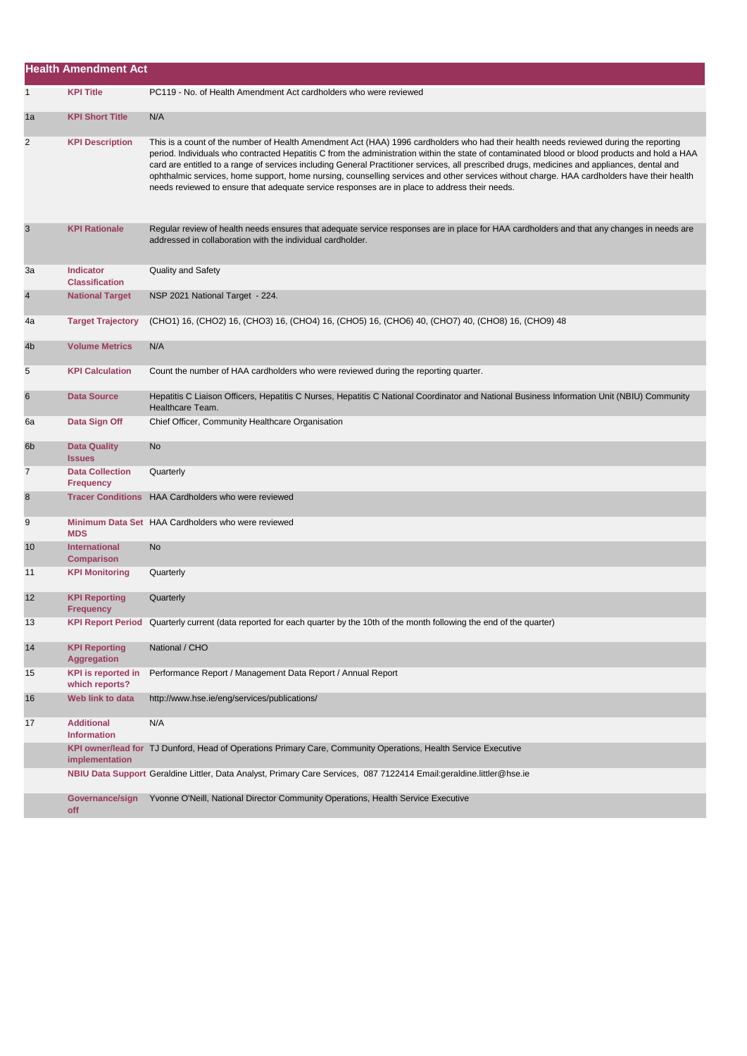## Health Amendment Act

| | | |
|---|---|---|
| 1 | **KPI Title** | PC119 - No. of Health Amendment Act cardholders who were reviewed |
| 1a | **KPI Short Title** | N/A |
| 2 | **KPI Description** | This is a count of the number of Health Amendment Act (HAA) 1996 cardholders who had their health needs reviewed during the reporting period. Individuals who contracted Hepatitis C from the administration within the state of contaminated blood or blood products and hold a HAA card are entitled to a range of services including General Practitioner services, all prescribed drugs, medicines and appliances, dental and ophthalmic services, home support, home nursing, counselling services and other services without charge. HAA cardholders have their health needs reviewed to ensure that adequate service responses are in place to address their needs. |
| 3 | **KPI Rationale** | Regular review of health needs ensures that adequate service responses are in place for HAA cardholders and that any changes in needs are addressed in collaboration with the individual cardholder. |
| 3a | **Indicator Classification** | Quality and Safety |
| 4 | **National Target** | NSP 2021 National Target - 224. |
| 4a | **Target Trajectory** | (CHO1) 16, (CHO2) 16, (CHO3) 16, (CHO4) 16, (CHO5) 16, (CHO6) 40, (CHO7) 40, (CHO8) 16, (CHO9) 48 |
| 4b | **Volume Metrics** | N/A |
| 5 | **KPI Calculation** | Count the number of HAA cardholders who were reviewed during the reporting quarter. |
| 6 | **Data Source** | Hepatitis C Liaison Officers, Hepatitis C Nurses, Hepatitis C National Coordinator and National Business Information Unit (NBIU) Community Healthcare Team. |
| 6a | **Data Sign Off** | Chief Officer, Community Healthcare Organisation |
| 6b | **Data Quality Issues** | No |
| 7 | **Data Collection Frequency** | Quarterly |
| 8 | **Tracer Conditions** | HAA Cardholders who were reviewed |
| 9 | **Minimum Data Set MDS** | HAA Cardholders who were reviewed |
| 10 | **International Comparison** | No |
| 11 | **KPI Monitoring** | Quarterly |
| 12 | **KPI Reporting Frequency** | Quarterly |
| 13 | **KPI Report Period** | Quarterly current (data reported for each quarter by the 10th of the month following the end of the quarter) |
| 14 | **KPI Reporting Aggregation** | National / CHO |
| 15 | **KPI is reported in which reports?** | Performance Report / Management Data Report / Annual Report |
| 16 | **Web link to data** | http://www.hse.ie/eng/services/publications/ |
| 17 | **Additional Information** | N/A |
| | **KPI owner/lead for implementation** | TJ Dunford, Head of Operations Primary Care, Community Operations, Health Service Executive |
| | **NBIU Data Support** | Geraldine Littler, Data Analyst, Primary Care Services, 087 7122414 Email:geraldine.littler@hse.ie |
| | **Governance/sign off** | Yvonne O'Neill, National Director Community Operations, Health Service Executive |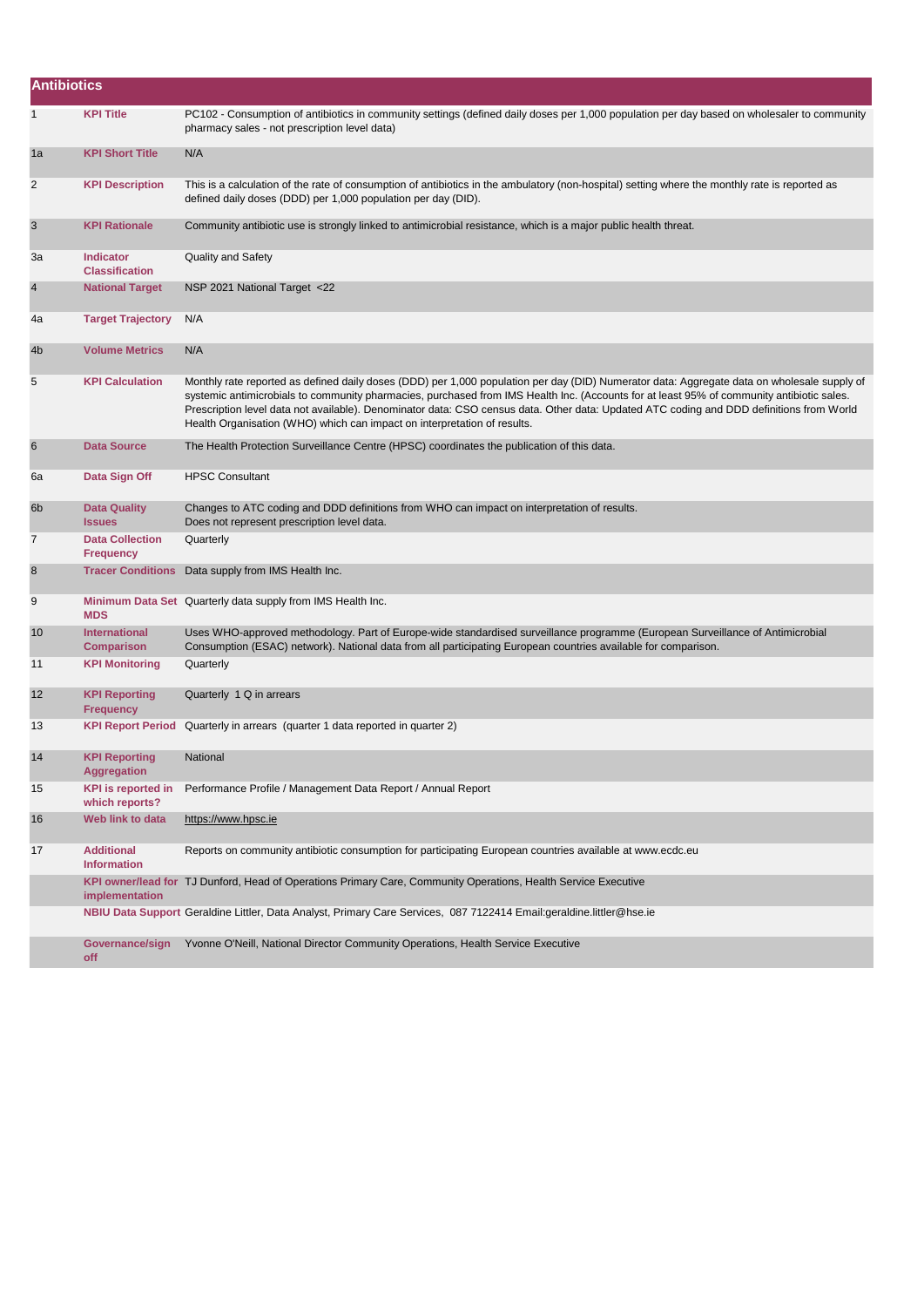## Antibiotics

| | | |
|---|---|---|
| 1 | **KPI Title** | PC102 - Consumption of antibiotics in community settings (defined daily doses per 1,000 population per day based on wholesaler to community pharmacy sales - not prescription level data) |
| 1a | **KPI Short Title** | N/A |
| 2 | **KPI Description** | This is a calculation of the rate of consumption of antibiotics in the ambulatory (non-hospital) setting where the monthly rate is reported as defined daily doses (DDD) per 1,000 population per day (DID). |
| 3 | **KPI Rationale** | Community antibiotic use is strongly linked to antimicrobial resistance, which is a major public health threat. |
| 3a | **Indicator Classification** | Quality and Safety |
| 4 | **National Target** | NSP 2021 National Target <22 |
| 4a | **Target Trajectory** | N/A |
| 4b | **Volume Metrics** | N/A |
| 5 | **KPI Calculation** | Monthly rate reported as defined daily doses (DDD) per 1,000 population per day (DID) Numerator data: Aggregate data on wholesale supply of systemic antimicrobials to community pharmacies, purchased from IMS Health Inc. (Accounts for at least 95% of community antibiotic sales. Prescription level data not available). Denominator data: CSO census data. Other data: Updated ATC coding and DDD definitions from World Health Organisation (WHO) which can impact on interpretation of results. |
| 6 | **Data Source** | The Health Protection Surveillance Centre (HPSC) coordinates the publication of this data. |
| 6a | **Data Sign Off** | HPSC Consultant |
| 6b | **Data Quality Issues** | Changes to ATC coding and DDD definitions from WHO can impact on interpretation of results.<br>Does not represent prescription level data. |
| 7 | **Data Collection Frequency** | Quarterly |
| 8 | **Tracer Conditions** | Data supply from IMS Health Inc. |
| 9 | **Minimum Data Set MDS** | Quarterly data supply from IMS Health Inc. |
| 10 | **International Comparison** | Uses WHO-approved methodology. Part of Europe-wide standardised surveillance programme (European Surveillance of Antimicrobial Consumption (ESAC) network). National data from all participating European countries available for comparison. |
| 11 | **KPI Monitoring** | Quarterly |
| 12 | **KPI Reporting Frequency** | Quarterly 1 Q in arrears |
| 13 | **KPI Report Period** | Quarterly in arrears (quarter 1 data reported in quarter 2) |
| 14 | **KPI Reporting Aggregation** | National |
| 15 | **KPI is reported in which reports?** | Performance Profile / Management Data Report / Annual Report |
| 16 | **Web link to data** | https://www.hpsc.ie |
| 17 | **Additional Information** | Reports on community antibiotic consumption for participating European countries available at www.ecdc.eu |
| | **KPI owner/lead for implementation** | TJ Dunford, Head of Operations Primary Care, Community Operations, Health Service Executive |
| | **NBIU Data Support** | Geraldine Littler, Data Analyst, Primary Care Services, 087 7122414 Email:geraldine.littler@hse.ie |
| | **Governance/sign off** | Yvonne O'Neill, National Director Community Operations, Health Service Executive |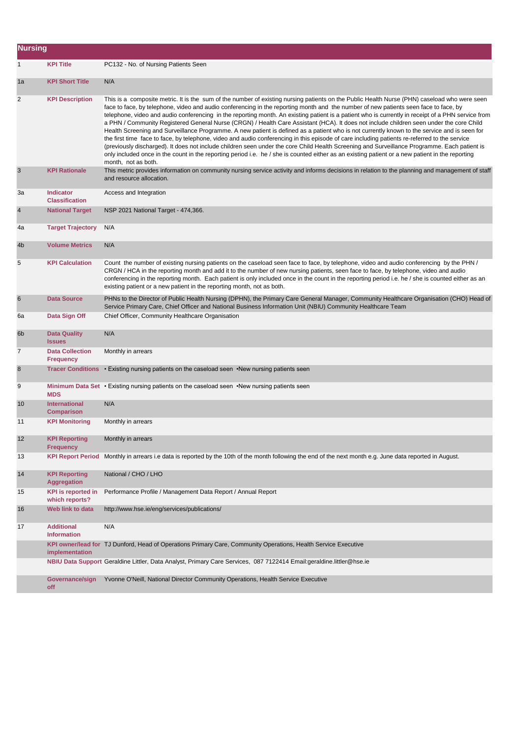## Nursing

| | | |
|---|---|---|
| 1 | **KPI Title** | PC132 - No. of Nursing Patients Seen |
| 1a | **KPI Short Title** | N/A |
| 2 | **KPI Description** | This is a composite metric. It is the sum of the number of existing nursing patients on the Public Health Nurse (PHN) caseload who were seen face to face, by telephone, video and audio conferencing in the reporting month and the number of new patients seen face to face, by telephone, video and audio conferencing in the reporting month. An existing patient is a patient who is currently in receipt of a PHN service from a PHN / Community Registered General Nurse (CRGN) / Health Care Assistant (HCA). It does not include children seen under the core Child Health Screening and Surveillance Programme. A new patient is defined as a patient who is not currently known to the service and is seen for the first time face to face, by telephone, video and audio conferencing in this episode of care including patients re-referred to the service (previously discharged). It does not include children seen under the core Child Health Screening and Surveillance Programme. Each patient is only included once in the count in the reporting period i.e. he / she is counted either as an existing patient or a new patient in the reporting month, not as both. |
| 3 | **KPI Rationale** | This metric provides information on community nursing service activity and informs decisions in relation to the planning and management of staff and resource allocation. |
| 3a | **Indicator Classification** | Access and Integration |
| 4 | **National Target** | NSP 2021 National Target - 474,366. |
| 4a | **Target Trajectory** | N/A |
| 4b | **Volume Metrics** | N/A |
| 5 | **KPI Calculation** | Count the number of existing nursing patients on the caseload seen face to face, by telephone, video and audio conferencing by the PHN / CRGN / HCA in the reporting month and add it to the number of new nursing patients, seen face to face, by telephone, video and audio conferencing in the reporting month. Each patient is only included once in the count in the reporting period i.e. he / she is counted either as an existing patient or a new patient in the reporting month, not as both. |
| 6 | **Data Source** | PHNs to the Director of Public Health Nursing (DPHN), the Primary Care General Manager, Community Healthcare Organisation (CHO) Head of Service Primary Care, Chief Officer and National Business Information Unit (NBIU) Community Healthcare Team |
| 6a | **Data Sign Off** | Chief Officer, Community Healthcare Organisation |
| 6b | **Data Quality Issues** | N/A |
| 7 | **Data Collection Frequency** | Monthly in arrears |
| 8 | **Tracer Conditions** | • Existing nursing patients on the caseload seen •New nursing patients seen |
| 9 | **Minimum Data Set MDS** | • Existing nursing patients on the caseload seen •New nursing patients seen |
| 10 | **International Comparison** | N/A |
| 11 | **KPI Monitoring** | Monthly in arrears |
| 12 | **KPI Reporting Frequency** | Monthly in arrears |
| 13 | **KPI Report Period** | Monthly in arrears i.e data is reported by the 10th of the month following the end of the next month e.g. June data reported in August. |
| 14 | **KPI Reporting Aggregation** | National / CHO / LHO |
| 15 | **KPI is reported in which reports?** | Performance Profile / Management Data Report / Annual Report |
| 16 | **Web link to data** | http://www.hse.ie/eng/services/publications/ |
| 17 | **Additional Information** | N/A |
| | **KPI owner/lead for implementation** | TJ Dunford, Head of Operations Primary Care, Community Operations, Health Service Executive |
| | **NBIU Data Support** | Geraldine Littler, Data Analyst, Primary Care Services, 087 7122414 Email:geraldine.littler@hse.ie |
| | **Governance/sign off** | Yvonne O'Neill, National Director Community Operations, Health Service Executive |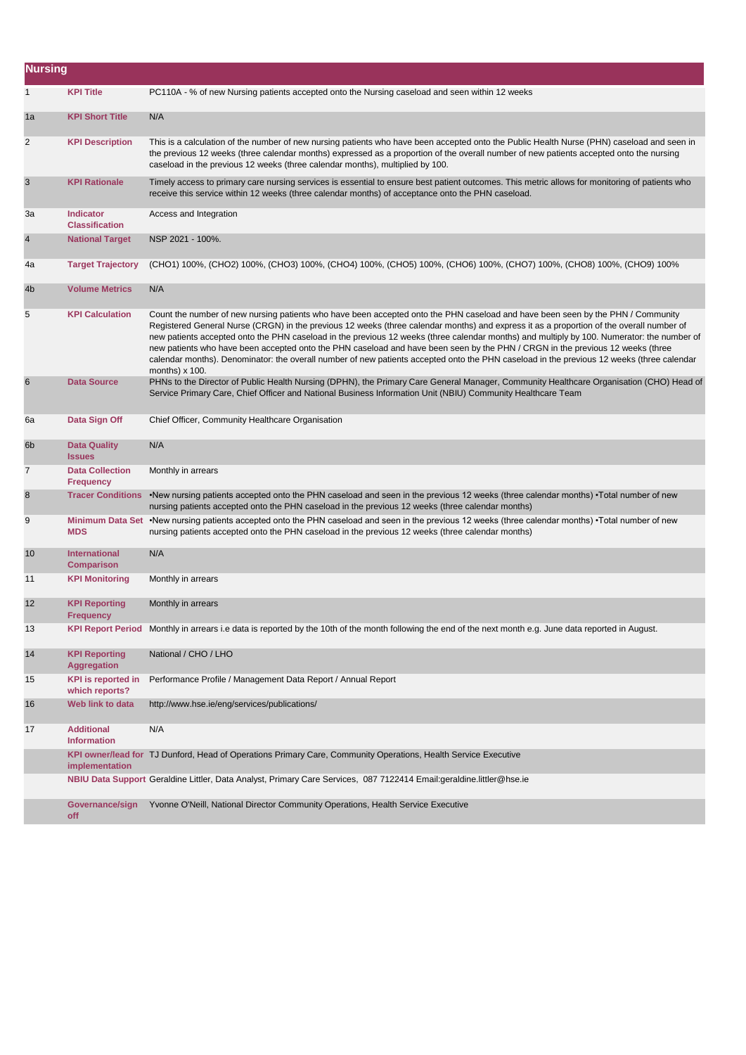## Nursing

| | | |
|---|---|---|
| 1 | **KPI Title** | PC110A - % of new Nursing patients accepted onto the Nursing caseload and seen within 12 weeks |
| 1a | **KPI Short Title** | N/A |
| 2 | **KPI Description** | This is a calculation of the number of new nursing patients who have been accepted onto the Public Health Nurse (PHN) caseload and seen in the previous 12 weeks (three calendar months) expressed as a proportion of the overall number of new patients accepted onto the nursing caseload in the previous 12 weeks (three calendar months), multiplied by 100. |
| 3 | **KPI Rationale** | Timely access to primary care nursing services is essential to ensure best patient outcomes. This metric allows for monitoring of patients who receive this service within 12 weeks (three calendar months) of acceptance onto the PHN caseload. |
| 3a | **Indicator Classification** | Access and Integration |
| 4 | **National Target** | NSP 2021 - 100%. |
| 4a | **Target Trajectory** | (CHO1) 100%, (CHO2) 100%, (CHO3) 100%, (CHO4) 100%, (CHO5) 100%, (CHO6) 100%, (CHO7) 100%, (CHO8) 100%, (CHO9) 100% |
| 4b | **Volume Metrics** | N/A |
| 5 | **KPI Calculation** | Count the number of new nursing patients who have been accepted onto the PHN caseload and have been seen by the PHN / Community Registered General Nurse (CRGN) in the previous 12 weeks (three calendar months) and express it as a proportion of the overall number of new patients accepted onto the PHN caseload in the previous 12 weeks (three calendar months) and multiply by 100. Numerator: the number of new patients who have been accepted onto the PHN caseload and have been seen by the PHN / CRGN in the previous 12 weeks (three calendar months). Denominator: the overall number of new patients accepted onto the PHN caseload in the previous 12 weeks (three calendar months) x 100. |
| 6 | **Data Source** | PHNs to the Director of Public Health Nursing (DPHN), the Primary Care General Manager, Community Healthcare Organisation (CHO) Head of Service Primary Care, Chief Officer and National Business Information Unit (NBIU) Community Healthcare Team |
| 6a | **Data Sign Off** | Chief Officer, Community Healthcare Organisation |
| 6b | **Data Quality Issues** | N/A |
| 7 | **Data Collection Frequency** | Monthly in arrears |
| 8 | **Tracer Conditions** | •New nursing patients accepted onto the PHN caseload and seen in the previous 12 weeks (three calendar months) •Total number of new nursing patients accepted onto the PHN caseload in the previous 12 weeks (three calendar months) |
| 9 | **Minimum Data Set MDS** | •New nursing patients accepted onto the PHN caseload and seen in the previous 12 weeks (three calendar months) •Total number of new nursing patients accepted onto the PHN caseload in the previous 12 weeks (three calendar months) |
| 10 | **International Comparison** | N/A |
| 11 | **KPI Monitoring** | Monthly in arrears |
| 12 | **KPI Reporting Frequency** | Monthly in arrears |
| 13 | **KPI Report Period** | Monthly in arrears i.e data is reported by the 10th of the month following the end of the next month e.g. June data reported in August. |
| 14 | **KPI Reporting Aggregation** | National / CHO / LHO |
| 15 | **KPI is reported in which reports?** | Performance Profile / Management Data Report / Annual Report |
| 16 | **Web link to data** | http://www.hse.ie/eng/services/publications/ |
| 17 | **Additional Information** | N/A |
| | **KPI owner/lead for implementation** | TJ Dunford, Head of Operations Primary Care, Community Operations, Health Service Executive |
| | **NBIU Data Support** | Geraldine Littler, Data Analyst, Primary Care Services, 087 7122414 Email:geraldine.littler@hse.ie |
| | **Governance/sign off** | Yvonne O'Neill, National Director Community Operations, Health Service Executive |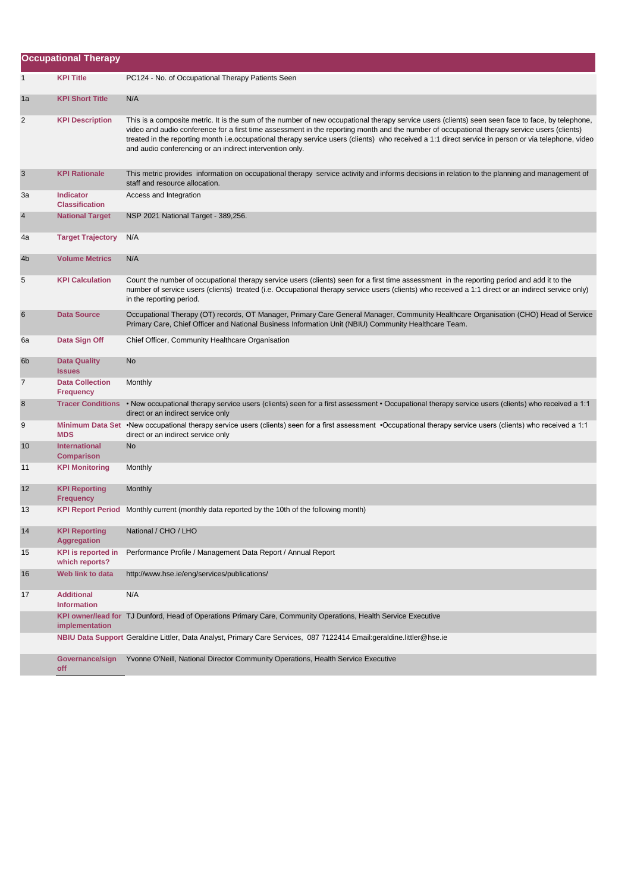## Occupational Therapy

| | | |
|---|---|---|
| 1 | **KPI Title** | PC124 - No. of Occupational Therapy Patients Seen |
| 1a | **KPI Short Title** | N/A |
| 2 | **KPI Description** | This is a composite metric. It is the sum of the number of new occupational therapy service users (clients) seen seen face to face, by telephone, video and audio conference for a first time assessment in the reporting month and the number of occupational therapy service users (clients) treated in the reporting month i.e.occupational therapy service users (clients) who received a 1:1 direct service in person or via telephone, video and audio conferencing or an indirect intervention only. |
| 3 | **KPI Rationale** | This metric provides information on occupational therapy service activity and informs decisions in relation to the planning and management of staff and resource allocation. |
| 3a | **Indicator Classification** | Access and Integration |
| 4 | **National Target** | NSP 2021 National Target - 389,256. |
| 4a | **Target Trajectory** | N/A |
| 4b | **Volume Metrics** | N/A |
| 5 | **KPI Calculation** | Count the number of occupational therapy service users (clients) seen for a first time assessment in the reporting period and add it to the number of service users (clients) treated (i.e. Occupational therapy service users (clients) who received a 1:1 direct or an indirect service only) in the reporting period. |
| 6 | **Data Source** | Occupational Therapy (OT) records, OT Manager, Primary Care General Manager, Community Healthcare Organisation (CHO) Head of Service Primary Care, Chief Officer and National Business Information Unit (NBIU) Community Healthcare Team. |
| 6a | **Data Sign Off** | Chief Officer, Community Healthcare Organisation |
| 6b | **Data Quality Issues** | No |
| 7 | **Data Collection Frequency** | Monthly |
| 8 | **Tracer Conditions** | • New occupational therapy service users (clients) seen for a first assessment • Occupational therapy service users (clients) who received a 1:1 direct or an indirect service only |
| 9 | **Minimum Data Set MDS** | •New occupational therapy service users (clients) seen for a first assessment •Occupational therapy service users (clients) who received a 1:1 direct or an indirect service only |
| 10 | **International Comparison** | No |
| 11 | **KPI Monitoring** | Monthly |
| 12 | **KPI Reporting Frequency** | Monthly |
| 13 | **KPI Report Period** | Monthly current (monthly data reported by the 10th of the following month) |
| 14 | **KPI Reporting Aggregation** | National / CHO / LHO |
| 15 | **KPI is reported in which reports?** | Performance Profile / Management Data Report / Annual Report |
| 16 | **Web link to data** | http://www.hse.ie/eng/services/publications/ |
| 17 | **Additional Information** | N/A |
| | **KPI owner/lead for implementation** | TJ Dunford, Head of Operations Primary Care, Community Operations, Health Service Executive |
| | **NBIU Data Support** | Geraldine Littler, Data Analyst, Primary Care Services, 087 7122414 Email:geraldine.littler@hse.ie |
| | **Governance/sign off** | Yvonne O'Neill, National Director Community Operations, Health Service Executive |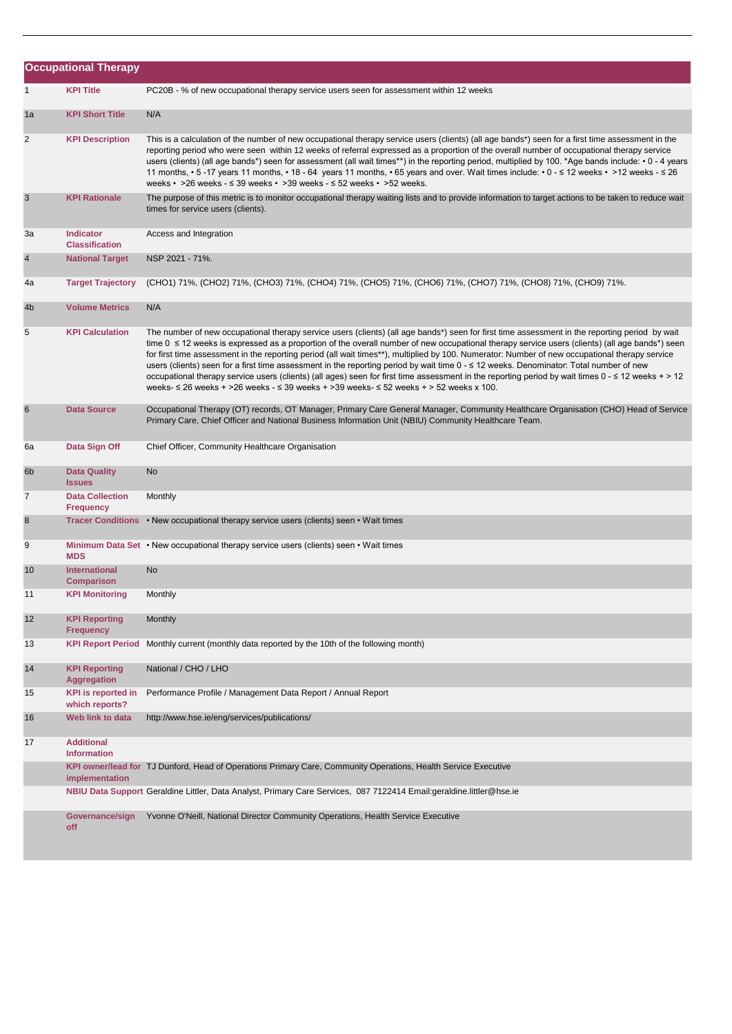## Occupational Therapy

| | | |
|---|---|---|
| 1 | **KPI Title** | PC20B - % of new occupational therapy service users seen for assessment within 12 weeks |
| 1a | **KPI Short Title** | N/A |
| 2 | **KPI Description** | This is a calculation of the number of new occupational therapy service users (clients) (all age bands*) seen for a first time assessment in the reporting period who were seen within 12 weeks of referral expressed as a proportion of the overall number of occupational therapy service users (clients) (all age bands*) seen for assessment (all wait times**) in the reporting period, multiplied by 100. *Age bands include: • 0 - 4 years 11 months, • 5 -17 years 11 months, • 18 - 64 years 11 months, • 65 years and over. Wait times include: • 0 - ≤ 12 weeks • >12 weeks - ≤ 26 weeks • >26 weeks - ≤ 39 weeks • >39 weeks - ≤ 52 weeks • >52 weeks. |
| 3 | **KPI Rationale** | The purpose of this metric is to monitor occupational therapy waiting lists and to provide information to target actions to be taken to reduce wait times for service users (clients). |
| 3a | **Indicator Classification** | Access and Integration |
| 4 | **National Target** | NSP 2021 - 71%. |
| 4a | **Target Trajectory** | (CHO1) 71%, (CHO2) 71%, (CHO3) 71%, (CHO4) 71%, (CHO5) 71%, (CHO6) 71%, (CHO7) 71%, (CHO8) 71%, (CHO9) 71%. |
| 4b | **Volume Metrics** | N/A |
| 5 | **KPI Calculation** | The number of new occupational therapy service users (clients) (all age bands*) seen for first time assessment in the reporting period by wait time 0 ≤ 12 weeks is expressed as a proportion of the overall number of new occupational therapy service users (clients) (all age bands*) seen for first time assessment in the reporting period (all wait times**), multiplied by 100. Numerator: Number of new occupational therapy service users (clients) seen for a first time assessment in the reporting period by wait time 0 - ≤ 12 weeks. Denominator: Total number of new occupational therapy service users (clients) (all ages) seen for first time assessment in the reporting period by wait times 0 - ≤ 12 weeks + > 12 weeks- ≤ 26 weeks + >26 weeks - ≤ 39 weeks + >39 weeks- ≤ 52 weeks + > 52 weeks x 100. |
| 6 | **Data Source** | Occupational Therapy (OT) records, OT Manager, Primary Care General Manager, Community Healthcare Organisation (CHO) Head of Service Primary Care, Chief Officer and National Business Information Unit (NBIU) Community Healthcare Team. |
| 6a | **Data Sign Off** | Chief Officer, Community Healthcare Organisation |
| 6b | **Data Quality Issues** | No |
| 7 | **Data Collection Frequency** | Monthly |
| 8 | **Tracer Conditions** | • New occupational therapy service users (clients) seen • Wait times |
| 9 | **Minimum Data Set MDS** | • New occupational therapy service users (clients) seen • Wait times |
| 10 | **International Comparison** | No |
| 11 | **KPI Monitoring** | Monthly |
| 12 | **KPI Reporting Frequency** | Monthly |
| 13 | **KPI Report Period** | Monthly current (monthly data reported by the 10th of the following month) |
| 14 | **KPI Reporting Aggregation** | National / CHO / LHO |
| 15 | **KPI is reported in which reports?** | Performance Profile / Management Data Report / Annual Report |
| 16 | **Web link to data** | http://www.hse.ie/eng/services/publications/ |
| 17 | **Additional Information** | |
| | **KPI owner/lead for implementation** | TJ Dunford, Head of Operations Primary Care, Community Operations, Health Service Executive |
| | **NBIU Data Support** | Geraldine Littler, Data Analyst, Primary Care Services, 087 7122414 Email:geraldine.littler@hse.ie |
| | **Governance/sign off** | Yvonne O'Neill, National Director Community Operations, Health Service Executive |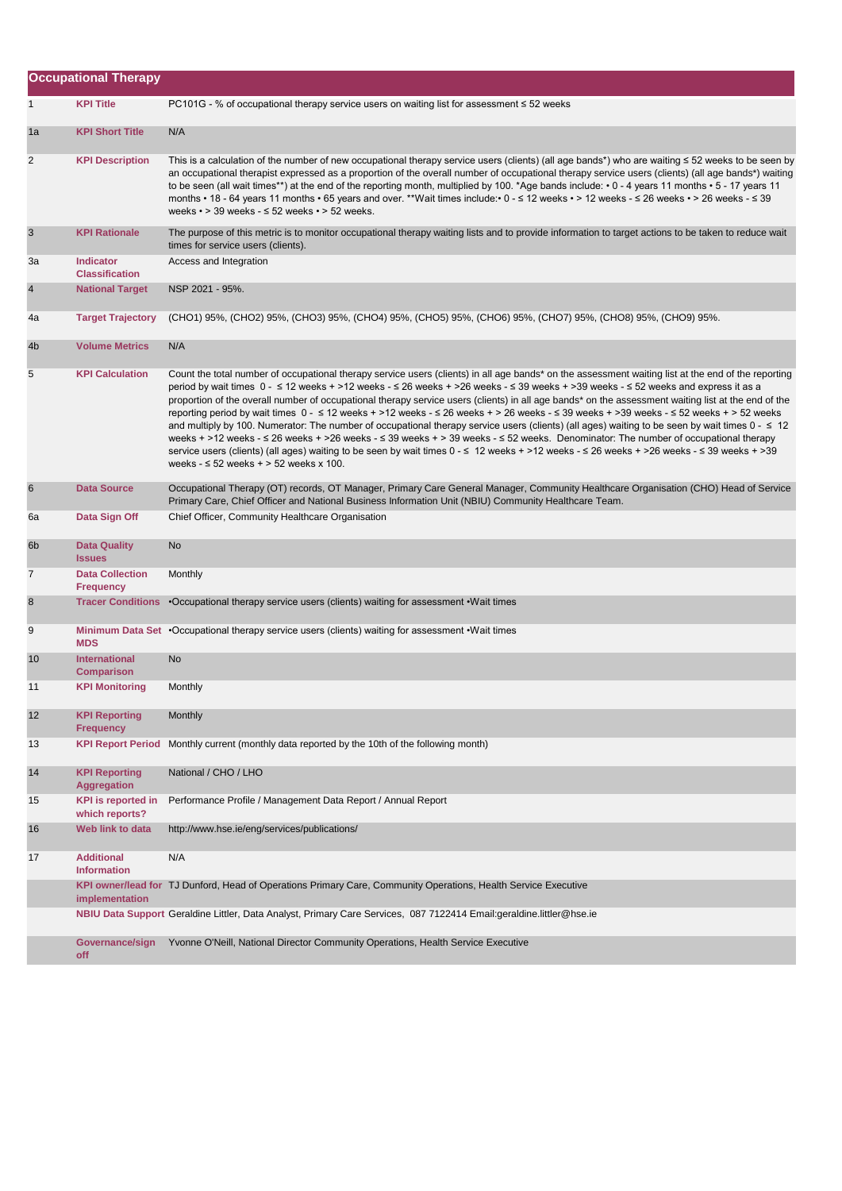## Occupational Therapy

| | | |
|---|---|---|
| 1 | **KPI Title** | PC101G - % of occupational therapy service users on waiting list for assessment ≤ 52 weeks |
| 1a | **KPI Short Title** | N/A |
| 2 | **KPI Description** | This is a calculation of the number of new occupational therapy service users (clients) (all age bands*) who are waiting ≤ 52 weeks to be seen by an occupational therapist expressed as a proportion of the overall number of occupational therapy service users (clients) (all age bands*) waiting to be seen (all wait times**) at the end of the reporting month, multiplied by 100. *Age bands include: • 0 - 4 years 11 months • 5 - 17 years 11 months • 18 - 64 years 11 months • 65 years and over. **Wait times include:• 0 - ≤ 12 weeks • > 12 weeks - ≤ 26 weeks • > 26 weeks - ≤ 39 weeks • > 39 weeks - ≤ 52 weeks • > 52 weeks. |
| 3 | **KPI Rationale** | The purpose of this metric is to monitor occupational therapy waiting lists and to provide information to target actions to be taken to reduce wait times for service users (clients). |
| 3a | **Indicator Classification** | Access and Integration |
| 4 | **National Target** | NSP 2021 - 95%. |
| 4a | **Target Trajectory** | (CHO1) 95%, (CHO2) 95%, (CHO3) 95%, (CHO4) 95%, (CHO5) 95%, (CHO6) 95%, (CHO7) 95%, (CHO8) 95%, (CHO9) 95%. |
| 4b | **Volume Metrics** | N/A |
| 5 | **KPI Calculation** | Count the total number of occupational therapy service users (clients) in all age bands* on the assessment waiting list at the end of the reporting period by wait times 0 - ≤ 12 weeks + >12 weeks - ≤ 26 weeks + >26 weeks - ≤ 39 weeks + >39 weeks - ≤ 52 weeks and express it as a proportion of the overall number of occupational therapy service users (clients) in all age bands* on the assessment waiting list at the end of the reporting period by wait times 0 - ≤ 12 weeks + >12 weeks - ≤ 26 weeks + > 26 weeks - ≤ 39 weeks + >39 weeks - ≤ 52 weeks + > 52 weeks and multiply by 100. Numerator: The number of occupational therapy service users (clients) (all ages) waiting to be seen by wait times 0 - ≤ 12 weeks + >12 weeks - ≤ 26 weeks + >26 weeks - ≤ 39 weeks + > 39 weeks - ≤ 52 weeks. Denominator: The number of occupational therapy service users (clients) (all ages) waiting to be seen by wait times 0 - ≤ 12 weeks + >12 weeks - ≤ 26 weeks + >26 weeks - ≤ 39 weeks + >39 weeks - ≤ 52 weeks + > 52 weeks x 100. |
| 6 | **Data Source** | Occupational Therapy (OT) records, OT Manager, Primary Care General Manager, Community Healthcare Organisation (CHO) Head of Service Primary Care, Chief Officer and National Business Information Unit (NBIU) Community Healthcare Team. |
| 6a | **Data Sign Off** | Chief Officer, Community Healthcare Organisation |
| 6b | **Data Quality Issues** | No |
| 7 | **Data Collection Frequency** | Monthly |
| 8 | **Tracer Conditions** | •Occupational therapy service users (clients) waiting for assessment •Wait times |
| 9 | **Minimum Data Set MDS** | •Occupational therapy service users (clients) waiting for assessment •Wait times |
| 10 | **International Comparison** | No |
| 11 | **KPI Monitoring** | Monthly |
| 12 | **KPI Reporting Frequency** | Monthly |
| 13 | **KPI Report Period** | Monthly current (monthly data reported by the 10th of the following month) |
| 14 | **KPI Reporting Aggregation** | National / CHO / LHO |
| 15 | **KPI is reported in which reports?** | Performance Profile / Management Data Report / Annual Report |
| 16 | **Web link to data** | http://www.hse.ie/eng/services/publications/ |
| 17 | **Additional Information** | N/A |
| | **KPI owner/lead for implementation** | TJ Dunford, Head of Operations Primary Care, Community Operations, Health Service Executive |
| | **NBIU Data Support** | Geraldine Littler, Data Analyst, Primary Care Services, 087 7122414 Email:geraldine.littler@hse.ie |
| | **Governance/sign off** | Yvonne O'Neill, National Director Community Operations, Health Service Executive |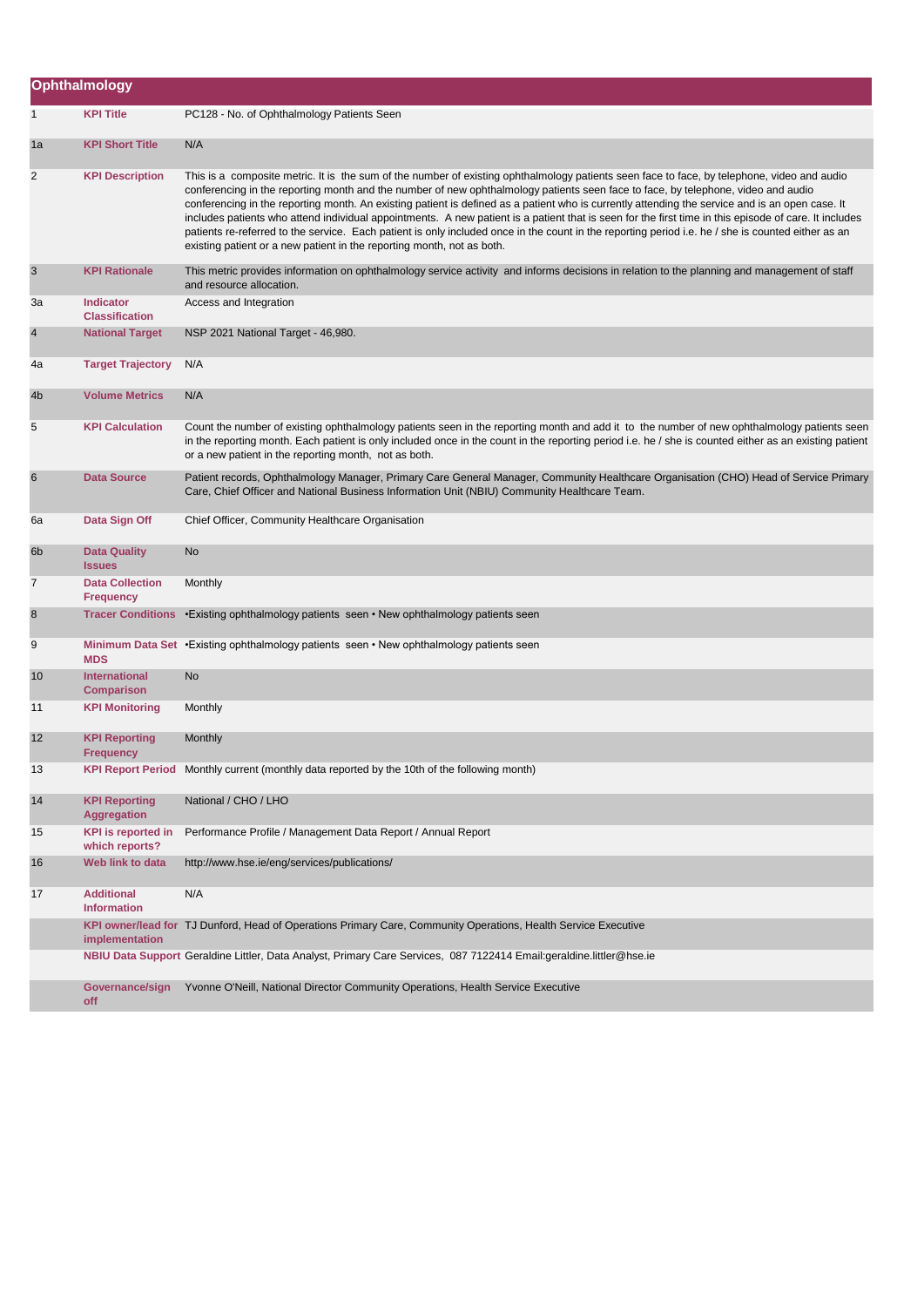## Ophthalmology

| | | |
|---|---|---|
| 1 | **KPI Title** | PC128 - No. of Ophthalmology Patients Seen |
| 1a | **KPI Short Title** | N/A |
| 2 | **KPI Description** | This is a composite metric. It is the sum of the number of existing ophthalmology patients seen face to face, by telephone, video and audio conferencing in the reporting month and the number of new ophthalmology patients seen face to face, by telephone, video and audio conferencing in the reporting month. An existing patient is defined as a patient who is currently attending the service and is an open case. It includes patients who attend individual appointments. A new patient is a patient that is seen for the first time in this episode of care. It includes patients re-referred to the service. Each patient is only included once in the count in the reporting period i.e. he / she is counted either as an existing patient or a new patient in the reporting month, not as both. |
| 3 | **KPI Rationale** | This metric provides information on ophthalmology service activity and informs decisions in relation to the planning and management of staff and resource allocation. |
| 3a | **Indicator Classification** | Access and Integration |
| 4 | **National Target** | NSP 2021 National Target - 46,980. |
| 4a | **Target Trajectory** | N/A |
| 4b | **Volume Metrics** | N/A |
| 5 | **KPI Calculation** | Count the number of existing ophthalmology patients seen in the reporting month and add it to the number of new ophthalmology patients seen in the reporting month. Each patient is only included once in the count in the reporting period i.e. he / she is counted either as an existing patient or a new patient in the reporting month, not as both. |
| 6 | **Data Source** | Patient records, Ophthalmology Manager, Primary Care General Manager, Community Healthcare Organisation (CHO) Head of Service Primary Care, Chief Officer and National Business Information Unit (NBIU) Community Healthcare Team. |
| 6a | **Data Sign Off** | Chief Officer, Community Healthcare Organisation |
| 6b | **Data Quality Issues** | No |
| 7 | **Data Collection Frequency** | Monthly |
| 8 | **Tracer Conditions** | •Existing ophthalmology patients seen • New ophthalmology patients seen |
| 9 | **Minimum Data Set MDS** | •Existing ophthalmology patients seen • New ophthalmology patients seen |
| 10 | **International Comparison** | No |
| 11 | **KPI Monitoring** | Monthly |
| 12 | **KPI Reporting Frequency** | Monthly |
| 13 | **KPI Report Period** | Monthly current (monthly data reported by the 10th of the following month) |
| 14 | **KPI Reporting Aggregation** | National / CHO / LHO |
| 15 | **KPI is reported in which reports?** | Performance Profile / Management Data Report / Annual Report |
| 16 | **Web link to data** | http://www.hse.ie/eng/services/publications/ |
| 17 | **Additional Information** | N/A |
| | **KPI owner/lead for implementation** | TJ Dunford, Head of Operations Primary Care, Community Operations, Health Service Executive |
| | **NBIU Data Support** | Geraldine Littler, Data Analyst, Primary Care Services, 087 7122414 Email:geraldine.littler@hse.ie |
| | **Governance/sign off** | Yvonne O'Neill, National Director Community Operations, Health Service Executive |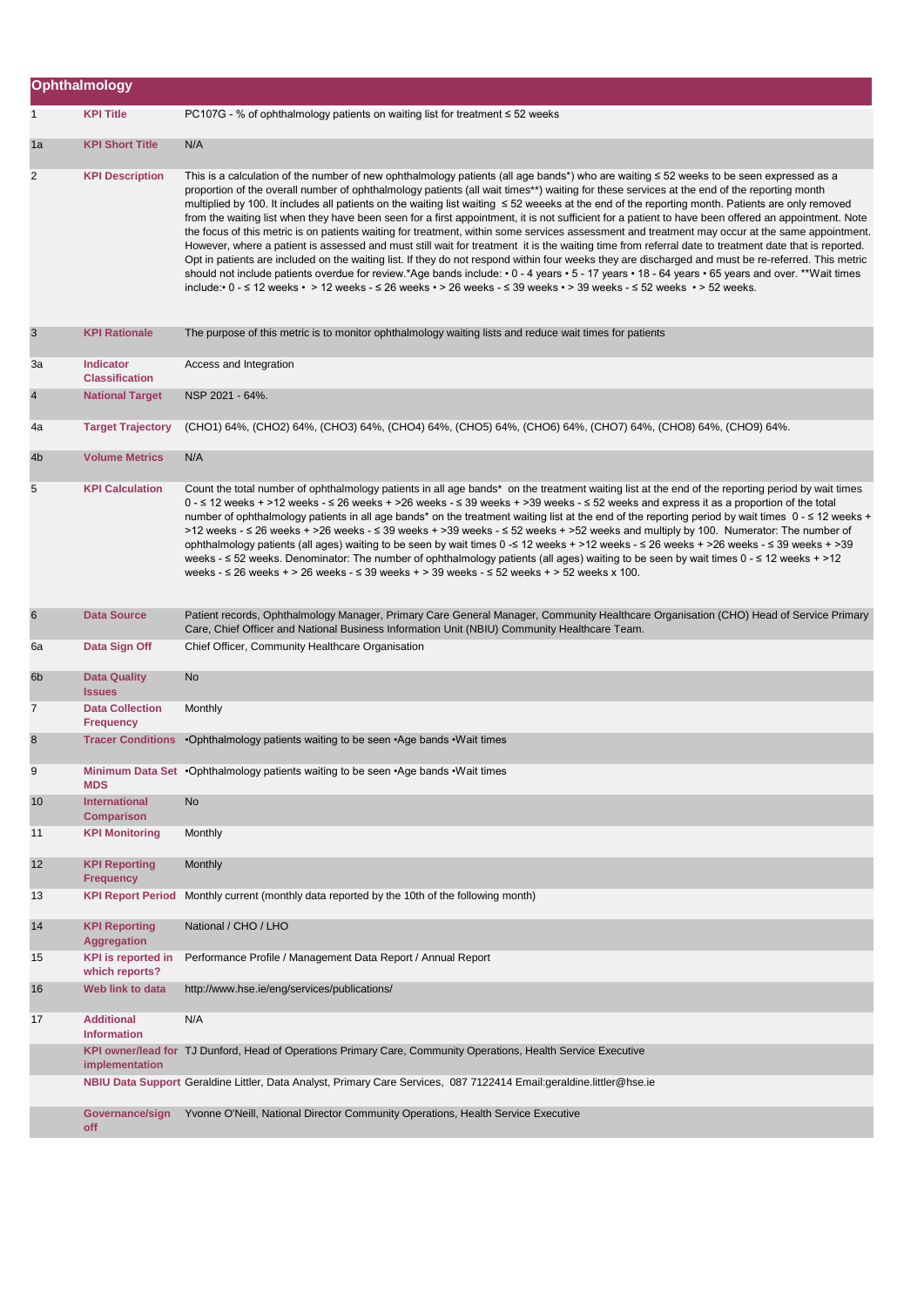## Ophthalmology

| | | |
|---|---|---|
| 1 | **KPI Title** | PC107G - % of ophthalmology patients on waiting list for treatment ≤ 52 weeks |
| 1a | **KPI Short Title** | N/A |
| 2 | **KPI Description** | This is a calculation of the number of new ophthalmology patients (all age bands*) who are waiting ≤ 52 weeks to be seen expressed as a proportion of the overall number of ophthalmology patients (all wait times**) waiting for these services at the end of the reporting month multiplied by 100. It includes all patients on the waiting list waiting ≤ 52 weeeks at the end of the reporting month. Patients are only removed from the waiting list when they have been seen for a first appointment, it is not sufficient for a patient to have been offered an appointment. Note the focus of this metric is on patients waiting for treatment, within some services assessment and treatment may occur at the same appointment. However, where a patient is assessed and must still wait for treatment it is the waiting time from referral date to treatment date that is reported. Opt in patients are included on the waiting list. If they do not respond within four weeks they are discharged and must be re-referred. This metric should not include patients overdue for review.*Age bands include: • 0 - 4 years • 5 - 17 years • 18 - 64 years • 65 years and over. **Wait times include:• 0 - ≤ 12 weeks • > 12 weeks - ≤ 26 weeks • > 26 weeks - ≤ 39 weeks • > 39 weeks - ≤ 52 weeks • > 52 weeks. |
| 3 | **KPI Rationale** | The purpose of this metric is to monitor ophthalmology waiting lists and reduce wait times for patients |
| 3a | **Indicator Classification** | Access and Integration |
| 4 | **National Target** | NSP 2021 - 64%. |
| 4a | **Target Trajectory** | (CHO1) 64%, (CHO2) 64%, (CHO3) 64%, (CHO4) 64%, (CHO5) 64%, (CHO6) 64%, (CHO7) 64%, (CHO8) 64%, (CHO9) 64%. |
| 4b | **Volume Metrics** | N/A |
| 5 | **KPI Calculation** | Count the total number of ophthalmology patients in all age bands* on the treatment waiting list at the end of the reporting period by wait times 0 - ≤ 12 weeks + >12 weeks - ≤ 26 weeks + >26 weeks - ≤ 39 weeks + >39 weeks - ≤ 52 weeks and express it as a proportion of the total number of ophthalmology patients in all age bands* on the treatment waiting list at the end of the reporting period by wait times 0 - ≤ 12 weeks + >12 weeks - ≤ 26 weeks + >26 weeks - ≤ 39 weeks + >39 weeks - ≤ 52 weeks + >52 weeks and multiply by 100. Numerator: The number of ophthalmology patients (all ages) waiting to be seen by wait times 0 -≤ 12 weeks + >12 weeks - ≤ 26 weeks + >26 weeks - ≤ 39 weeks + >39 weeks - ≤ 52 weeks. Denominator: The number of ophthalmology patients (all ages) waiting to be seen by wait times 0 - ≤ 12 weeks + >12 weeks - ≤ 26 weeks + > 26 weeks - ≤ 39 weeks + > 39 weeks - ≤ 52 weeks + > 52 weeks x 100. |
| 6 | **Data Source** | Patient records, Ophthalmology Manager, Primary Care General Manager, Community Healthcare Organisation (CHO) Head of Service Primary Care, Chief Officer and National Business Information Unit (NBIU) Community Healthcare Team. |
| 6a | **Data Sign Off** | Chief Officer, Community Healthcare Organisation |
| 6b | **Data Quality Issues** | No |
| 7 | **Data Collection Frequency** | Monthly |
| 8 | **Tracer Conditions** | •Ophthalmology patients waiting to be seen •Age bands •Wait times |
| 9 | **Minimum Data Set MDS** | •Ophthalmology patients waiting to be seen •Age bands •Wait times |
| 10 | **International Comparison** | No |
| 11 | **KPI Monitoring** | Monthly |
| 12 | **KPI Reporting Frequency** | Monthly |
| 13 | **KPI Report Period** | Monthly current (monthly data reported by the 10th of the following month) |
| 14 | **KPI Reporting Aggregation** | National / CHO / LHO |
| 15 | **KPI is reported in which reports?** | Performance Profile / Management Data Report / Annual Report |
| 16 | **Web link to data** | http://www.hse.ie/eng/services/publications/ |
| 17 | **Additional Information** | N/A |
| | **KPI owner/lead for implementation** | TJ Dunford, Head of Operations Primary Care, Community Operations, Health Service Executive |
| | **NBIU Data Support** | Geraldine Littler, Data Analyst, Primary Care Services, 087 7122414 Email:geraldine.littler@hse.ie |
| | **Governance/sign off** | Yvonne O'Neill, National Director Community Operations, Health Service Executive |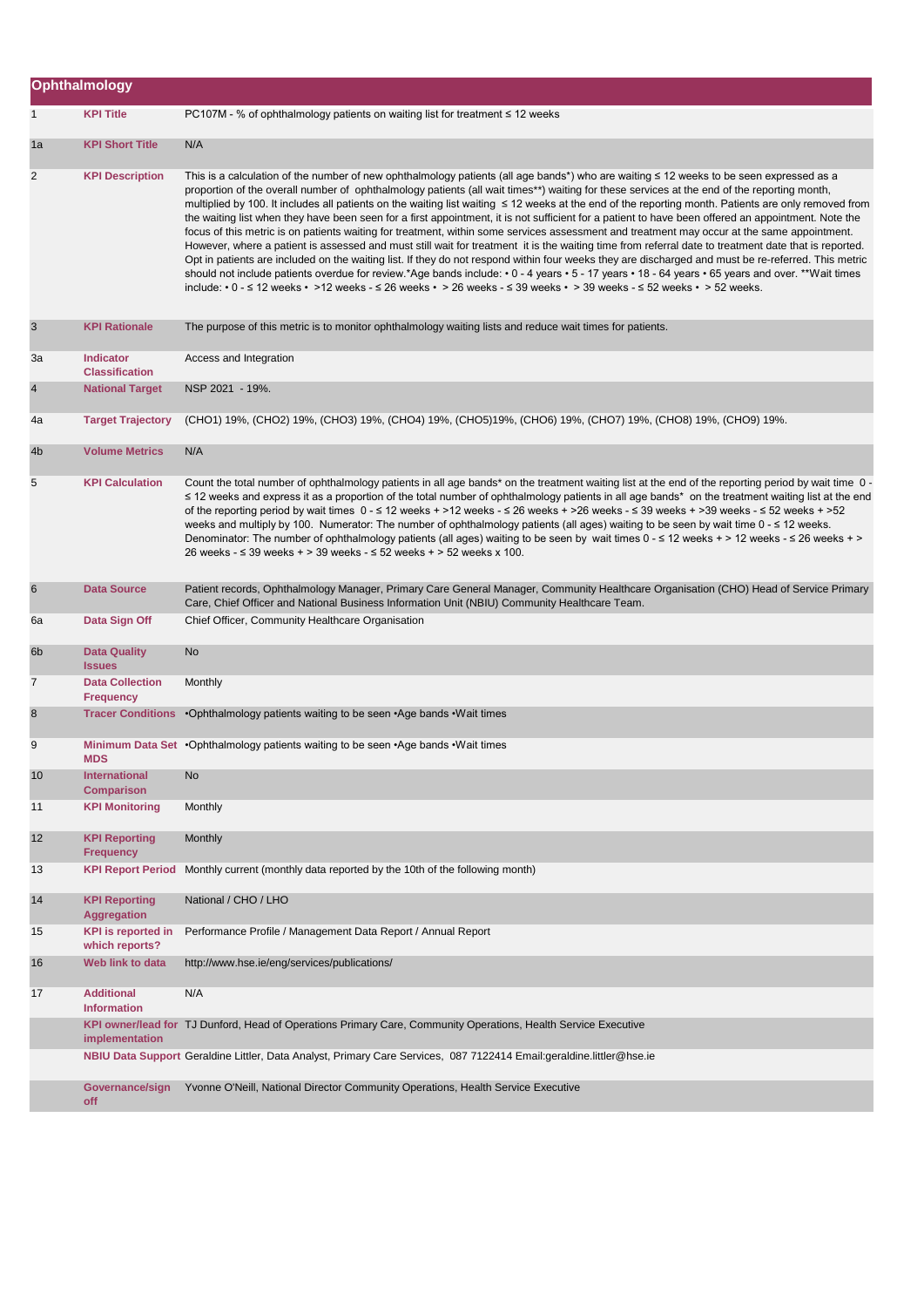## Ophthalmology

| | | |
|---|---|---|
| 1 | **KPI Title** | PC107M - % of ophthalmology patients on waiting list for treatment ≤ 12 weeks |
| 1a | **KPI Short Title** | N/A |
| 2 | **KPI Description** | This is a calculation of the number of new ophthalmology patients (all age bands*) who are waiting ≤ 12 weeks to be seen expressed as a proportion of the overall number of ophthalmology patients (all wait times**) waiting for these services at the end of the reporting month, multiplied by 100. It includes all patients on the waiting list waiting ≤ 12 weeks at the end of the reporting month. Patients are only removed from the waiting list when they have been seen for a first appointment, it is not sufficient for a patient to have been offered an appointment. Note the focus of this metric is on patients waiting for treatment, within some services assessment and treatment may occur at the same appointment. However, where a patient is assessed and must still wait for treatment it is the waiting time from referral date to treatment date that is reported. Opt in patients are included on the waiting list. If they do not respond within four weeks they are discharged and must be re-referred. This metric should not include patients overdue for review.*Age bands include: • 0 - 4 years • 5 - 17 years • 18 - 64 years • 65 years and over. **Wait times include: • 0 - ≤ 12 weeks • >12 weeks - ≤ 26 weeks • > 26 weeks - ≤ 39 weeks • > 39 weeks - ≤ 52 weeks • > 52 weeks. |
| 3 | **KPI Rationale** | The purpose of this metric is to monitor ophthalmology waiting lists and reduce wait times for patients. |
| 3a | **Indicator Classification** | Access and Integration |
| 4 | **National Target** | NSP 2021 - 19%. |
| 4a | **Target Trajectory** | (CHO1) 19%, (CHO2) 19%, (CHO3) 19%, (CHO4) 19%, (CHO5)19%, (CHO6) 19%, (CHO7) 19%, (CHO8) 19%, (CHO9) 19%. |
| 4b | **Volume Metrics** | N/A |
| 5 | **KPI Calculation** | Count the total number of ophthalmology patients in all age bands* on the treatment waiting list at the end of the reporting period by wait time 0 - ≤ 12 weeks and express it as a proportion of the total number of ophthalmology patients in all age bands* on the treatment waiting list at the end of the reporting period by wait times 0 - ≤ 12 weeks + >12 weeks - ≤ 26 weeks + >26 weeks - ≤ 39 weeks + >39 weeks - ≤ 52 weeks + >52 weeks and multiply by 100. Numerator: The number of ophthalmology patients (all ages) waiting to be seen by wait time 0 - ≤ 12 weeks. Denominator: The number of ophthalmology patients (all ages) waiting to be seen by wait times 0 - ≤ 12 weeks + > 12 weeks - ≤ 26 weeks + > 26 weeks - ≤ 39 weeks + > 39 weeks - ≤ 52 weeks + > 52 weeks x 100. |
| 6 | **Data Source** | Patient records, Ophthalmology Manager, Primary Care General Manager, Community Healthcare Organisation (CHO) Head of Service Primary Care, Chief Officer and National Business Information Unit (NBIU) Community Healthcare Team. |
| 6a | **Data Sign Off** | Chief Officer, Community Healthcare Organisation |
| 6b | **Data Quality Issues** | No |
| 7 | **Data Collection Frequency** | Monthly |
| 8 | **Tracer Conditions** | •Ophthalmology patients waiting to be seen •Age bands •Wait times |
| 9 | **Minimum Data Set MDS** | •Ophthalmology patients waiting to be seen •Age bands •Wait times |
| 10 | **International Comparison** | No |
| 11 | **KPI Monitoring** | Monthly |
| 12 | **KPI Reporting Frequency** | Monthly |
| 13 | **KPI Report Period** | Monthly current (monthly data reported by the 10th of the following month) |
| 14 | **KPI Reporting Aggregation** | National / CHO / LHO |
| 15 | **KPI is reported in which reports?** | Performance Profile / Management Data Report / Annual Report |
| 16 | **Web link to data** | http://www.hse.ie/eng/services/publications/ |
| 17 | **Additional Information** | N/A |
| | **KPI owner/lead for implementation** | TJ Dunford, Head of Operations Primary Care, Community Operations, Health Service Executive |
| | **NBIU Data Support** | Geraldine Littler, Data Analyst, Primary Care Services, 087 7122414 Email:geraldine.littler@hse.ie |
| | **Governance/sign off** | Yvonne O'Neill, National Director Community Operations, Health Service Executive |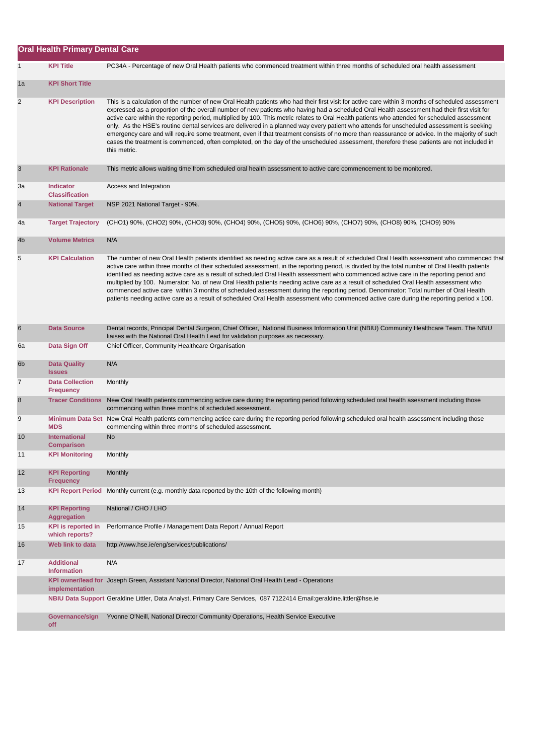## Oral Health Primary Dental Care

| | | |
|---|---|---|
| 1 | **KPI Title** | PC34A - Percentage of new Oral Health patients who commenced treatment within three months of scheduled oral health assessment |
| 1a | **KPI Short Title** | |
| 2 | **KPI Description** | This is a calculation of the number of new Oral Health patients who had their first visit for active care within 3 months of scheduled assessment expressed as a proportion of the overall number of new patients who having had a scheduled Oral Health assessment had their first visit for active care within the reporting period, multiplied by 100. This metric relates to Oral Health patients who attended for scheduled assessment only. As the HSE's routine dental services are delivered in a planned way every patient who attends for unscheduled assessment is seeking emergency care and will require some treatment, even if that treatment consists of no more than reassurance or advice. In the majority of such cases the treatment is commenced, often completed, on the day of the unscheduled assessment, therefore these patients are not included in this metric. |
| 3 | **KPI Rationale** | This metric allows waiting time from scheduled oral health assessment to active care commencement to be monitored. |
| 3a | **Indicator Classification** | Access and Integration |
| 4 | **National Target** | NSP 2021 National Target - 90%. |
| 4a | **Target Trajectory** | (CHO1) 90%, (CHO2) 90%, (CHO3) 90%, (CHO4) 90%, (CHO5) 90%, (CHO6) 90%, (CHO7) 90%, (CHO8) 90%, (CHO9) 90% |
| 4b | **Volume Metrics** | N/A |
| 5 | **KPI Calculation** | The number of new Oral Health patients identified as needing active care as a result of scheduled Oral Health assessment who commenced that active care within three months of their scheduled assessment, in the reporting period, is divided by the total number of Oral Health patients identified as needing active care as a result of scheduled Oral Health assessment who commenced active care in the reporting period and multiplied by 100. Numerator: No. of new Oral Health patients needing active care as a result of scheduled Oral Health assessment who commenced active care within 3 months of scheduled assessment during the reporting period. Denominator: Total number of Oral Health patients needing active care as a result of scheduled Oral Health assessment who commenced active care during the reporting period x 100. |
| 6 | **Data Source** | Dental records, Principal Dental Surgeon, Chief Officer, National Business Information Unit (NBIU) Community Healthcare Team. The NBIU liaises with the National Oral Health Lead for validation purposes as necessary. |
| 6a | **Data Sign Off** | Chief Officer, Community Healthcare Organisation |
| 6b | **Data Quality Issues** | N/A |
| 7 | **Data Collection Frequency** | Monthly |
| 8 | **Tracer Conditions** | New Oral Health patients commencing active care during the reporting period following scheduled oral health asessment including those commencing within three months of scheduled assessment. |
| 9 | **Minimum Data Set MDS** | New Oral Health patients commencing actice care during the reporting period following scheduled oral health assessment including those commencing within three months of scheduled assessment. |
| 10 | **International Comparison** | No |
| 11 | **KPI Monitoring** | Monthly |
| 12 | **KPI Reporting Frequency** | Monthly |
| 13 | **KPI Report Period** | Monthly current (e.g. monthly data reported by the 10th of the following month) |
| 14 | **KPI Reporting Aggregation** | National / CHO / LHO |
| 15 | **KPI is reported in which reports?** | Performance Profile / Management Data Report / Annual Report |
| 16 | **Web link to data** | http://www.hse.ie/eng/services/publications/ |
| 17 | **Additional Information** | N/A |
| | **KPI owner/lead for implementation** | Joseph Green, Assistant National Director, National Oral Health Lead - Operations |
| | **NBIU Data Support** | Geraldine Littler, Data Analyst, Primary Care Services, 087 7122414 Email:geraldine.littler@hse.ie |
| | **Governance/sign off** | Yvonne O'Neill, National Director Community Operations, Health Service Executive |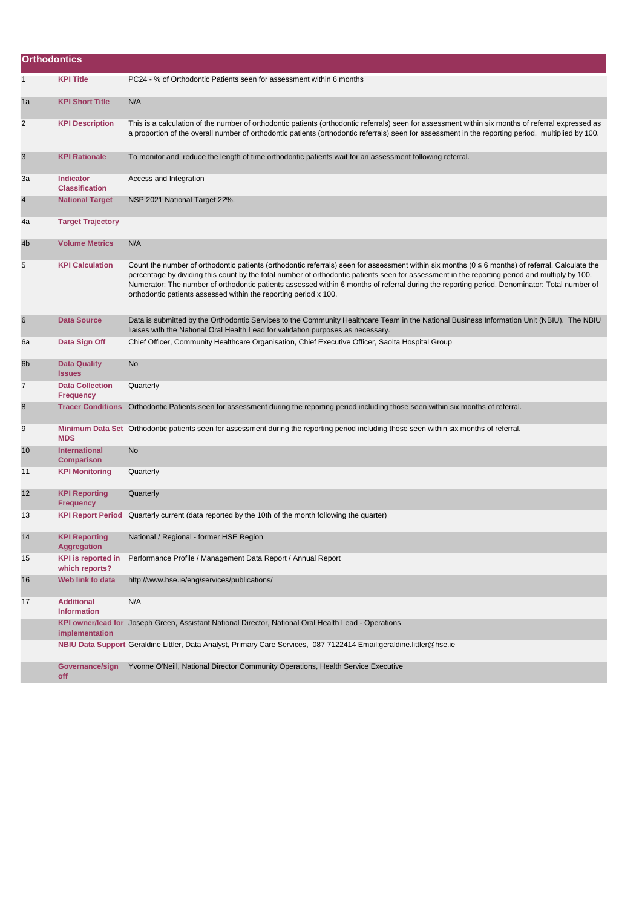## Orthodontics

| | | |
|---|---|---|
| 1 | **KPI Title** | PC24 - % of Orthodontic Patients seen for assessment within 6 months |
| 1a | **KPI Short Title** | N/A |
| 2 | **KPI Description** | This is a calculation of the number of orthodontic patients (orthodontic referrals) seen for assessment within six months of referral expressed as a proportion of the overall number of orthodontic patients (orthodontic referrals) seen for assessment in the reporting period, multiplied by 100. |
| 3 | **KPI Rationale** | To monitor and reduce the length of time orthodontic patients wait for an assessment following referral. |
| 3a | **Indicator Classification** | Access and Integration |
| 4 | **National Target** | NSP 2021 National Target 22%. |
| 4a | **Target Trajectory** | |
| 4b | **Volume Metrics** | N/A |
| 5 | **KPI Calculation** | Count the number of orthodontic patients (orthodontic referrals) seen for assessment within six months (0 ≤ 6 months) of referral. Calculate the percentage by dividing this count by the total number of orthodontic patients seen for assessment in the reporting period and multiply by 100. Numerator: The number of orthodontic patients assessed within 6 months of referral during the reporting period. Denominator: Total number of orthodontic patients assessed within the reporting period x 100. |
| 6 | **Data Source** | Data is submitted by the Orthodontic Services to the Community Healthcare Team in the National Business Information Unit (NBIU). The NBIU liaises with the National Oral Health Lead for validation purposes as necessary. |
| 6a | **Data Sign Off** | Chief Officer, Community Healthcare Organisation, Chief Executive Officer, Saolta Hospital Group |
| 6b | **Data Quality Issues** | No |
| 7 | **Data Collection Frequency** | Quarterly |
| 8 | **Tracer Conditions** | Orthodontic Patients seen for assessment during the reporting period including those seen within six months of referral. |
| 9 | **Minimum Data Set MDS** | Orthodontic patients seen for assessment during the reporting period including those seen within six months of referral. |
| 10 | **International Comparison** | No |
| 11 | **KPI Monitoring** | Quarterly |
| 12 | **KPI Reporting Frequency** | Quarterly |
| 13 | **KPI Report Period** | Quarterly current (data reported by the 10th of the month following the quarter) |
| 14 | **KPI Reporting Aggregation** | National / Regional - former HSE Region |
| 15 | **KPI is reported in which reports?** | Performance Profile / Management Data Report / Annual Report |
| 16 | **Web link to data** | http://www.hse.ie/eng/services/publications/ |
| 17 | **Additional Information** | N/A |
| | **KPI owner/lead for implementation** | Joseph Green, Assistant National Director, National Oral Health Lead - Operations |
| | **NBIU Data Support** | Geraldine Littler, Data Analyst, Primary Care Services, 087 7122414 Email:geraldine.littler@hse.ie |
| | **Governance/sign off** | Yvonne O'Neill, National Director Community Operations, Health Service Executive |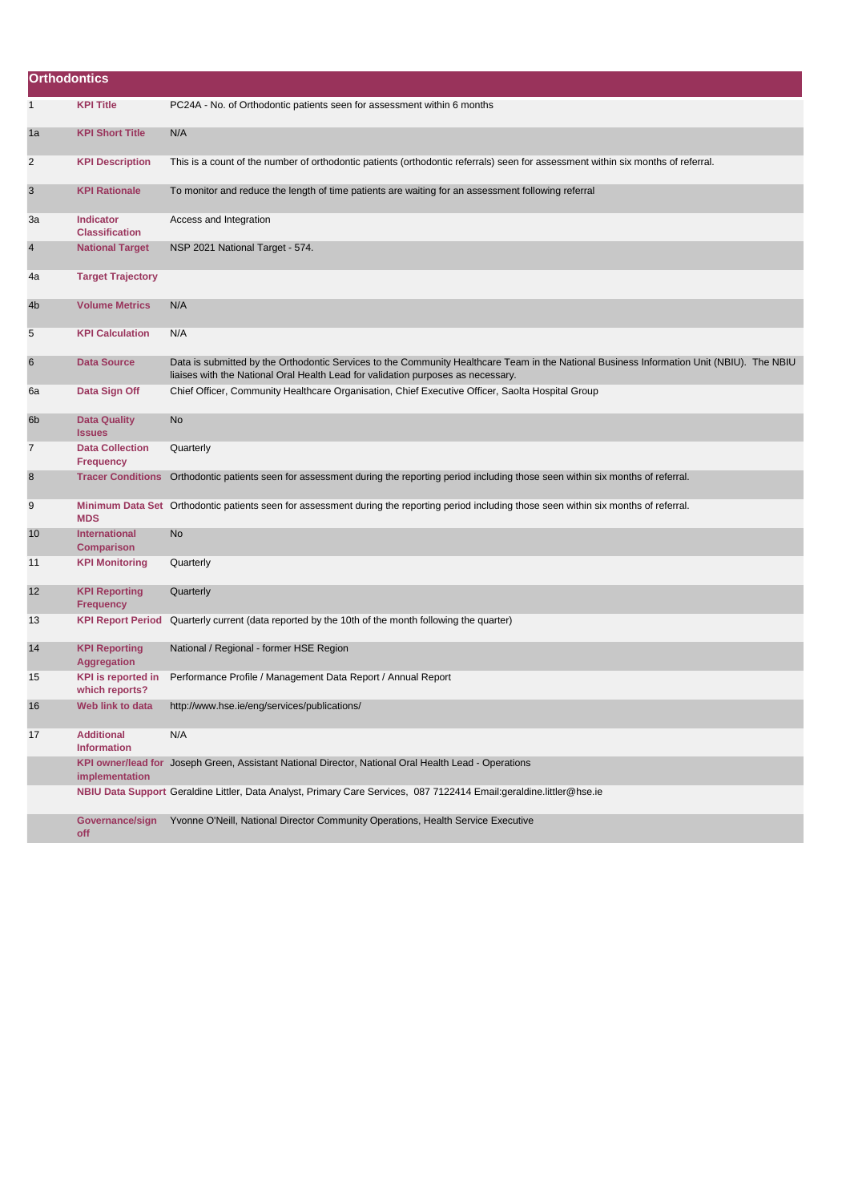## Orthodontics

| | | |
|---|---|---|
| 1 | **KPI Title** | PC24A - No. of Orthodontic patients seen for assessment within 6 months |
| 1a | **KPI Short Title** | N/A |
| 2 | **KPI Description** | This is a count of the number of orthodontic patients (orthodontic referrals) seen for assessment within six months of referral. |
| 3 | **KPI Rationale** | To monitor and reduce the length of time patients are waiting for an assessment following referral |
| 3a | **Indicator Classification** | Access and Integration |
| 4 | **National Target** | NSP 2021 National Target - 574. |
| 4a | **Target Trajectory** | |
| 4b | **Volume Metrics** | N/A |
| 5 | **KPI Calculation** | N/A |
| 6 | **Data Source** | Data is submitted by the Orthodontic Services to the Community Healthcare Team in the National Business Information Unit (NBIU). The NBIU liaises with the National Oral Health Lead for validation purposes as necessary. |
| 6a | **Data Sign Off** | Chief Officer, Community Healthcare Organisation, Chief Executive Officer, Saolta Hospital Group |
| 6b | **Data Quality Issues** | No |
| 7 | **Data Collection Frequency** | Quarterly |
| 8 | **Tracer Conditions** | Orthodontic patients seen for assessment during the reporting period including those seen within six months of referral. |
| 9 | **Minimum Data Set MDS** | Orthodontic patients seen for assessment during the reporting period including those seen within six months of referral. |
| 10 | **International Comparison** | No |
| 11 | **KPI Monitoring** | Quarterly |
| 12 | **KPI Reporting Frequency** | Quarterly |
| 13 | **KPI Report Period** | Quarterly current (data reported by the 10th of the month following the quarter) |
| 14 | **KPI Reporting Aggregation** | National / Regional - former HSE Region |
| 15 | **KPI is reported in which reports?** | Performance Profile / Management Data Report / Annual Report |
| 16 | **Web link to data** | http://www.hse.ie/eng/services/publications/ |
| 17 | **Additional Information** | N/A |
| | **KPI owner/lead for implementation** | Joseph Green, Assistant National Director, National Oral Health Lead - Operations |
| | **NBIU Data Support** | Geraldine Littler, Data Analyst, Primary Care Services, 087 7122414 Email:geraldine.littler@hse.ie |
| | **Governance/sign off** | Yvonne O'Neill, National Director Community Operations, Health Service Executive |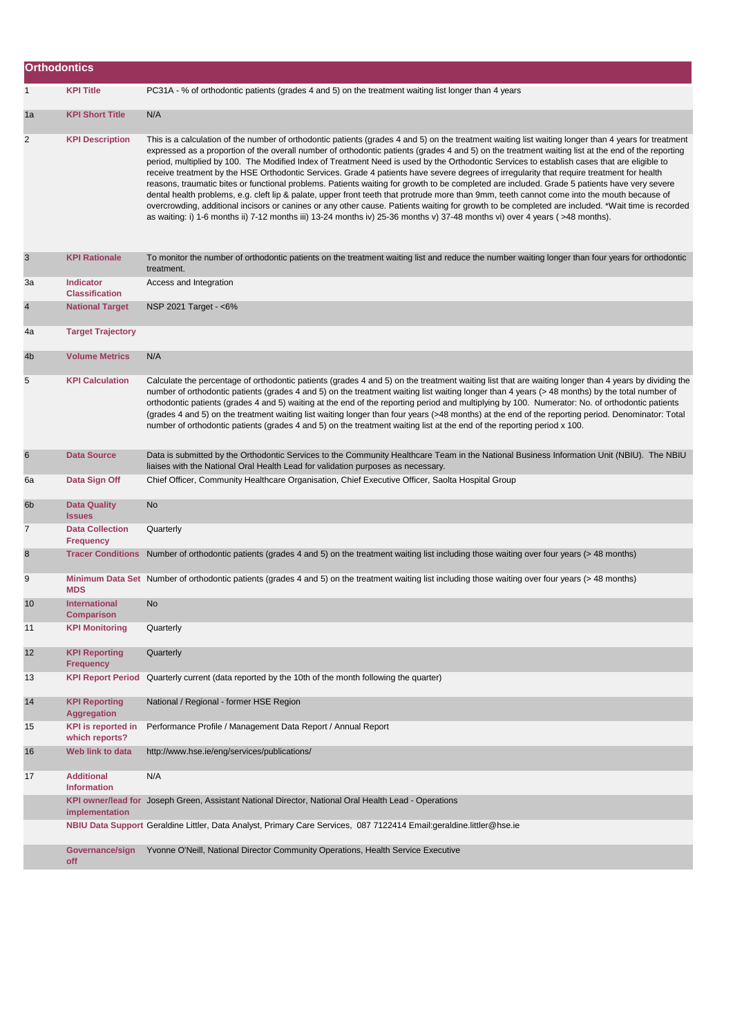## Orthodontics

| | | |
|---|---|---|
| 1 | **KPI Title** | PC31A - % of orthodontic patients (grades 4 and 5) on the treatment waiting list longer than 4 years |
| 1a | **KPI Short Title** | N/A |
| 2 | **KPI Description** | This is a calculation of the number of orthodontic patients (grades 4 and 5) on the treatment waiting list waiting longer than 4 years for treatment expressed as a proportion of the overall number of orthodontic patients (grades 4 and 5) on the treatment waiting list at the end of the reporting period, multiplied by 100. The Modified Index of Treatment Need is used by the Orthodontic Services to establish cases that are eligible to receive treatment by the HSE Orthodontic Services. Grade 4 patients have severe degrees of irregularity that require treatment for health reasons, traumatic bites or functional problems. Patients waiting for growth to be completed are included. Grade 5 patients have very severe dental health problems, e.g. cleft lip & palate, upper front teeth that protrude more than 9mm, teeth cannot come into the mouth because of overcrowding, additional incisors or canines or any other cause. Patients waiting for growth to be completed are included. *Wait time is recorded as waiting: i) 1-6 months ii) 7-12 months iii) 13-24 months iv) 25-36 months v) 37-48 months vi) over 4 years ( >48 months). |
| 3 | **KPI Rationale** | To monitor the number of orthodontic patients on the treatment waiting list and reduce the number waiting longer than four years for orthodontic treatment. |
| 3a | **Indicator Classification** | Access and Integration |
| 4 | **National Target** | NSP 2021 Target - <6% |
| 4a | **Target Trajectory** | |
| 4b | **Volume Metrics** | N/A |
| 5 | **KPI Calculation** | Calculate the percentage of orthodontic patients (grades 4 and 5) on the treatment waiting list that are waiting longer than 4 years by dividing the number of orthodontic patients (grades 4 and 5) on the treatment waiting list waiting longer than 4 years (> 48 months) by the total number of orthodontic patients (grades 4 and 5) waiting at the end of the reporting period and multiplying by 100. Numerator: No. of orthodontic patients (grades 4 and 5) on the treatment waiting list waiting longer than four years (>48 months) at the end of the reporting period. Denominator: Total number of orthodontic patients (grades 4 and 5) on the treatment waiting list at the end of the reporting period x 100. |
| 6 | **Data Source** | Data is submitted by the Orthodontic Services to the Community Healthcare Team in the National Business Information Unit (NBIU). The NBIU liaises with the National Oral Health Lead for validation purposes as necessary. |
| 6a | **Data Sign Off** | Chief Officer, Community Healthcare Organisation, Chief Executive Officer, Saolta Hospital Group |
| 6b | **Data Quality Issues** | No |
| 7 | **Data Collection Frequency** | Quarterly |
| 8 | **Tracer Conditions** | Number of orthodontic patients (grades 4 and 5) on the treatment waiting list including those waiting over four years (> 48 months) |
| 9 | **Minimum Data Set MDS** | Number of orthodontic patients (grades 4 and 5) on the treatment waiting list including those waiting over four years (> 48 months) |
| 10 | **International Comparison** | No |
| 11 | **KPI Monitoring** | Quarterly |
| 12 | **KPI Reporting Frequency** | Quarterly |
| 13 | **KPI Report Period** | Quarterly current (data reported by the 10th of the month following the quarter) |
| 14 | **KPI Reporting Aggregation** | National / Regional - former HSE Region |
| 15 | **KPI is reported in which reports?** | Performance Profile / Management Data Report / Annual Report |
| 16 | **Web link to data** | http://www.hse.ie/eng/services/publications/ |
| 17 | **Additional Information** | N/A |
| | **KPI owner/lead for implementation** | Joseph Green, Assistant National Director, National Oral Health Lead - Operations |
| | **NBIU Data Support** | Geraldine Littler, Data Analyst, Primary Care Services, 087 7122414 Email:geraldine.littler@hse.ie |
| | **Governance/sign off** | Yvonne O'Neill, National Director Community Operations, Health Service Executive |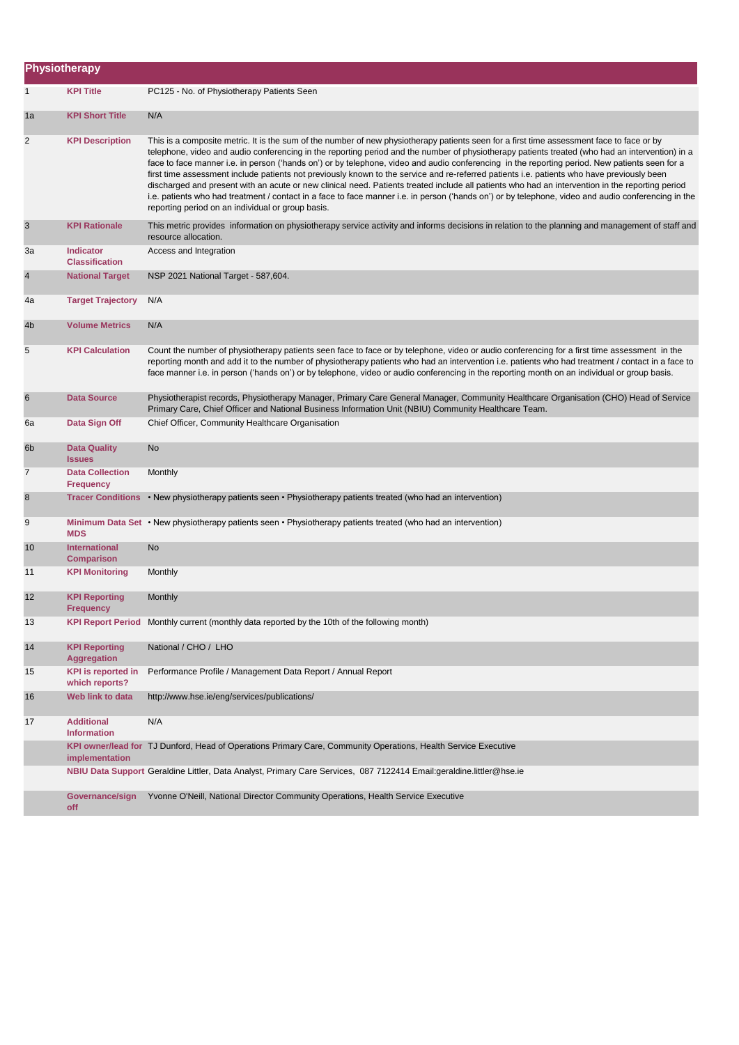## Physiotherapy

| | | |
|---|---|---|
| 1 | **KPI Title** | PC125 - No. of Physiotherapy Patients Seen |
| 1a | **KPI Short Title** | N/A |
| 2 | **KPI Description** | This is a composite metric. It is the sum of the number of new physiotherapy patients seen for a first time assessment face to face or by telephone, video and audio conferencing in the reporting period and the number of physiotherapy patients treated (who had an intervention) in a face to face manner i.e. in person ('hands on') or by telephone, video and audio conferencing in the reporting period. New patients seen for a first time assessment include patients not previously known to the service and re-referred patients i.e. patients who have previously been discharged and present with an acute or new clinical need. Patients treated include all patients who had an intervention in the reporting period i.e. patients who had treatment / contact in a face to face manner i.e. in person ('hands on') or by telephone, video and audio conferencing in the reporting period on an individual or group basis. |
| 3 | **KPI Rationale** | This metric provides information on physiotherapy service activity and informs decisions in relation to the planning and management of staff and resource allocation. |
| 3a | **Indicator Classification** | Access and Integration |
| 4 | **National Target** | NSP 2021 National Target - 587,604. |
| 4a | **Target Trajectory** | N/A |
| 4b | **Volume Metrics** | N/A |
| 5 | **KPI Calculation** | Count the number of physiotherapy patients seen face to face or by telephone, video or audio conferencing for a first time assessment in the reporting month and add it to the number of physiotherapy patients who had an intervention i.e. patients who had treatment / contact in a face to face manner i.e. in person ('hands on') or by telephone, video or audio conferencing in the reporting month on an individual or group basis. |
| 6 | **Data Source** | Physiotherapist records, Physiotherapy Manager, Primary Care General Manager, Community Healthcare Organisation (CHO) Head of Service Primary Care, Chief Officer and National Business Information Unit (NBIU) Community Healthcare Team. |
| 6a | **Data Sign Off** | Chief Officer, Community Healthcare Organisation |
| 6b | **Data Quality Issues** | No |
| 7 | **Data Collection Frequency** | Monthly |
| 8 | **Tracer Conditions** | • New physiotherapy patients seen • Physiotherapy patients treated (who had an intervention) |
| 9 | **Minimum Data Set MDS** | • New physiotherapy patients seen • Physiotherapy patients treated (who had an intervention) |
| 10 | **International Comparison** | No |
| 11 | **KPI Monitoring** | Monthly |
| 12 | **KPI Reporting Frequency** | Monthly |
| 13 | **KPI Report Period** | Monthly current (monthly data reported by the 10th of the following month) |
| 14 | **KPI Reporting Aggregation** | National / CHO / LHO |
| 15 | **KPI is reported in which reports?** | Performance Profile / Management Data Report / Annual Report |
| 16 | **Web link to data** | http://www.hse.ie/eng/services/publications/ |
| 17 | **Additional Information** | N/A |
| | **KPI owner/lead for implementation** | TJ Dunford, Head of Operations Primary Care, Community Operations, Health Service Executive |
| | **NBIU Data Support** | Geraldine Littler, Data Analyst, Primary Care Services, 087 7122414 Email:geraldine.littler@hse.ie |
| | **Governance/sign off** | Yvonne O'Neill, National Director Community Operations, Health Service Executive |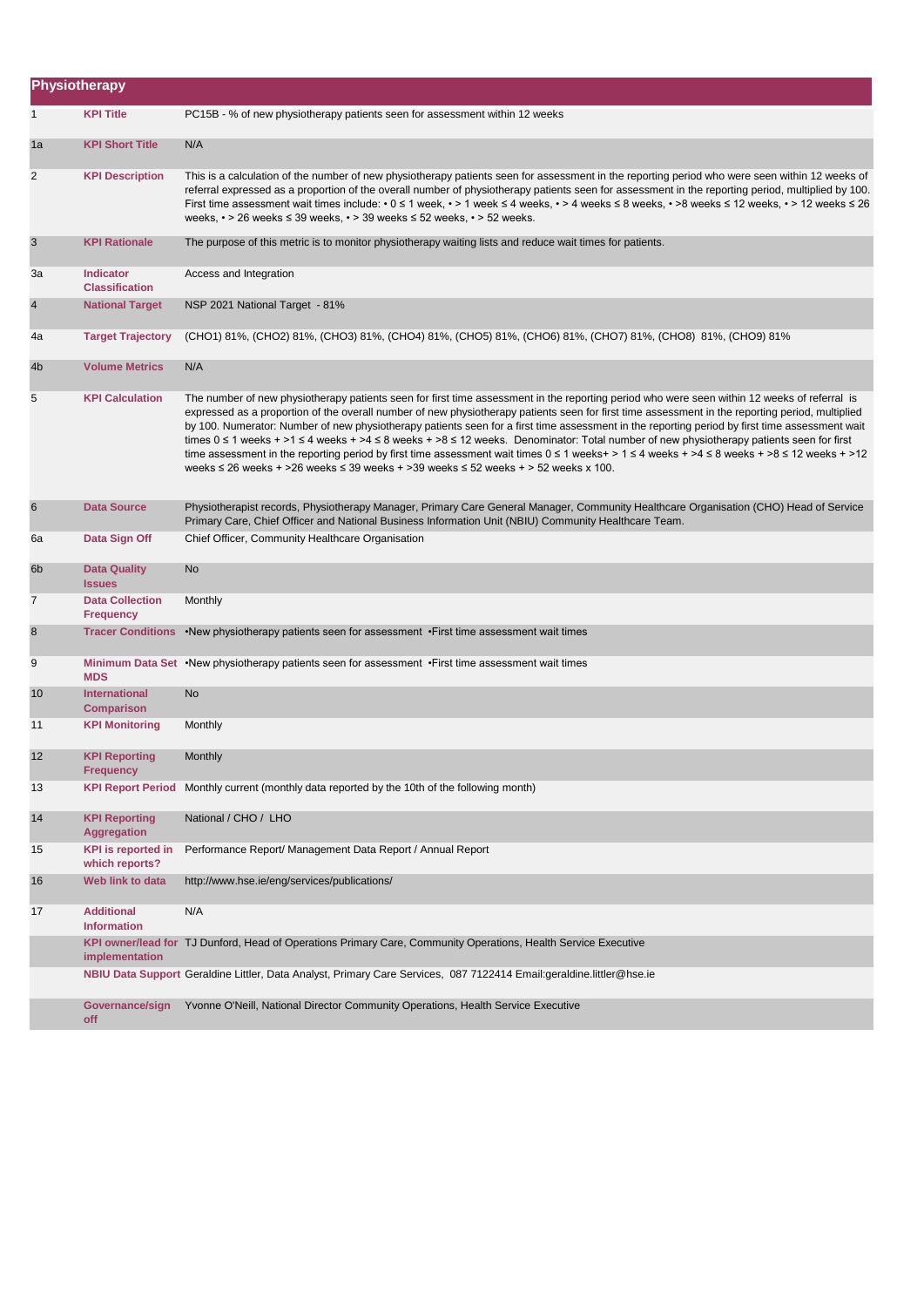## Physiotherapy

| | | |
|---|---|---|
| 1 | **KPI Title** | PC15B - % of new physiotherapy patients seen for assessment within 12 weeks |
| 1a | **KPI Short Title** | N/A |
| 2 | **KPI Description** | This is a calculation of the number of new physiotherapy patients seen for assessment in the reporting period who were seen within 12 weeks of referral expressed as a proportion of the overall number of physiotherapy patients seen for assessment in the reporting period, multiplied by 100. First time assessment wait times include: • 0 ≤ 1 week, • > 1 week ≤ 4 weeks, • > 4 weeks ≤ 8 weeks, • >8 weeks ≤ 12 weeks, • > 12 weeks ≤ 26 weeks, • > 26 weeks ≤ 39 weeks, • > 39 weeks ≤ 52 weeks, • > 52 weeks. |
| 3 | **KPI Rationale** | The purpose of this metric is to monitor physiotherapy waiting lists and reduce wait times for patients. |
| 3a | **Indicator Classification** | Access and Integration |
| 4 | **National Target** | NSP 2021 National Target - 81% |
| 4a | **Target Trajectory** | (CHO1) 81%, (CHO2) 81%, (CHO3) 81%, (CHO4) 81%, (CHO5) 81%, (CHO6) 81%, (CHO7) 81%, (CHO8) 81%, (CHO9) 81% |
| 4b | **Volume Metrics** | N/A |
| 5 | **KPI Calculation** | The number of new physiotherapy patients seen for first time assessment in the reporting period who were seen within 12 weeks of referral is expressed as a proportion of the overall number of new physiotherapy patients seen for first time assessment in the reporting period, multiplied by 100. Numerator: Number of new physiotherapy patients seen for a first time assessment in the reporting period by first time assessment wait times 0 ≤ 1 weeks + >1 ≤ 4 weeks + >4 ≤ 8 weeks + >8 ≤ 12 weeks. Denominator: Total number of new physiotherapy patients seen for first time assessment in the reporting period by first time assessment wait times 0 ≤ 1 weeks+ > 1 ≤ 4 weeks + >4 ≤ 8 weeks + >8 ≤ 12 weeks + >12 weeks ≤ 26 weeks + >26 weeks ≤ 39 weeks + >39 weeks ≤ 52 weeks + > 52 weeks x 100. |
| 6 | **Data Source** | Physiotherapist records, Physiotherapy Manager, Primary Care General Manager, Community Healthcare Organisation (CHO) Head of Service Primary Care, Chief Officer and National Business Information Unit (NBIU) Community Healthcare Team. |
| 6a | **Data Sign Off** | Chief Officer, Community Healthcare Organisation |
| 6b | **Data Quality Issues** | No |
| 7 | **Data Collection Frequency** | Monthly |
| 8 | **Tracer Conditions** | •New physiotherapy patients seen for assessment •First time assessment wait times |
| 9 | **Minimum Data Set MDS** | •New physiotherapy patients seen for assessment •First time assessment wait times |
| 10 | **International Comparison** | No |
| 11 | **KPI Monitoring** | Monthly |
| 12 | **KPI Reporting Frequency** | Monthly |
| 13 | **KPI Report Period** | Monthly current (monthly data reported by the 10th of the following month) |
| 14 | **KPI Reporting Aggregation** | National / CHO / LHO |
| 15 | **KPI is reported in which reports?** | Performance Report/ Management Data Report / Annual Report |
| 16 | **Web link to data** | http://www.hse.ie/eng/services/publications/ |
| 17 | **Additional Information** | N/A |
| | **KPI owner/lead for implementation** | TJ Dunford, Head of Operations Primary Care, Community Operations, Health Service Executive |
| | **NBIU Data Support** | Geraldine Littler, Data Analyst, Primary Care Services, 087 7122414 Email:geraldine.littler@hse.ie |
| | **Governance/sign off** | Yvonne O'Neill, National Director Community Operations, Health Service Executive |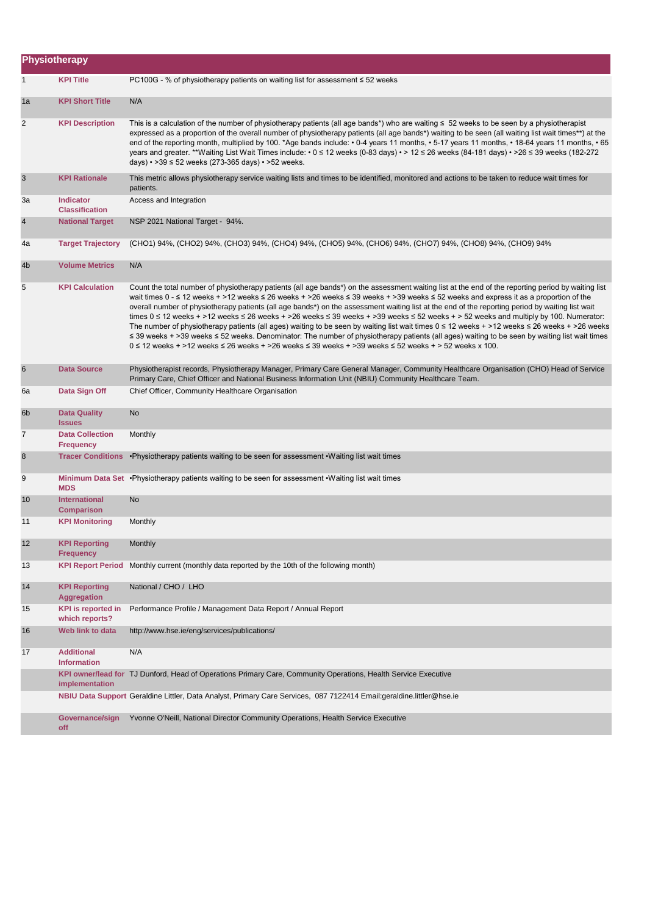## Physiotherapy

| | | |
|---|---|---|
| 1 | **KPI Title** | PC100G - % of physiotherapy patients on waiting list for assessment ≤ 52 weeks |
| 1a | **KPI Short Title** | N/A |
| 2 | **KPI Description** | This is a calculation of the number of physiotherapy patients (all age bands*) who are waiting ≤ 52 weeks to be seen by a physiotherapist expressed as a proportion of the overall number of physiotherapy patients (all age bands*) waiting to be seen (all waiting list wait times**) at the end of the reporting month, multiplied by 100. *Age bands include: • 0-4 years 11 months, • 5-17 years 11 months, • 18-64 years 11 months, • 65 years and greater. **Waiting List Wait Times include: • 0 ≤ 12 weeks (0-83 days) • > 12 ≤ 26 weeks (84-181 days) • >26 ≤ 39 weeks (182-272 days) • >39 ≤ 52 weeks (273-365 days) • >52 weeks. |
| 3 | **KPI Rationale** | This metric allows physiotherapy service waiting lists and times to be identified, monitored and actions to be taken to reduce wait times for patients. |
| 3a | **Indicator Classification** | Access and Integration |
| 4 | **National Target** | NSP 2021 National Target - 94%. |
| 4a | **Target Trajectory** | (CHO1) 94%, (CHO2) 94%, (CHO3) 94%, (CHO4) 94%, (CHO5) 94%, (CHO6) 94%, (CHO7) 94%, (CHO8) 94%, (CHO9) 94% |
| 4b | **Volume Metrics** | N/A |
| 5 | **KPI Calculation** | Count the total number of physiotherapy patients (all age bands*) on the assessment waiting list at the end of the reporting period by waiting list wait times 0 - ≤ 12 weeks + >12 weeks ≤ 26 weeks + >26 weeks ≤ 39 weeks + >39 weeks ≤ 52 weeks and express it as a proportion of the overall number of physiotherapy patients (all age bands*) on the assessment waiting list at the end of the reporting period by waiting list wait times 0 ≤ 12 weeks + >12 weeks ≤ 26 weeks + >26 weeks ≤ 39 weeks + >39 weeks ≤ 52 weeks + > 52 weeks and multiply by 100. Numerator: The number of physiotherapy patients (all ages) waiting to be seen by waiting list wait times 0 ≤ 12 weeks + >12 weeks ≤ 26 weeks + >26 weeks ≤ 39 weeks + >39 weeks ≤ 52 weeks. Denominator: The number of physiotherapy patients (all ages) waiting to be seen by waiting list wait times 0 ≤ 12 weeks + >12 weeks ≤ 26 weeks + >26 weeks ≤ 39 weeks + >39 weeks ≤ 52 weeks + > 52 weeks x 100. |
| 6 | **Data Source** | Physiotherapist records, Physiotherapy Manager, Primary Care General Manager, Community Healthcare Organisation (CHO) Head of Service Primary Care, Chief Officer and National Business Information Unit (NBIU) Community Healthcare Team. |
| 6a | **Data Sign Off** | Chief Officer, Community Healthcare Organisation |
| 6b | **Data Quality Issues** | No |
| 7 | **Data Collection Frequency** | Monthly |
| 8 | **Tracer Conditions** | •Physiotherapy patients waiting to be seen for assessment •Waiting list wait times |
| 9 | **Minimum Data Set MDS** | •Physiotherapy patients waiting to be seen for assessment •Waiting list wait times |
| 10 | **International Comparison** | No |
| 11 | **KPI Monitoring** | Monthly |
| 12 | **KPI Reporting Frequency** | Monthly |
| 13 | **KPI Report Period** | Monthly current (monthly data reported by the 10th of the following month) |
| 14 | **KPI Reporting Aggregation** | National / CHO / LHO |
| 15 | **KPI is reported in which reports?** | Performance Profile / Management Data Report / Annual Report |
| 16 | **Web link to data** | http://www.hse.ie/eng/services/publications/ |
| 17 | **Additional Information** | N/A |
| | **KPI owner/lead for implementation** | TJ Dunford, Head of Operations Primary Care, Community Operations, Health Service Executive |
| | **NBIU Data Support** | Geraldine Littler, Data Analyst, Primary Care Services, 087 7122414 Email:geraldine.littler@hse.ie |
| | **Governance/sign off** | Yvonne O'Neill, National Director Community Operations, Health Service Executive |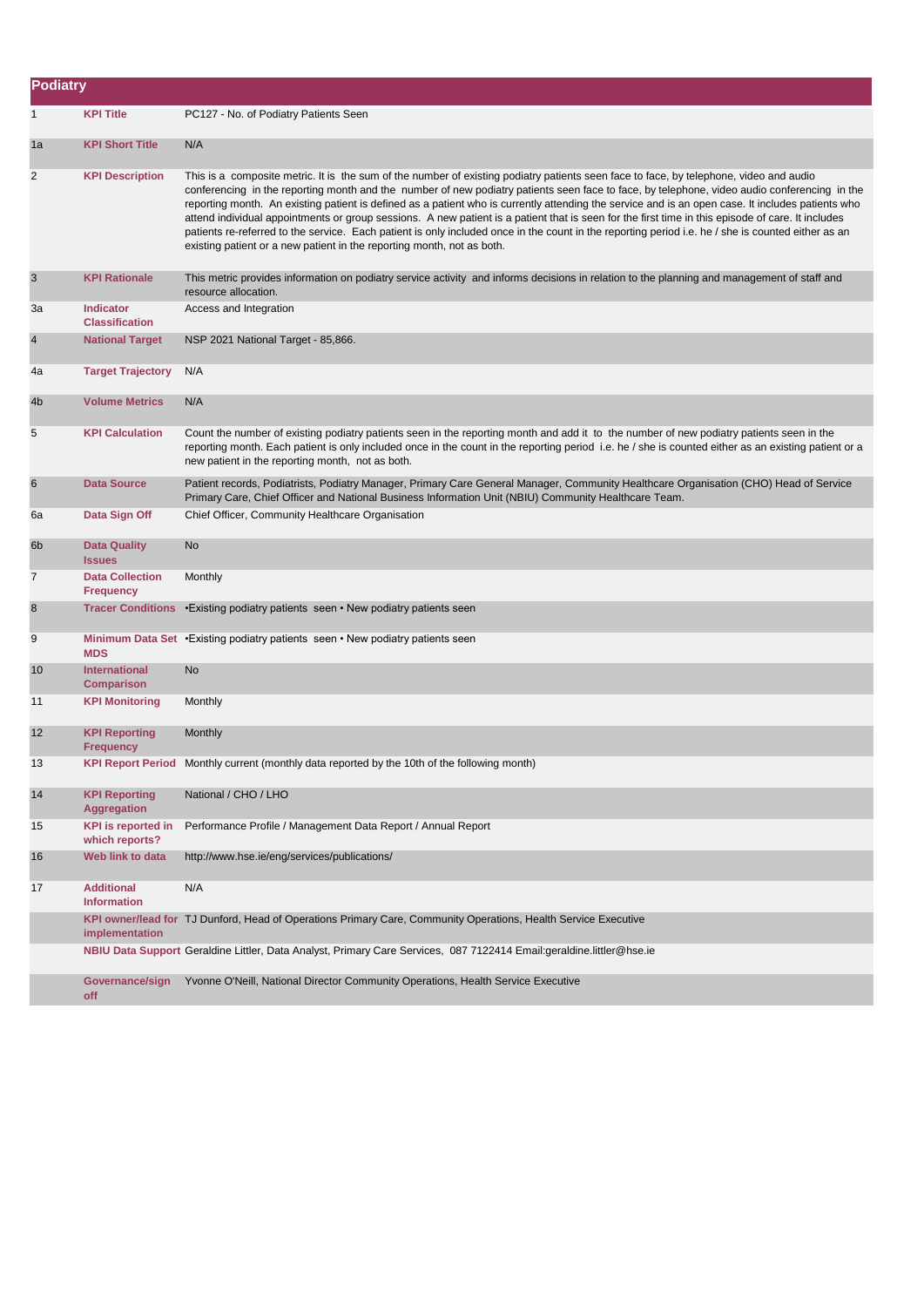## Podiatry

| | | |
|---|---|---|
| 1 | **KPI Title** | PC127 - No. of Podiatry Patients Seen |
| 1a | **KPI Short Title** | N/A |
| 2 | **KPI Description** | This is a composite metric. It is the sum of the number of existing podiatry patients seen face to face, by telephone, video and audio conferencing in the reporting month and the number of new podiatry patients seen face to face, by telephone, video audio conferencing in the reporting month. An existing patient is defined as a patient who is currently attending the service and is an open case. It includes patients who attend individual appointments or group sessions. A new patient is a patient that is seen for the first time in this episode of care. It includes patients re-referred to the service. Each patient is only included once in the count in the reporting period i.e. he / she is counted either as an existing patient or a new patient in the reporting month, not as both. |
| 3 | **KPI Rationale** | This metric provides information on podiatry service activity and informs decisions in relation to the planning and management of staff and resource allocation. |
| 3a | **Indicator Classification** | Access and Integration |
| 4 | **National Target** | NSP 2021 National Target - 85,866. |
| 4a | **Target Trajectory** | N/A |
| 4b | **Volume Metrics** | N/A |
| 5 | **KPI Calculation** | Count the number of existing podiatry patients seen in the reporting month and add it to the number of new podiatry patients seen in the reporting month. Each patient is only included once in the count in the reporting period i.e. he / she is counted either as an existing patient or a new patient in the reporting month, not as both. |
| 6 | **Data Source** | Patient records, Podiatrists, Podiatry Manager, Primary Care General Manager, Community Healthcare Organisation (CHO) Head of Service Primary Care, Chief Officer and National Business Information Unit (NBIU) Community Healthcare Team. |
| 6a | **Data Sign Off** | Chief Officer, Community Healthcare Organisation |
| 6b | **Data Quality Issues** | No |
| 7 | **Data Collection Frequency** | Monthly |
| 8 | **Tracer Conditions** | •Existing podiatry patients seen • New podiatry patients seen |
| 9 | **Minimum Data Set MDS** | •Existing podiatry patients seen • New podiatry patients seen |
| 10 | **International Comparison** | No |
| 11 | **KPI Monitoring** | Monthly |
| 12 | **KPI Reporting Frequency** | Monthly |
| 13 | **KPI Report Period** | Monthly current (monthly data reported by the 10th of the following month) |
| 14 | **KPI Reporting Aggregation** | National / CHO / LHO |
| 15 | **KPI is reported in which reports?** | Performance Profile / Management Data Report / Annual Report |
| 16 | **Web link to data** | http://www.hse.ie/eng/services/publications/ |
| 17 | **Additional Information** | N/A |
| | **KPI owner/lead for implementation** | TJ Dunford, Head of Operations Primary Care, Community Operations, Health Service Executive |
| | **NBIU Data Support** | Geraldine Littler, Data Analyst, Primary Care Services, 087 7122414 Email:geraldine.littler@hse.ie |
| | **Governance/sign off** | Yvonne O'Neill, National Director Community Operations, Health Service Executive |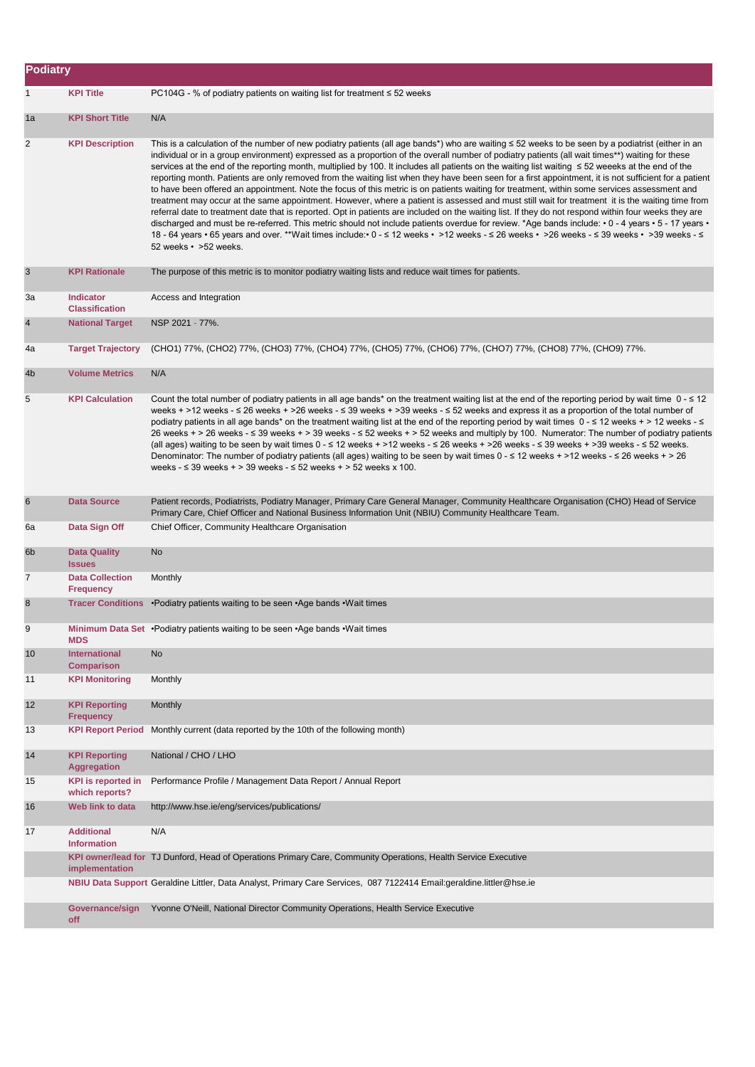## Podiatry

| | | |
|---|---|---|
| 1 | **KPI Title** | PC104G - % of podiatry patients on waiting list for treatment ≤ 52 weeks |
| 1a | **KPI Short Title** | N/A |
| 2 | **KPI Description** | This is a calculation of the number of new podiatry patients (all age bands*) who are waiting ≤ 52 weeks to be seen by a podiatrist (either in an individual or in a group environment) expressed as a proportion of the overall number of podiatry patients (all wait times**) waiting for these services at the end of the reporting month, multiplied by 100. It includes all patients on the waiting list waiting ≤ 52 weeeks at the end of the reporting month. Patients are only removed from the waiting list when they have been seen for a first appointment, it is not sufficient for a patient to have been offered an appointment. Note the focus of this metric is on patients waiting for treatment, within some services assessment and treatment may occur at the same appointment. However, where a patient is assessed and must still wait for treatment it is the waiting time from referral date to treatment date that is reported. Opt in patients are included on the waiting list. If they do not respond within four weeks they are discharged and must be re-referred. This metric should not include patients overdue for review. *Age bands include: • 0 - 4 years • 5 - 17 years • 18 - 64 years • 65 years and over. **Wait times include:• 0 - ≤ 12 weeks • >12 weeks - ≤ 26 weeks • >26 weeks - ≤ 39 weeks • >39 weeks - ≤ 52 weeks • >52 weeks. |
| 3 | **KPI Rationale** | The purpose of this metric is to monitor podiatry waiting lists and reduce wait times for patients. |
| 3a | **Indicator Classification** | Access and Integration |
| 4 | **National Target** | NSP 2021 - 77%. |
| 4a | **Target Trajectory** | (CHO1) 77%, (CHO2) 77%, (CHO3) 77%, (CHO4) 77%, (CHO5) 77%, (CHO6) 77%, (CHO7) 77%, (CHO8) 77%, (CHO9) 77%. |
| 4b | **Volume Metrics** | N/A |
| 5 | **KPI Calculation** | Count the total number of podiatry patients in all age bands* on the treatment waiting list at the end of the reporting period by wait time 0 - ≤ 12 weeks + >12 weeks - ≤ 26 weeks + >26 weeks - ≤ 39 weeks + >39 weeks - ≤ 52 weeks and express it as a proportion of the total number of podiatry patients in all age bands* on the treatment waiting list at the end of the reporting period by wait times 0 - ≤ 12 weeks + > 12 weeks - ≤ 26 weeks + > 26 weeks - ≤ 39 weeks + > 39 weeks - ≤ 52 weeks + > 52 weeks and multiply by 100. Numerator: The number of podiatry patients (all ages) waiting to be seen by wait times 0 - ≤ 12 weeks + >12 weeks - ≤ 26 weeks + >26 weeks - ≤ 39 weeks + >39 weeks - ≤ 52 weeks. Denominator: The number of podiatry patients (all ages) waiting to be seen by wait times 0 - ≤ 12 weeks + >12 weeks - ≤ 26 weeks + > 26 weeks - ≤ 39 weeks + > 39 weeks - ≤ 52 weeks + > 52 weeks x 100. |
| 6 | **Data Source** | Patient records, Podiatrists, Podiatry Manager, Primary Care General Manager, Community Healthcare Organisation (CHO) Head of Service Primary Care, Chief Officer and National Business Information Unit (NBIU) Community Healthcare Team. |
| 6a | **Data Sign Off** | Chief Officer, Community Healthcare Organisation |
| 6b | **Data Quality Issues** | No |
| 7 | **Data Collection Frequency** | Monthly |
| 8 | **Tracer Conditions** | •Podiatry patients waiting to be seen •Age bands •Wait times |
| 9 | **Minimum Data Set MDS** | •Podiatry patients waiting to be seen •Age bands •Wait times |
| 10 | **International Comparison** | No |
| 11 | **KPI Monitoring** | Monthly |
| 12 | **KPI Reporting Frequency** | Monthly |
| 13 | **KPI Report Period** | Monthly current (data reported by the 10th of the following month) |
| 14 | **KPI Reporting Aggregation** | National / CHO / LHO |
| 15 | **KPI is reported in which reports?** | Performance Profile / Management Data Report / Annual Report |
| 16 | **Web link to data** | http://www.hse.ie/eng/services/publications/ |
| 17 | **Additional Information** | N/A |
| | **KPI owner/lead for implementation** | TJ Dunford, Head of Operations Primary Care, Community Operations, Health Service Executive |
| | **NBIU Data Support** | Geraldine Littler, Data Analyst, Primary Care Services, 087 7122414 Email:geraldine.littler@hse.ie |
| | **Governance/sign off** | Yvonne O'Neill, National Director Community Operations, Health Service Executive |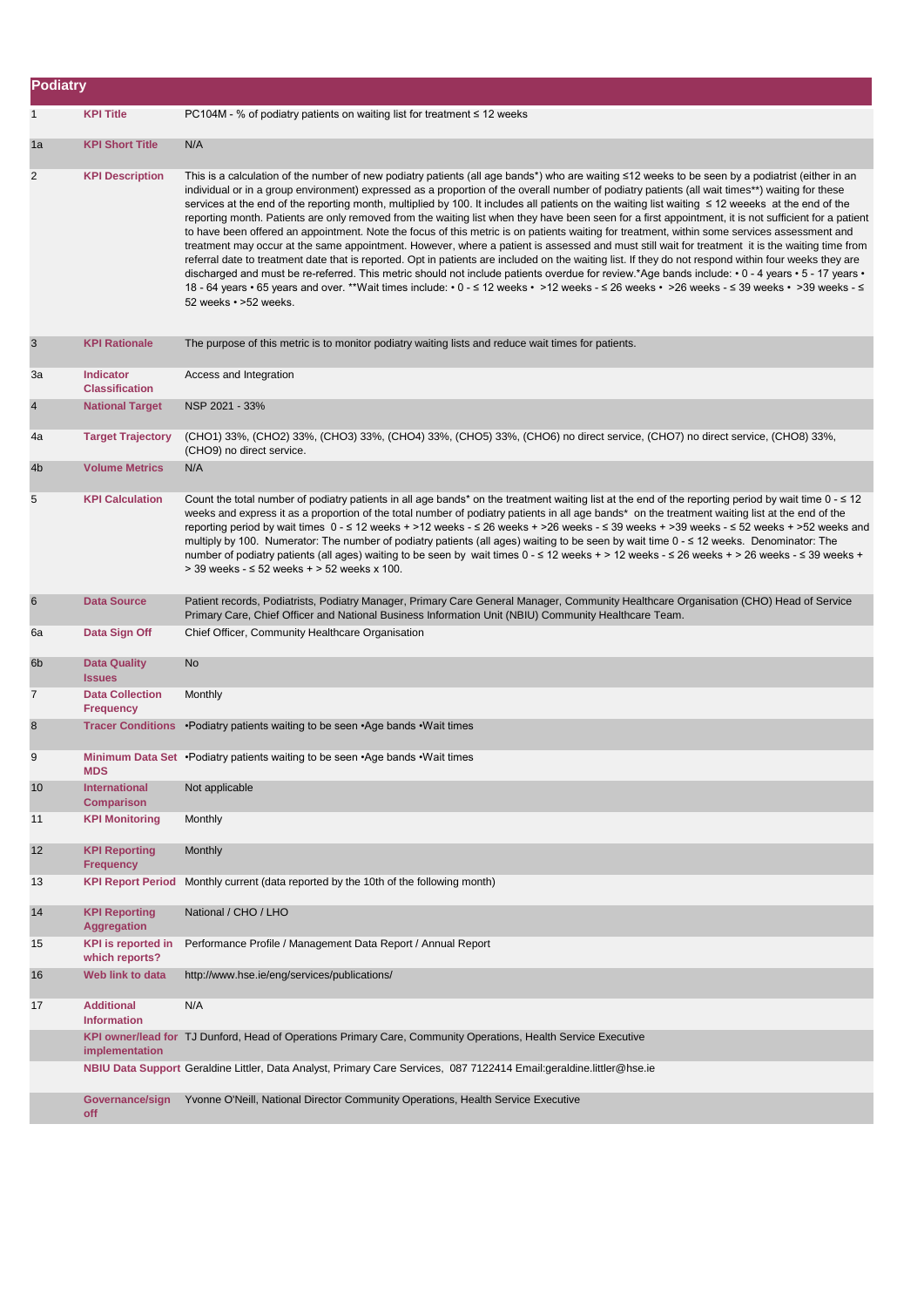## Podiatry

| | | |
|---|---|---|
| 1 | **KPI Title** | PC104M - % of podiatry patients on waiting list for treatment ≤ 12 weeks |
| 1a | **KPI Short Title** | N/A |
| 2 | **KPI Description** | This is a calculation of the number of new podiatry patients (all age bands*) who are waiting ≤12 weeks to be seen by a podiatrist (either in an individual or in a group environment) expressed as a proportion of the overall number of podiatry patients (all wait times**) waiting for these services at the end of the reporting month, multiplied by 100. It includes all patients on the waiting list waiting ≤ 12 weeeks at the end of the reporting month. Patients are only removed from the waiting list when they have been seen for a first appointment, it is not sufficient for a patient to have been offered an appointment. Note the focus of this metric is on patients waiting for treatment, within some services assessment and treatment may occur at the same appointment. However, where a patient is assessed and must still wait for treatment it is the waiting time from referral date to treatment date that is reported. Opt in patients are included on the waiting list. If they do not respond within four weeks they are discharged and must be re-referred. This metric should not include patients overdue for review.*Age bands include: • 0 - 4 years • 5 - 17 years • 18 - 64 years • 65 years and over. **Wait times include: • 0 - ≤ 12 weeks • >12 weeks - ≤ 26 weeks • >26 weeks - ≤ 39 weeks • >39 weeks - ≤ 52 weeks • >52 weeks. |
| 3 | **KPI Rationale** | The purpose of this metric is to monitor podiatry waiting lists and reduce wait times for patients. |
| 3a | **Indicator Classification** | Access and Integration |
| 4 | **National Target** | NSP 2021 - 33% |
| 4a | **Target Trajectory** | (CHO1) 33%, (CHO2) 33%, (CHO3) 33%, (CHO4) 33%, (CHO5) 33%, (CHO6) no direct service, (CHO7) no direct service, (CHO8) 33%, (CHO9) no direct service. |
| 4b | **Volume Metrics** | N/A |
| 5 | **KPI Calculation** | Count the total number of podiatry patients in all age bands* on the treatment waiting list at the end of the reporting period by wait time 0 - ≤ 12 weeks and express it as a proportion of the total number of podiatry patients in all age bands* on the treatment waiting list at the end of the reporting period by wait times 0 - ≤ 12 weeks + >12 weeks - ≤ 26 weeks + >26 weeks - ≤ 39 weeks + >39 weeks - ≤ 52 weeks + >52 weeks and multiply by 100. Numerator: The number of podiatry patients (all ages) waiting to be seen by wait time 0 - ≤ 12 weeks. Denominator: The number of podiatry patients (all ages) waiting to be seen by wait times 0 - ≤ 12 weeks + > 12 weeks - ≤ 26 weeks + > 26 weeks - ≤ 39 weeks + > 39 weeks - ≤ 52 weeks + > 52 weeks x 100. |
| 6 | **Data Source** | Patient records, Podiatrists, Podiatry Manager, Primary Care General Manager, Community Healthcare Organisation (CHO) Head of Service Primary Care, Chief Officer and National Business Information Unit (NBIU) Community Healthcare Team. |
| 6a | **Data Sign Off** | Chief Officer, Community Healthcare Organisation |
| 6b | **Data Quality Issues** | No |
| 7 | **Data Collection Frequency** | Monthly |
| 8 | **Tracer Conditions** | •Podiatry patients waiting to be seen •Age bands •Wait times |
| 9 | **Minimum Data Set MDS** | •Podiatry patients waiting to be seen •Age bands •Wait times |
| 10 | **International Comparison** | Not applicable |
| 11 | **KPI Monitoring** | Monthly |
| 12 | **KPI Reporting Frequency** | Monthly |
| 13 | **KPI Report Period** | Monthly current (data reported by the 10th of the following month) |
| 14 | **KPI Reporting Aggregation** | National / CHO / LHO |
| 15 | **KPI is reported in which reports?** | Performance Profile / Management Data Report / Annual Report |
| 16 | **Web link to data** | http://www.hse.ie/eng/services/publications/ |
| 17 | **Additional Information** | N/A |
| | **KPI owner/lead for implementation** | TJ Dunford, Head of Operations Primary Care, Community Operations, Health Service Executive |
| | **NBIU Data Support** | Geraldine Littler, Data Analyst, Primary Care Services, 087 7122414 Email:geraldine.littler@hse.ie |
| | **Governance/sign off** | Yvonne O'Neill, National Director Community Operations, Health Service Executive |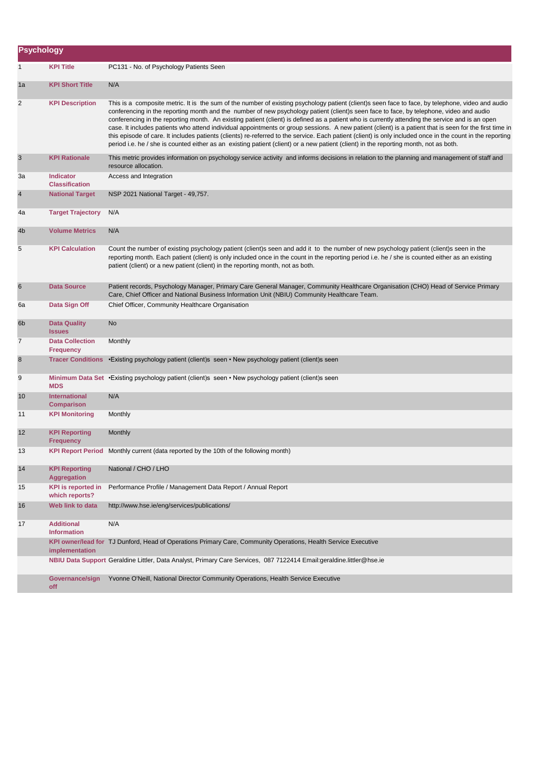## Psychology

| | | |
|---|---|---|
| 1 | **KPI Title** | PC131 - No. of Psychology Patients Seen |
| 1a | **KPI Short Title** | N/A |
| 2 | **KPI Description** | This is a composite metric. It is the sum of the number of existing psychology patient (client)s seen face to face, by telephone, video and audio conferencing in the reporting month and the number of new psychology patient (client)s seen face to face, by telephone, video and audio conferencing in the reporting month. An existing patient (client) is defined as a patient who is currently attending the service and is an open case. It includes patients who attend individual appointments or group sessions. A new patient (client) is a patient that is seen for the first time in this episode of care. It includes patients (clients) re-referred to the service. Each patient (client) is only included once in the count in the reporting period i.e. he / she is counted either as an existing patient (client) or a new patient (client) in the reporting month, not as both. |
| 3 | **KPI Rationale** | This metric provides information on psychology service activity and informs decisions in relation to the planning and management of staff and resource allocation. |
| 3a | **Indicator Classification** | Access and Integration |
| 4 | **National Target** | NSP 2021 National Target - 49,757. |
| 4a | **Target Trajectory** | N/A |
| 4b | **Volume Metrics** | N/A |
| 5 | **KPI Calculation** | Count the number of existing psychology patient (client)s seen and add it to the number of new psychology patient (client)s seen in the reporting month. Each patient (client) is only included once in the count in the reporting period i.e. he / she is counted either as an existing patient (client) or a new patient (client) in the reporting month, not as both. |
| 6 | **Data Source** | Patient records, Psychology Manager, Primary Care General Manager, Community Healthcare Organisation (CHO) Head of Service Primary Care, Chief Officer and National Business Information Unit (NBIU) Community Healthcare Team. |
| 6a | **Data Sign Off** | Chief Officer, Community Healthcare Organisation |
| 6b | **Data Quality Issues** | No |
| 7 | **Data Collection Frequency** | Monthly |
| 8 | **Tracer Conditions** | •Existing psychology patient (client)s seen • New psychology patient (client)s seen |
| 9 | **Minimum Data Set MDS** | •Existing psychology patient (client)s seen • New psychology patient (client)s seen |
| 10 | **International Comparison** | N/A |
| 11 | **KPI Monitoring** | Monthly |
| 12 | **KPI Reporting Frequency** | Monthly |
| 13 | **KPI Report Period** | Monthly current (data reported by the 10th of the following month) |
| 14 | **KPI Reporting Aggregation** | National / CHO / LHO |
| 15 | **KPI is reported in which reports?** | Performance Profile / Management Data Report / Annual Report |
| 16 | **Web link to data** | http://www.hse.ie/eng/services/publications/ |
| 17 | **Additional Information** | N/A |
| | **KPI owner/lead for implementation** | TJ Dunford, Head of Operations Primary Care, Community Operations, Health Service Executive |
| | **NBIU Data Support** | Geraldine Littler, Data Analyst, Primary Care Services, 087 7122414 Email:geraldine.littler@hse.ie |
| | **Governance/sign off** | Yvonne O'Neill, National Director Community Operations, Health Service Executive |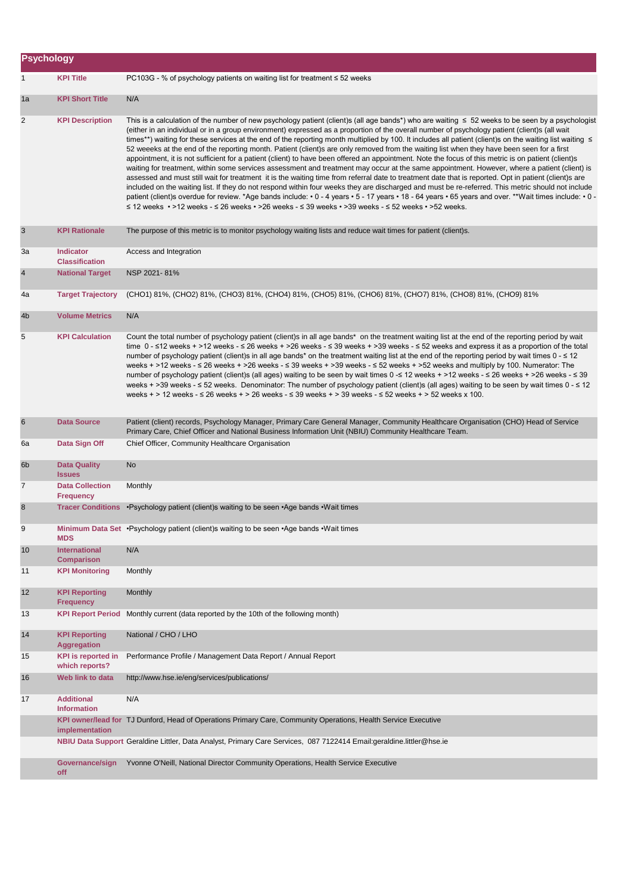## Psychology

| | | |
|---|---|---|
| 1 | **KPI Title** | PC103G - % of psychology patients on waiting list for treatment ≤ 52 weeks |
| 1a | **KPI Short Title** | N/A |
| 2 | **KPI Description** | This is a calculation of the number of new psychology patient (client)s (all age bands*) who are waiting ≤ 52 weeks to be seen by a psychologist (either in an individual or in a group environment) expressed as a proportion of the overall number of psychology patient (client)s (all wait times**) waiting for these services at the end of the reporting month multiplied by 100. It includes all patient (client)s on the waiting list waiting ≤ 52 weeeks at the end of the reporting month. Patient (client)s are only removed from the waiting list when they have been seen for a first appointment, it is not sufficient for a patient (client) to have been offered an appointment. Note the focus of this metric is on patient (client)s waiting for treatment, within some services assessment and treatment may occur at the same appointment. However, where a patient (client) is assessed and must still wait for treatment it is the waiting time from referral date to treatment date that is reported. Opt in patient (client)s are included on the waiting list. If they do not respond within four weeks they are discharged and must be re-referred. This metric should not include patient (client)s overdue for review. *Age bands include: • 0 - 4 years • 5 - 17 years • 18 - 64 years • 65 years and over. **Wait times include: • 0 - ≤ 12 weeks • >12 weeks - ≤ 26 weeks • >26 weeks - ≤ 39 weeks • >39 weeks - ≤ 52 weeks • >52 weeks. |
| 3 | **KPI Rationale** | The purpose of this metric is to monitor psychology waiting lists and reduce wait times for patient (client)s. |
| 3a | **Indicator Classification** | Access and Integration |
| 4 | **National Target** | NSP 2021- 81% |
| 4a | **Target Trajectory** | (CHO1) 81%, (CHO2) 81%, (CHO3) 81%, (CHO4) 81%, (CHO5) 81%, (CHO6) 81%, (CHO7) 81%, (CHO8) 81%, (CHO9) 81% |
| 4b | **Volume Metrics** | N/A |
| 5 | **KPI Calculation** | Count the total number of psychology patient (client)s in all age bands* on the treatment waiting list at the end of the reporting period by wait time 0 - ≤12 weeks + >12 weeks - ≤ 26 weeks + >26 weeks - ≤ 39 weeks + >39 weeks - ≤ 52 weeks and express it as a proportion of the total number of psychology patient (client)s in all age bands* on the treatment waiting list at the end of the reporting period by wait times 0 - ≤ 12 weeks + >12 weeks - ≤ 26 weeks + >26 weeks - ≤ 39 weeks + >39 weeks - ≤ 52 weeks + >52 weeks and multiply by 100. Numerator: The number of psychology patient (client)s (all ages) waiting to be seen by wait times 0 -≤ 12 weeks + >12 weeks - ≤ 26 weeks + >26 weeks - ≤ 39 weeks + >39 weeks - ≤ 52 weeks. Denominator: The number of psychology patient (client)s (all ages) waiting to be seen by wait times 0 - ≤ 12 weeks + > 12 weeks - ≤ 26 weeks + > 26 weeks - ≤ 39 weeks + > 39 weeks - ≤ 52 weeks + > 52 weeks x 100. |
| 6 | **Data Source** | Patient (client) records, Psychology Manager, Primary Care General Manager, Community Healthcare Organisation (CHO) Head of Service Primary Care, Chief Officer and National Business Information Unit (NBIU) Community Healthcare Team. |
| 6a | **Data Sign Off** | Chief Officer, Community Healthcare Organisation |
| 6b | **Data Quality Issues** | No |
| 7 | **Data Collection Frequency** | Monthly |
| 8 | **Tracer Conditions** | •Psychology patient (client)s waiting to be seen •Age bands •Wait times |
| 9 | **Minimum Data Set MDS** | •Psychology patient (client)s waiting to be seen •Age bands •Wait times |
| 10 | **International Comparison** | N/A |
| 11 | **KPI Monitoring** | Monthly |
| 12 | **KPI Reporting Frequency** | Monthly |
| 13 | **KPI Report Period** | Monthly current (data reported by the 10th of the following month) |
| 14 | **KPI Reporting Aggregation** | National / CHO / LHO |
| 15 | **KPI is reported in which reports?** | Performance Profile / Management Data Report / Annual Report |
| 16 | **Web link to data** | http://www.hse.ie/eng/services/publications/ |
| 17 | **Additional Information** | N/A |
| | **KPI owner/lead for implementation** | TJ Dunford, Head of Operations Primary Care, Community Operations, Health Service Executive |
| | **NBIU Data Support** | Geraldine Littler, Data Analyst, Primary Care Services, 087 7122414 Email:geraldine.littler@hse.ie |
| | **Governance/sign off** | Yvonne O'Neill, National Director Community Operations, Health Service Executive |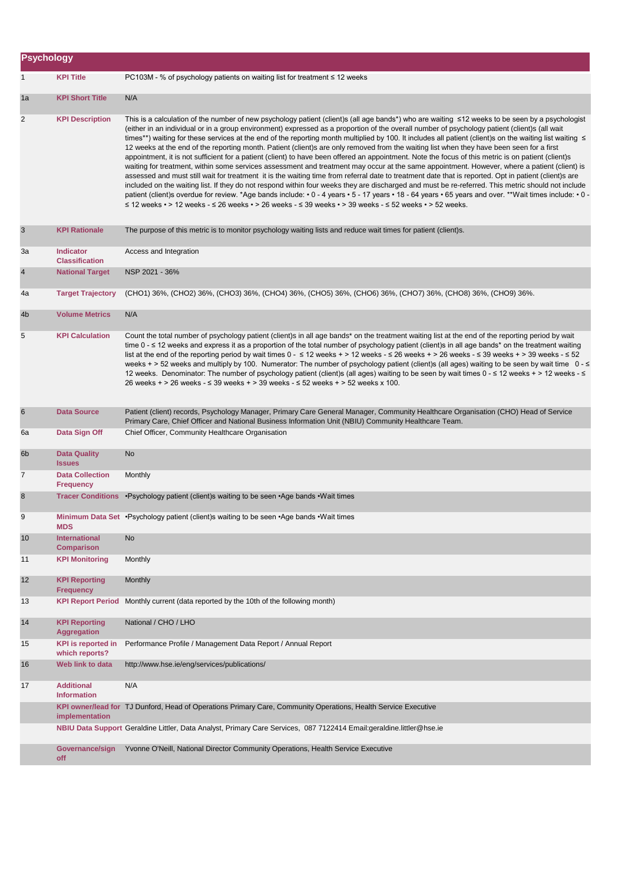## Psychology

| | | |
|---|---|---|
| 1 | **KPI Title** | PC103M - % of psychology patients on waiting list for treatment ≤ 12 weeks |
| 1a | **KPI Short Title** | N/A |
| 2 | **KPI Description** | This is a calculation of the number of new psychology patient (client)s (all age bands*) who are waiting ≤12 weeks to be seen by a psychologist (either in an individual or in a group environment) expressed as a proportion of the overall number of psychology patient (client)s (all wait times**) waiting for these services at the end of the reporting month multiplied by 100. It includes all patient (client)s on the waiting list waiting ≤ 12 weeks at the end of the reporting month. Patient (client)s are only removed from the waiting list when they have been seen for a first appointment, it is not sufficient for a patient (client) to have been offered an appointment. Note the focus of this metric is on patient (client)s waiting for treatment, within some services assessment and treatment may occur at the same appointment. However, where a patient (client) is assessed and must still wait for treatment it is the waiting time from referral date to treatment date that is reported. Opt in patient (client)s are included on the waiting list. If they do not respond within four weeks they are discharged and must be re-referred. This metric should not include patient (client)s overdue for review. *Age bands include: • 0 - 4 years • 5 - 17 years • 18 - 64 years • 65 years and over. **Wait times include: • 0 - ≤ 12 weeks • > 12 weeks - ≤ 26 weeks • > 26 weeks - ≤ 39 weeks • > 39 weeks - ≤ 52 weeks • > 52 weeks. |
| 3 | **KPI Rationale** | The purpose of this metric is to monitor psychology waiting lists and reduce wait times for patient (client)s. |
| 3a | **Indicator Classification** | Access and Integration |
| 4 | **National Target** | NSP 2021 - 36% |
| 4a | **Target Trajectory** | (CHO1) 36%, (CHO2) 36%, (CHO3) 36%, (CHO4) 36%, (CHO5) 36%, (CHO6) 36%, (CHO7) 36%, (CHO8) 36%, (CHO9) 36%. |
| 4b | **Volume Metrics** | N/A |
| 5 | **KPI Calculation** | Count the total number of psychology patient (client)s in all age bands* on the treatment waiting list at the end of the reporting period by wait time 0 - ≤ 12 weeks and express it as a proportion of the total number of psychology patient (client)s in all age bands* on the treatment waiting list at the end of the reporting period by wait times 0 - ≤ 12 weeks + > 12 weeks - ≤ 26 weeks + > 26 weeks - ≤ 39 weeks + > 39 weeks - ≤ 52 weeks + > 52 weeks and multiply by 100. Numerator: The number of psychology patient (client)s (all ages) waiting to be seen by wait time 0 - ≤ 12 weeks. Denominator: The number of psychology patient (client)s (all ages) waiting to be seen by wait times 0 - ≤ 12 weeks + > 12 weeks - ≤ 26 weeks + > 26 weeks - ≤ 39 weeks + > 39 weeks - ≤ 52 weeks + > 52 weeks x 100. |
| 6 | **Data Source** | Patient (client) records, Psychology Manager, Primary Care General Manager, Community Healthcare Organisation (CHO) Head of Service Primary Care, Chief Officer and National Business Information Unit (NBIU) Community Healthcare Team. |
| 6a | **Data Sign Off** | Chief Officer, Community Healthcare Organisation |
| 6b | **Data Quality Issues** | No |
| 7 | **Data Collection Frequency** | Monthly |
| 8 | **Tracer Conditions** | •Psychology patient (client)s waiting to be seen •Age bands •Wait times |
| 9 | **Minimum Data Set MDS** | •Psychology patient (client)s waiting to be seen •Age bands •Wait times |
| 10 | **International Comparison** | No |
| 11 | **KPI Monitoring** | Monthly |
| 12 | **KPI Reporting Frequency** | Monthly |
| 13 | **KPI Report Period** | Monthly current (data reported by the 10th of the following month) |
| 14 | **KPI Reporting Aggregation** | National / CHO / LHO |
| 15 | **KPI is reported in which reports?** | Performance Profile / Management Data Report / Annual Report |
| 16 | **Web link to data** | http://www.hse.ie/eng/services/publications/ |
| 17 | **Additional Information** | N/A |
| | **KPI owner/lead for implementation** | TJ Dunford, Head of Operations Primary Care, Community Operations, Health Service Executive |
| | **NBIU Data Support** | Geraldine Littler, Data Analyst, Primary Care Services, 087 7122414 Email:geraldine.littler@hse.ie |
| | **Governance/sign off** | Yvonne O'Neill, National Director Community Operations, Health Service Executive |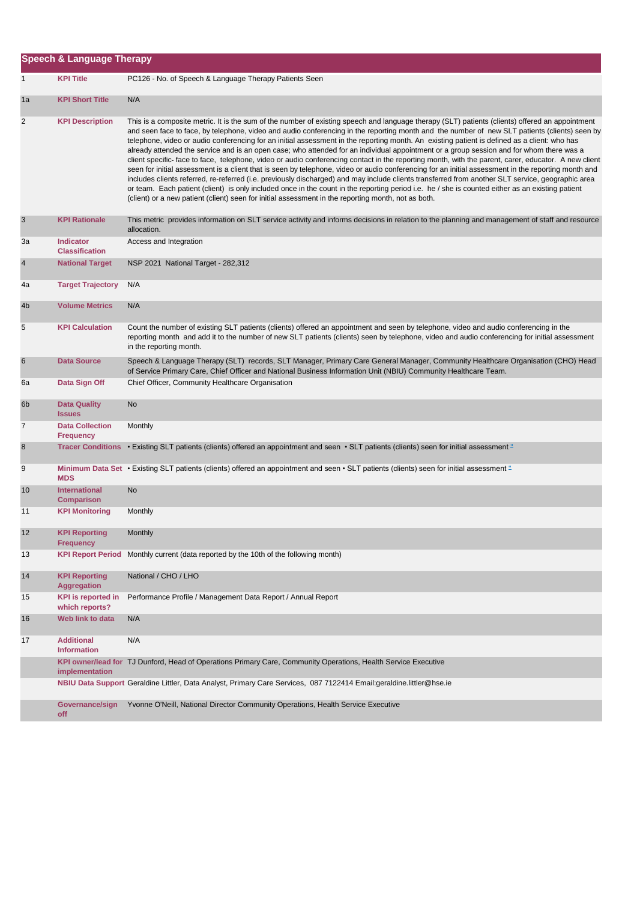## Speech & Language Therapy

| | | |
|---|---|---|
| 1 | **KPI Title** | PC126 - No. of Speech & Language Therapy Patients Seen |
| 1a | **KPI Short Title** | N/A |
| 2 | **KPI Description** | This is a composite metric. It is the sum of the number of existing speech and language therapy (SLT) patients (clients) offered an appointment and seen face to face, by telephone, video and audio conferencing in the reporting month and the number of new SLT patients (clients) seen by telephone, video or audio conferencing for an initial assessment in the reporting month. An existing patient is defined as a client: who has already attended the service and is an open case; who attended for an individual appointment or a group session and for whom there was a client specific- face to face, telephone, video or audio conferencing contact in the reporting month, with the parent, carer, educator. A new client seen for initial assessment is a client that is seen by telephone, video or audio conferencing for an initial assessment in the reporting month and includes clients referred, re-referred (i.e. previously discharged) and may include clients transferred from another SLT service, geographic area or team. Each patient (client) is only included once in the count in the reporting period i.e. he / she is counted either as an existing patient (client) or a new patient (client) seen for initial assessment in the reporting month, not as both. |
| 3 | **KPI Rationale** | This metric provides information on SLT service activity and informs decisions in relation to the planning and management of staff and resource allocation. |
| 3a | **Indicator Classification** | Access and Integration |
| 4 | **National Target** | NSP 2021 National Target - 282,312 |
| 4a | **Target Trajectory** | N/A |
| 4b | **Volume Metrics** | N/A |
| 5 | **KPI Calculation** | Count the number of existing SLT patients (clients) offered an appointment and seen by telephone, video and audio conferencing in the reporting month and add it to the number of new SLT patients (clients) seen by telephone, video and audio conferencing for initial assessment in the reporting month. |
| 6 | **Data Source** | Speech & Language Therapy (SLT) records, SLT Manager, Primary Care General Manager, Community Healthcare Organisation (CHO) Head of Service Primary Care, Chief Officer and National Business Information Unit (NBIU) Community Healthcare Team. |
| 6a | **Data Sign Off** | Chief Officer, Community Healthcare Organisation |
| 6b | **Data Quality Issues** | No |
| 7 | **Data Collection Frequency** | Monthly |
| 8 | **Tracer Conditions** | • Existing SLT patients (clients) offered an appointment and seen • SLT patients (clients) seen for initial assessment |
| 9 | **Minimum Data Set MDS** | • Existing SLT patients (clients) offered an appointment and seen • SLT patients (clients) seen for initial assessment |
| 10 | **International Comparison** | No |
| 11 | **KPI Monitoring** | Monthly |
| 12 | **KPI Reporting Frequency** | Monthly |
| 13 | **KPI Report Period** | Monthly current (data reported by the 10th of the following month) |
| 14 | **KPI Reporting Aggregation** | National / CHO / LHO |
| 15 | **KPI is reported in which reports?** | Performance Profile / Management Data Report / Annual Report |
| 16 | **Web link to data** | N/A |
| 17 | **Additional Information** | N/A |
| | **KPI owner/lead for implementation** | TJ Dunford, Head of Operations Primary Care, Community Operations, Health Service Executive |
| | **NBIU Data Support** | Geraldine Littler, Data Analyst, Primary Care Services, 087 7122414 Email:geraldine.littler@hse.ie |
| | **Governance/sign off** | Yvonne O'Neill, National Director Community Operations, Health Service Executive |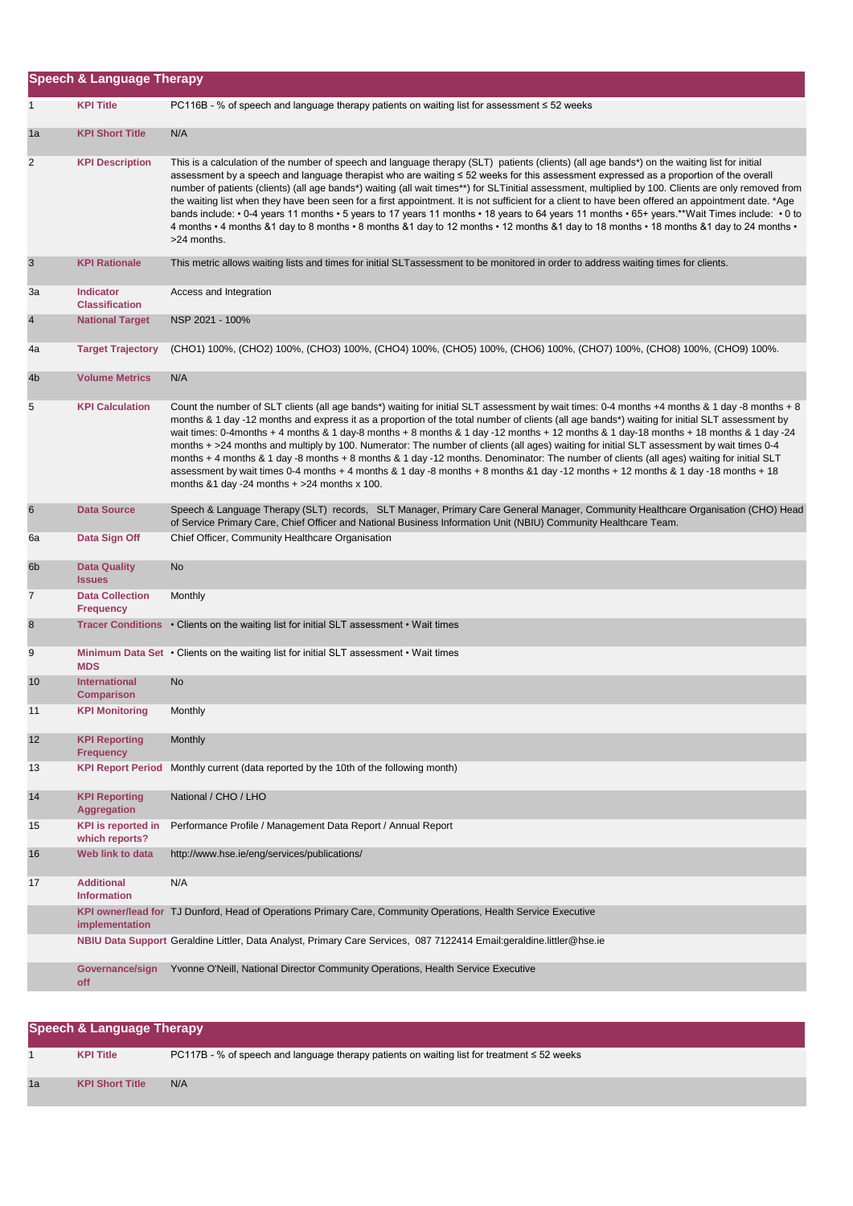## Speech & Language Therapy

| | | |
|---|---|---|
| 1 | **KPI Title** | PC116B - % of speech and language therapy patients on waiting list for assessment ≤ 52 weeks |
| 1a | **KPI Short Title** | N/A |
| 2 | **KPI Description** | This is a calculation of the number of speech and language therapy (SLT) patients (clients) (all age bands*) on the waiting list for initial assessment by a speech and language therapist who are waiting ≤ 52 weeks for this assessment expressed as a proportion of the overall number of patients (clients) (all age bands*) waiting (all wait times**) for SLTinitial assessment, multiplied by 100. Clients are only removed from the waiting list when they have been seen for a first appointment. It is not sufficient for a client to have been offered an appointment date. *Age bands include: • 0-4 years 11 months • 5 years to 17 years 11 months • 18 years to 64 years 11 months • 65+ years.**Wait Times include: • 0 to 4 months • 4 months &1 day to 8 months • 8 months &1 day to 12 months • 12 months &1 day to 18 months • 18 months &1 day to 24 months • >24 months. |
| 3 | **KPI Rationale** | This metric allows waiting lists and times for initial SLTassessment to be monitored in order to address waiting times for clients. |
| 3a | **Indicator Classification** | Access and Integration |
| 4 | **National Target** | NSP 2021 - 100% |
| 4a | **Target Trajectory** | (CHO1) 100%, (CHO2) 100%, (CHO3) 100%, (CHO4) 100%, (CHO5) 100%, (CHO6) 100%, (CHO7) 100%, (CHO8) 100%, (CHO9) 100%. |
| 4b | **Volume Metrics** | N/A |
| 5 | **KPI Calculation** | Count the number of SLT clients (all age bands*) waiting for initial SLT assessment by wait times: 0-4 months +4 months & 1 day -8 months + 8 months & 1 day -12 months and express it as a proportion of the total number of clients (all age bands*) waiting for initial SLT assessment by wait times: 0-4months + 4 months & 1 day-8 months + 8 months & 1 day -12 months + 12 months & 1 day-18 months + 18 months & 1 day -24 months + >24 months and multiply by 100. Numerator: The number of clients (all ages) waiting for initial SLT assessment by wait times 0-4 months + 4 months & 1 day -8 months + 8 months & 1 day -12 months. Denominator: The number of clients (all ages) waiting for initial SLT assessment by wait times 0-4 months + 4 months & 1 day -8 months + 8 months &1 day -12 months + 12 months & 1 day -18 months + 18 months &1 day -24 months + >24 months x 100. |
| 6 | **Data Source** | Speech & Language Therapy (SLT) records, SLT Manager, Primary Care General Manager, Community Healthcare Organisation (CHO) Head of Service Primary Care, Chief Officer and National Business Information Unit (NBIU) Community Healthcare Team. |
| 6a | **Data Sign Off** | Chief Officer, Community Healthcare Organisation |
| 6b | **Data Quality Issues** | No |
| 7 | **Data Collection Frequency** | Monthly |
| 8 | **Tracer Conditions** | • Clients on the waiting list for initial SLT assessment • Wait times |
| 9 | **Minimum Data Set MDS** | • Clients on the waiting list for initial SLT assessment • Wait times |
| 10 | **International Comparison** | No |
| 11 | **KPI Monitoring** | Monthly |
| 12 | **KPI Reporting Frequency** | Monthly |
| 13 | **KPI Report Period** | Monthly current (data reported by the 10th of the following month) |
| 14 | **KPI Reporting Aggregation** | National / CHO / LHO |
| 15 | **KPI is reported in which reports?** | Performance Profile / Management Data Report / Annual Report |
| 16 | **Web link to data** | http://www.hse.ie/eng/services/publications/ |
| 17 | **Additional Information** | N/A |
| | **KPI owner/lead for implementation** | TJ Dunford, Head of Operations Primary Care, Community Operations, Health Service Executive |
| | **NBIU Data Support** | Geraldine Littler, Data Analyst, Primary Care Services, 087 7122414 Email:geraldine.littler@hse.ie |
| | **Governance/sign off** | Yvonne O'Neill, National Director Community Operations, Health Service Executive |

## Speech & Language Therapy

| | | |
|---|---|---|
| 1 | **KPI Title** | PC117B - % of speech and language therapy patients on waiting list for treatment ≤ 52 weeks |
| 1a | **KPI Short Title** | N/A |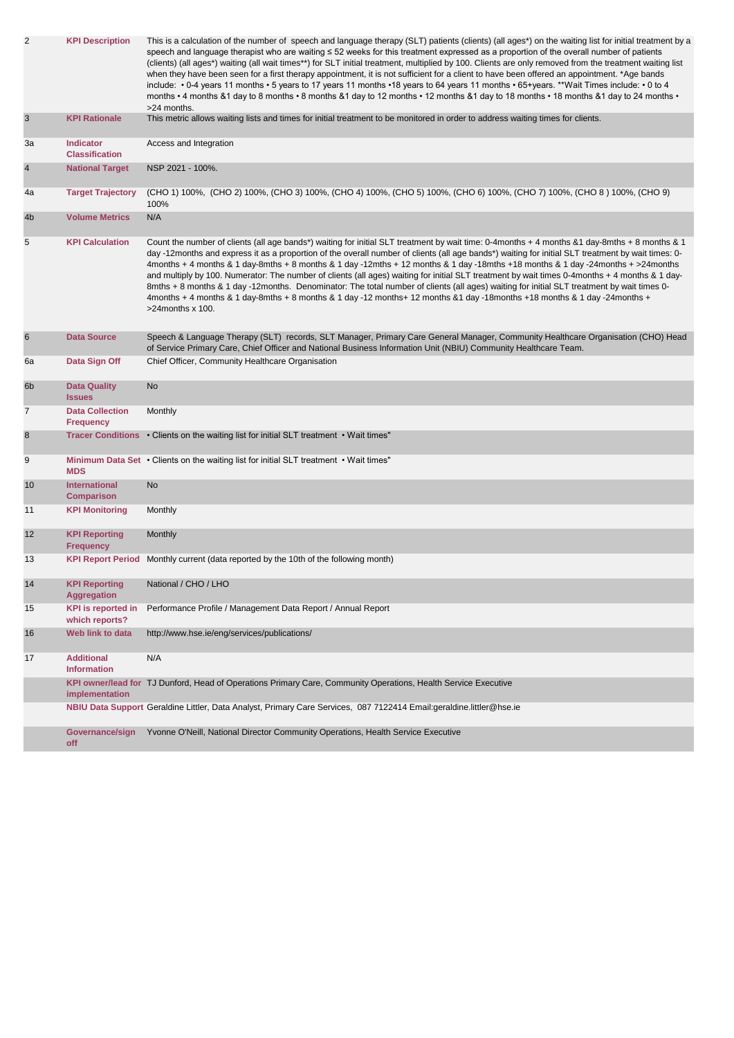| | | |
|---|---|---|
| 2 | **KPI Description** | This is a calculation of the number of speech and language therapy (SLT) patients (clients) (all ages*) on the waiting list for initial treatment by a speech and language therapist who are waiting ≤ 52 weeks for this treatment expressed as a proportion of the overall number of patients (clients) (all ages*) waiting (all wait times**) for SLT initial treatment, multiplied by 100. Clients are only removed from the treatment waiting list when they have been seen for a first therapy appointment, it is not sufficient for a client to have been offered an appointment. *Age bands include: • 0-4 years 11 months • 5 years to 17 years 11 months •18 years to 64 years 11 months • 65+years. **Wait Times include: • 0 to 4 months • 4 months &1 day to 8 months • 8 months &1 day to 12 months • 12 months &1 day to 18 months • 18 months &1 day to 24 months • >24 months. |
| 3 | **KPI Rationale** | This metric allows waiting lists and times for initial treatment to be monitored in order to address waiting times for clients. |
| 3a | **Indicator Classification** | Access and Integration |
| 4 | **National Target** | NSP 2021 - 100%. |
| 4a | **Target Trajectory** | (CHO 1) 100%, (CHO 2) 100%, (CHO 3) 100%, (CHO 4) 100%, (CHO 5) 100%, (CHO 6) 100%, (CHO 7) 100%, (CHO 8 ) 100%, (CHO 9) 100% |
| 4b | **Volume Metrics** | N/A |
| 5 | **KPI Calculation** | Count the number of clients (all age bands*) waiting for initial SLT treatment by wait time: 0-4months + 4 months &1 day-8mths + 8 months & 1 day -12months and express it as a proportion of the overall number of clients (all age bands*) waiting for initial SLT treatment by wait times: 0-4months + 4 months & 1 day-8mths + 8 months & 1 day -12mths + 12 months & 1 day -18mths +18 months & 1 day -24months + >24months and multiply by 100. Numerator: The number of clients (all ages) waiting for initial SLT treatment by wait times 0-4months + 4 months & 1 day-8mths + 8 months & 1 day -12months. Denominator: The total number of clients (all ages) waiting for initial SLT treatment by wait times 0-4months + 4 months & 1 day-8mths + 8 months & 1 day -12 months+ 12 months &1 day -18months +18 months & 1 day -24months + >24months x 100. |
| 6 | **Data Source** | Speech & Language Therapy (SLT) records, SLT Manager, Primary Care General Manager, Community Healthcare Organisation (CHO) Head of Service Primary Care, Chief Officer and National Business Information Unit (NBIU) Community Healthcare Team. |
| 6a | **Data Sign Off** | Chief Officer, Community Healthcare Organisation |
| 6b | **Data Quality Issues** | No |
| 7 | **Data Collection Frequency** | Monthly |
| 8 | **Tracer Conditions** | • Clients on the waiting list for initial SLT treatment • Wait times" |
| 9 | **Minimum Data Set MDS** | • Clients on the waiting list for initial SLT treatment • Wait times" |
| 10 | **International Comparison** | No |
| 11 | **KPI Monitoring** | Monthly |
| 12 | **KPI Reporting Frequency** | Monthly |
| 13 | **KPI Report Period** | Monthly current (data reported by the 10th of the following month) |
| 14 | **KPI Reporting Aggregation** | National / CHO / LHO |
| 15 | **KPI is reported in which reports?** | Performance Profile / Management Data Report / Annual Report |
| 16 | **Web link to data** | http://www.hse.ie/eng/services/publications/ |
| 17 | **Additional Information** | N/A |
| | **KPI owner/lead for implementation** | TJ Dunford, Head of Operations Primary Care, Community Operations, Health Service Executive |
| | **NBIU Data Support** | Geraldine Littler, Data Analyst, Primary Care Services, 087 7122414 Email:geraldine.littler@hse.ie |
| | **Governance/sign off** | Yvonne O'Neill, National Director Community Operations, Health Service Executive |